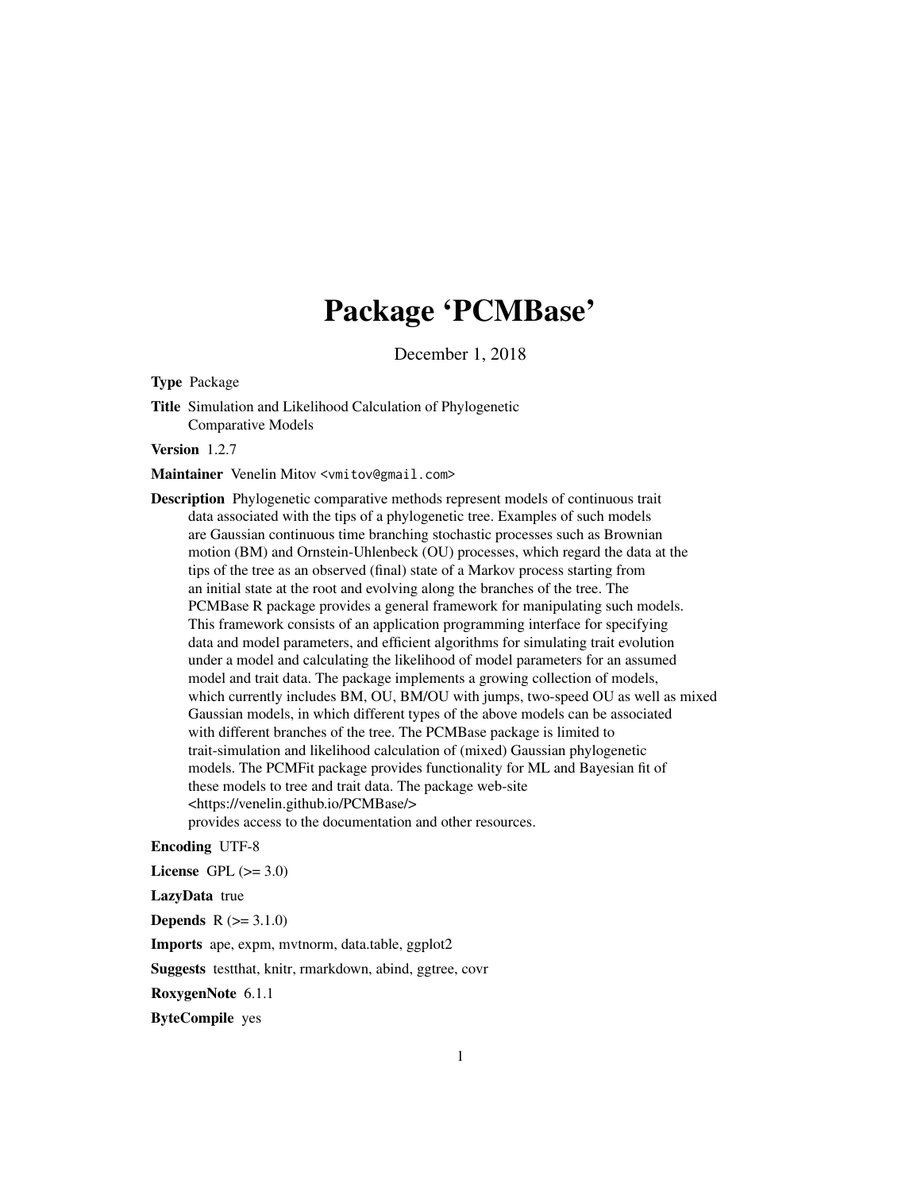# Package 'PCMBase'

December 1, 2018

**Type** Package

**Title** Simulation and Likelihood Calculation of Phylogenetic Comparative Models

**Version** 1.2.7

**Maintainer** Venelin Mitov <vmitov@gmail.com>

**Description** Phylogenetic comparative methods represent models of continuous trait data associated with the tips of a phylogenetic tree. Examples of such models are Gaussian continuous time branching stochastic processes such as Brownian motion (BM) and Ornstein-Uhlenbeck (OU) processes, which regard the data at the tips of the tree as an observed (final) state of a Markov process starting from an initial state at the root and evolving along the branches of the tree. The PCMBase R package provides a general framework for manipulating such models. This framework consists of an application programming interface for specifying data and model parameters, and efficient algorithms for simulating trait evolution under a model and calculating the likelihood of model parameters for an assumed model and trait data. The package implements a growing collection of models, which currently includes BM, OU, BM/OU with jumps, two-speed OU as well as mixed Gaussian models, in which different types of the above models can be associated with different branches of the tree. The PCMBase package is limited to trait-simulation and likelihood calculation of (mixed) Gaussian phylogenetic models. The PCMFit package provides functionality for ML and Bayesian fit of these models to tree and trait data. The package web-site <https://venelin.github.io/PCMBase/> provides access to the documentation and other resources.

**Encoding** UTF-8

**License** GPL (>= 3.0)

**LazyData** true

**Depends** R (>= 3.1.0)

**Imports** ape, expm, mvtnorm, data.table, ggplot2

**Suggests** testthat, knitr, rmarkdown, abind, ggtree, covr

**RoxygenNote** 6.1.1

**ByteCompile** yes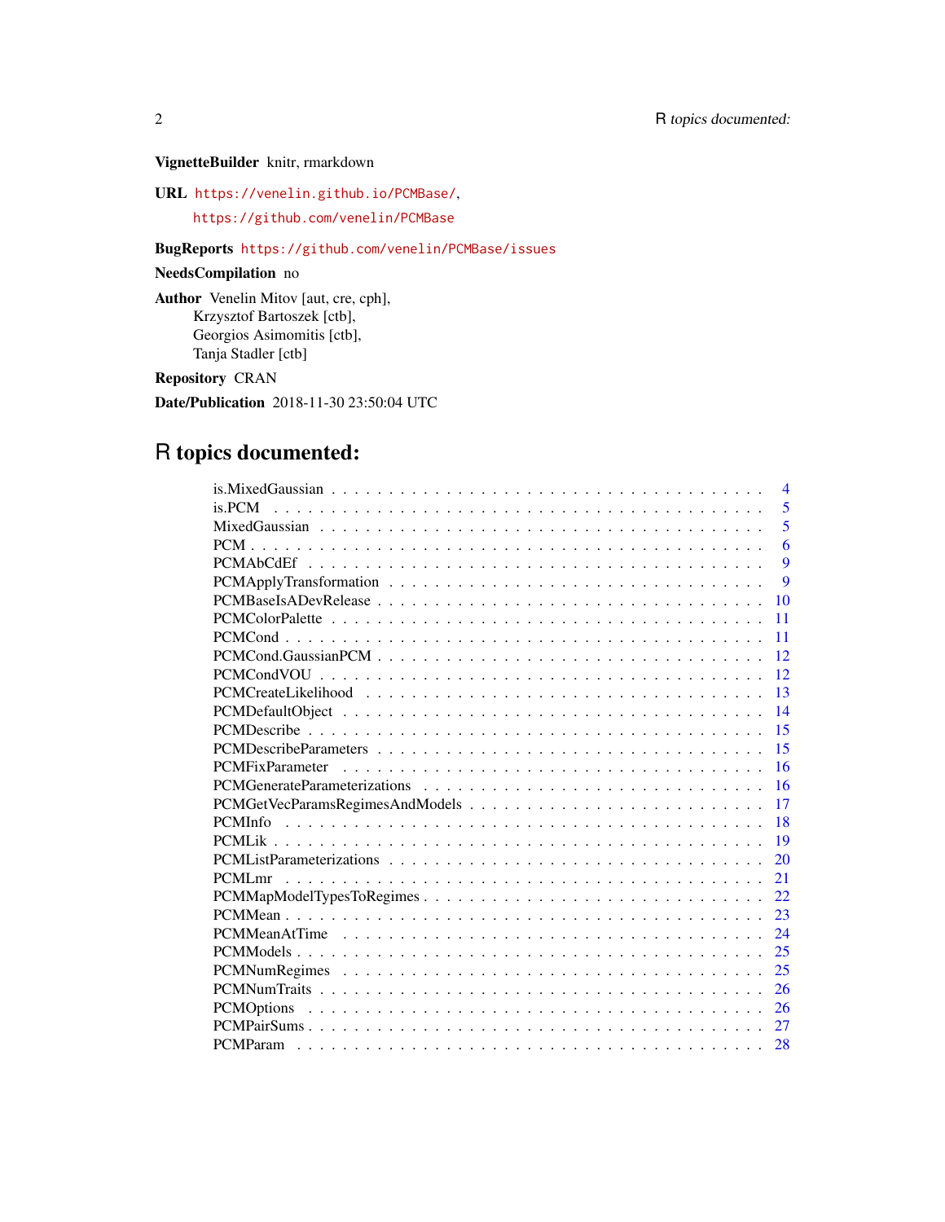**VignetteBuilder** knitr, rmarkdown

**URL** https://venelin.github.io/PCMBase/,
https://github.com/venelin/PCMBase

**BugReports** https://github.com/venelin/PCMBase/issues

**NeedsCompilation** no

**Author** Venelin Mitov [aut, cre, cph],
Krzysztof Bartoszek [ctb],
Georgios Asimomitis [ctb],
Tanja Stadler [ctb]

**Repository** CRAN

**Date/Publication** 2018-11-30 23:50:04 UTC

# R topics documented:

| | |
|---|---|
| is.MixedGaussian | 4 |
| is.PCM | 5 |
| MixedGaussian | 5 |
| PCM | 6 |
| PCMAbCdEf | 9 |
| PCMApplyTransformation | 9 |
| PCMBaseIsADevRelease | 10 |
| PCMColorPalette | 11 |
| PCMCond | 11 |
| PCMCond.GaussianPCM | 12 |
| PCMCondVOU | 12 |
| PCMCreateLikelihood | 13 |
| PCMDefaultObject | 14 |
| PCMDescribe | 15 |
| PCMDescribeParameters | 15 |
| PCMFixParameter | 16 |
| PCMGenerateParameterizations | 16 |
| PCMGetVecParamsRegimesAndModels | 17 |
| PCMInfo | 18 |
| PCMLik | 19 |
| PCMListParameterizations | 20 |
| PCMLmr | 21 |
| PCMMapModelTypesToRegimes | 22 |
| PCMMean | 23 |
| PCMMeanAtTime | 24 |
| PCMModels | 25 |
| PCMNumRegimes | 25 |
| PCMNumTraits | 26 |
| PCMOptions | 26 |
| PCMPairSums | 27 |
| PCMParam | 28 |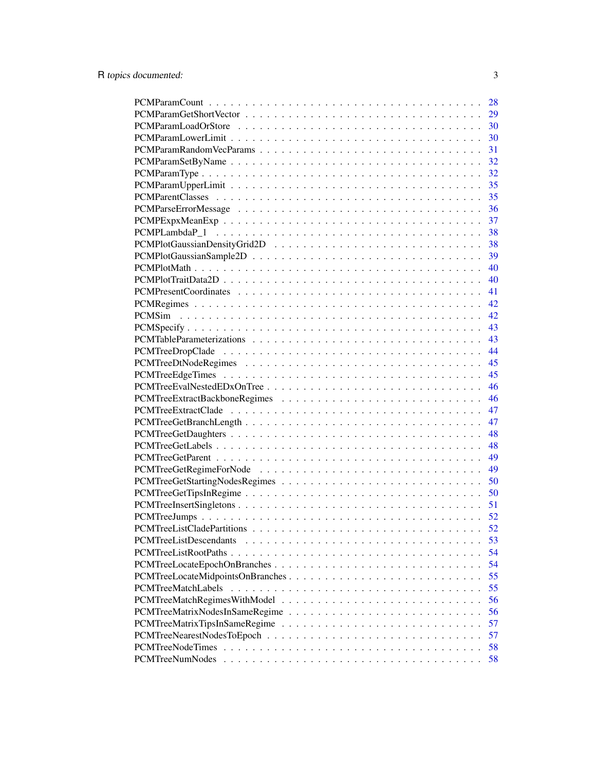| | |
|---|---|
| PCMParamCount | 28 |
| PCMParamGetShortVector | 29 |
| PCMParamLoadOrStore | 30 |
| PCMParamLowerLimit | 30 |
| PCMParamRandomVecParams | 31 |
| PCMParamSetByName | 32 |
| PCMParamType | 32 |
| PCMParamUpperLimit | 35 |
| PCMParentClasses | 35 |
| PCMParseErrorMessage | 36 |
| PCMPExpxMeanExp | 37 |
| PCMPLambdaP_1 | 38 |
| PCMPlotGaussianDensityGrid2D | 38 |
| PCMPlotGaussianSample2D | 39 |
| PCMPlotMath | 40 |
| PCMPlotTraitData2D | 40 |
| PCMPresentCoordinates | 41 |
| PCMRegimes | 42 |
| PCMSim | 42 |
| PCMSpecify | 43 |
| PCMTableParameterizations | 43 |
| PCMTreeDropClade | 44 |
| PCMTreeDtNodeRegimes | 45 |
| PCMTreeEdgeTimes | 45 |
| PCMTreeEvalNestedEDxOnTree | 46 |
| PCMTreeExtractBackboneRegimes | 46 |
| PCMTreeExtractClade | 47 |
| PCMTreeGetBranchLength | 47 |
| PCMTreeGetDaughters | 48 |
| PCMTreeGetLabels | 48 |
| PCMTreeGetParent | 49 |
| PCMTreeGetRegimeForNode | 49 |
| PCMTreeGetStartingNodesRegimes | 50 |
| PCMTreeGetTipsInRegime | 50 |
| PCMTreeInsertSingletons | 51 |
| PCMTreeJumps | 52 |
| PCMTreeListCladePartitions | 52 |
| PCMTreeListDescendants | 53 |
| PCMTreeListRootPaths | 54 |
| PCMTreeLocateEpochOnBranches | 54 |
| PCMTreeLocateMidpointsOnBranches | 55 |
| PCMTreeMatchLabels | 55 |
| PCMTreeMatchRegimesWithModel | 56 |
| PCMTreeMatrixNodesInSameRegime | 56 |
| PCMTreeMatrixTipsInSameRegime | 57 |
| PCMTreeNearestNodesToEpoch | 57 |
| PCMTreeNodeTimes | 58 |
| PCMTreeNumNodes | 58 |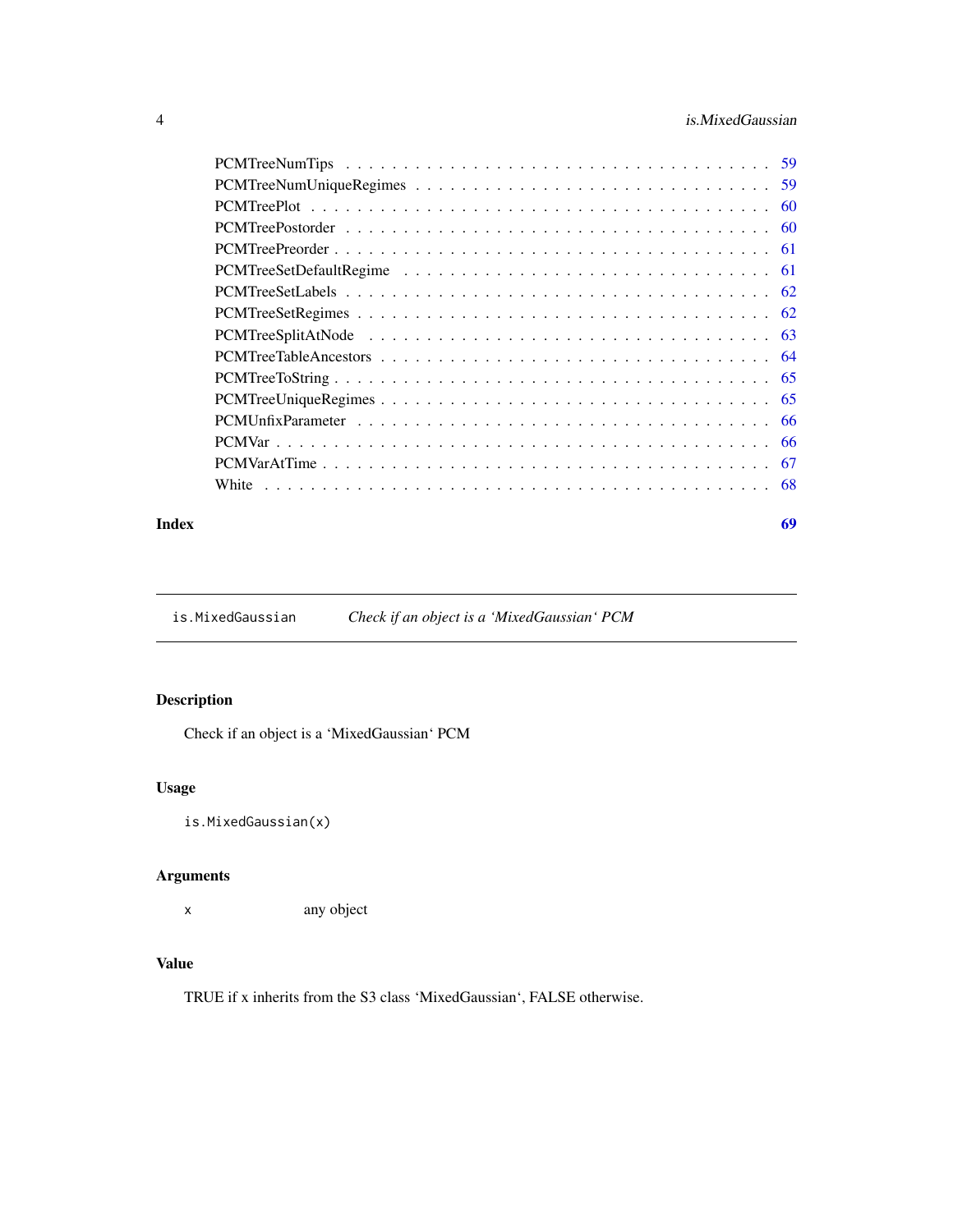PCMTreeNumTips . . . . . . . . . . . . . . . . . . . . . . . . . . . . . . . . . . 59
PCMTreeNumUniqueRegimes . . . . . . . . . . . . . . . . . . . . . . . . . . . . . 59
PCMTreePlot . . . . . . . . . . . . . . . . . . . . . . . . . . . . . . . . . . . . 60
PCMTreePostorder . . . . . . . . . . . . . . . . . . . . . . . . . . . . . . . . . 60
PCMTreePreorder . . . . . . . . . . . . . . . . . . . . . . . . . . . . . . . . . . 61
PCMTreeSetDefaultRegime . . . . . . . . . . . . . . . . . . . . . . . . . . . . . 61
PCMTreeSetLabels . . . . . . . . . . . . . . . . . . . . . . . . . . . . . . . . . 62
PCMTreeSetRegimes . . . . . . . . . . . . . . . . . . . . . . . . . . . . . . . . 62
PCMTreeSplitAtNode . . . . . . . . . . . . . . . . . . . . . . . . . . . . . . . . 63
PCMTreeTableAncestors . . . . . . . . . . . . . . . . . . . . . . . . . . . . . . 64
PCMTreeToString . . . . . . . . . . . . . . . . . . . . . . . . . . . . . . . . . . 65
PCMTreeUniqueRegimes . . . . . . . . . . . . . . . . . . . . . . . . . . . . . . 65
PCMUnfixParameter . . . . . . . . . . . . . . . . . . . . . . . . . . . . . . . . 66
PCMVar . . . . . . . . . . . . . . . . . . . . . . . . . . . . . . . . . . . . . . 66
PCMVarAtTime . . . . . . . . . . . . . . . . . . . . . . . . . . . . . . . . . . . 67
White . . . . . . . . . . . . . . . . . . . . . . . . . . . . . . . . . . . . . . . 68

**Index** **69**

---

`is.MixedGaussian` *Check if an object is a 'MixedGaussian' PCM*

---

## Description

Check if an object is a 'MixedGaussian' PCM

## Usage

```
is.MixedGaussian(x)
```

## Arguments

| | |
|---|---|
| x | any object |

## Value

TRUE if x inherits from the S3 class 'MixedGaussian', FALSE otherwise.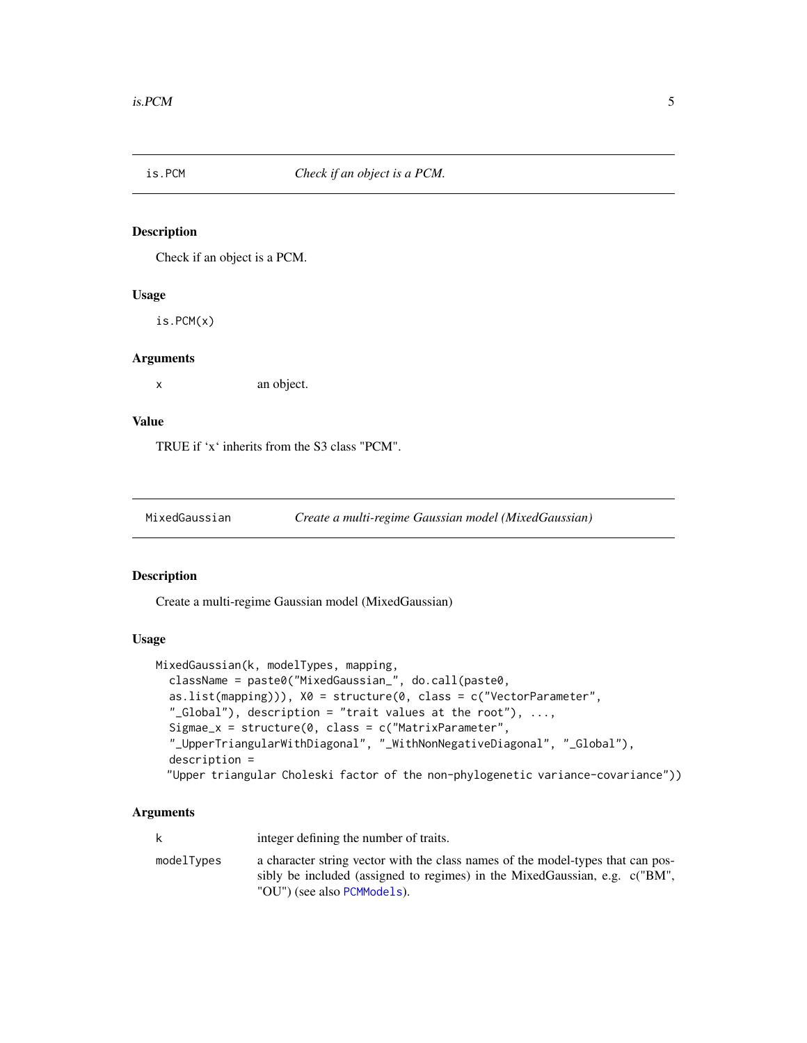## is.PCM — *Check if an object is a PCM.*

### Description

Check if an object is a PCM.

### Usage

```
is.PCM(x)
```

### Arguments

| | |
|---|---|
| x | an object. |

### Value

TRUE if 'x' inherits from the S3 class "PCM".

## MixedGaussian — *Create a multi-regime Gaussian model (MixedGaussian)*

### Description

Create a multi-regime Gaussian model (MixedGaussian)

### Usage

```
MixedGaussian(k, modelTypes, mapping,
  className = paste0("MixedGaussian_", do.call(paste0,
  as.list(mapping))), X0 = structure(0, class = c("VectorParameter",
  "_Global"), description = "trait values at the root"), ...,
  Sigmae_x = structure(0, class = c("MatrixParameter",
  "_UpperTriangularWithDiagonal", "_WithNonNegativeDiagonal", "_Global"),
  description =
 "Upper triangular Choleski factor of the non-phylogenetic variance-covariance"))
```

### Arguments

| | |
|---|---|
| k | integer defining the number of traits. |
| modelTypes | a character string vector with the class names of the model-types that can possibly be included (assigned to regimes) in the MixedGaussian, e.g. c("BM", "OU") (see also PCMModels). |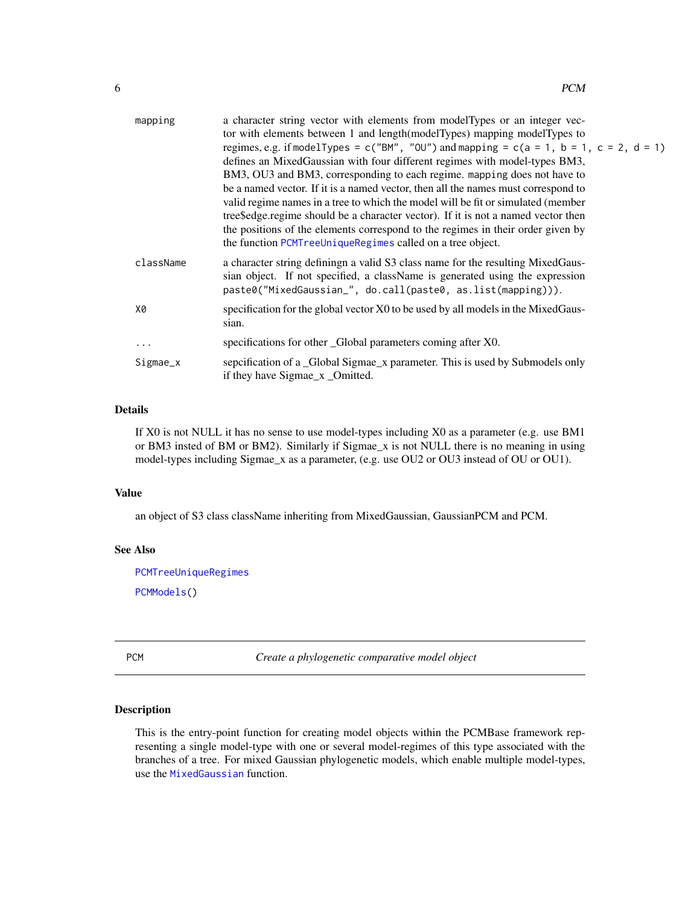| | |
|---|---|
| mapping | a character string vector with elements from modelTypes or an integer vector with elements between 1 and length(modelTypes) mapping modelTypes to regimes, e.g. if `modelTypes = c("BM", "OU")` and `mapping = c(a = 1, b = 1, c = 2, d = 1)` defines an MixedGaussian with four different regimes with model-types BM3, BM3, OU3 and BM3, corresponding to each regime. `mapping` does not have to be a named vector. If it is a named vector, then all the names must correspond to valid regime names in a tree to which the model will be fit or simulated (member tree$edge.regime should be a character vector). If it is not a named vector then the positions of the elements correspond to the regimes in their order given by the function PCMTreeUniqueRegimes called on a tree object. |
| className | a character string definingn a valid S3 class name for the resulting MixedGaussian object. If not specified, a className is generated using the expression `paste0("MixedGaussian_", do.call(paste0, as.list(mapping)))`. |
| X0 | specification for the global vector X0 to be used by all models in the MixedGaussian. |
| ... | specifications for other _Global parameters coming after X0. |
| Sigmae_x | sepcification of a _Global Sigmae_x parameter. This is used by Submodels only if they have Sigmae_x _Omitted. |

## Details

If X0 is not NULL it has no sense to use model-types including X0 as a parameter (e.g. use BM1 or BM3 insted of BM or BM2). Similarly if Sigmae_x is not NULL there is no meaning in using model-types including Sigmae_x as a parameter, (e.g. use OU2 or OU3 instead of OU or OU1).

## Value

an object of S3 class className inheriting from MixedGaussian, GaussianPCM and PCM.

## See Also

PCMTreeUniqueRegimes

PCMModels()

---

# PCM — *Create a phylogenetic comparative model object*

## Description

This is the entry-point function for creating model objects within the PCMBase framework representing a single model-type with one or several model-regimes of this type associated with the branches of a tree. For mixed Gaussian phylogenetic models, which enable multiple model-types, use the MixedGaussian function.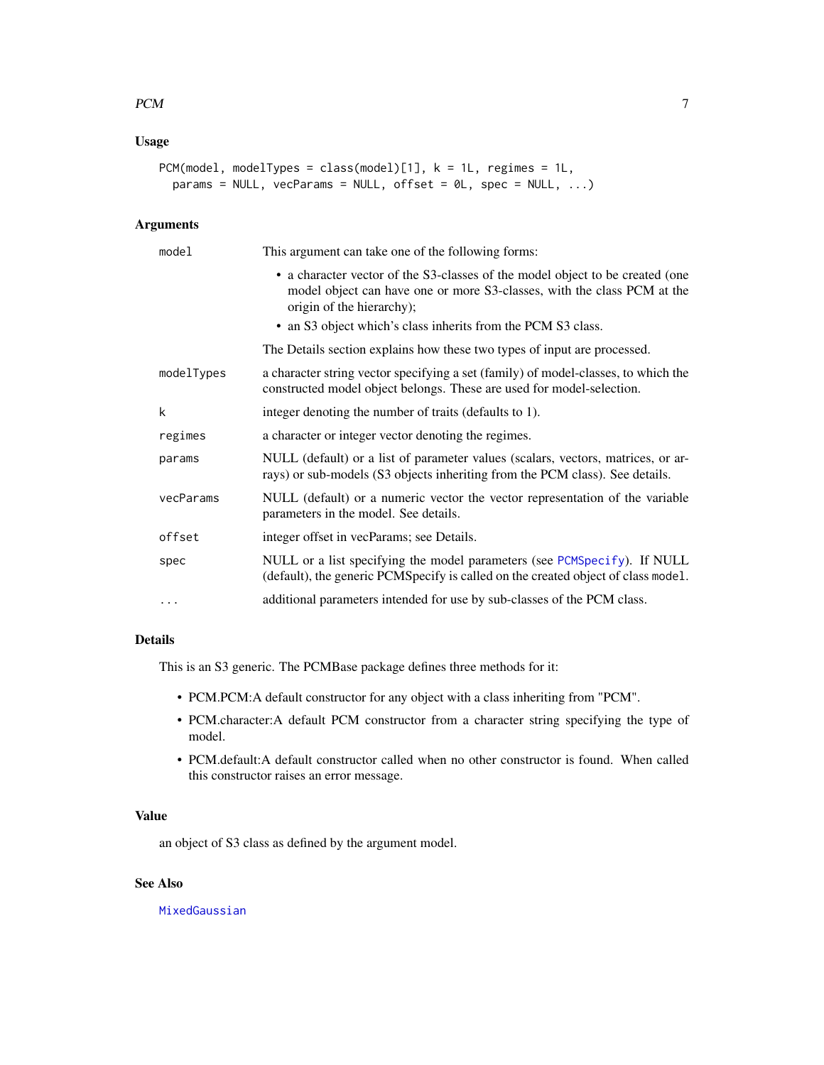## Usage

```
PCM(model, modelTypes = class(model)[1], k = 1L, regimes = 1L,
  params = NULL, vecParams = NULL, offset = 0L, spec = NULL, ...)
```

## Arguments

| | |
|---|---|
| `model` | This argument can take one of the following forms: <br> • a character vector of the S3-classes of the model object to be created (one model object can have one or more S3-classes, with the class PCM at the origin of the hierarchy); <br> • an S3 object which's class inherits from the PCM S3 class. <br> The Details section explains how these two types of input are processed. |
| `modelTypes` | a character string vector specifying a set (family) of model-classes, to which the constructed model object belongs. These are used for model-selection. |
| `k` | integer denoting the number of traits (defaults to 1). |
| `regimes` | a character or integer vector denoting the regimes. |
| `params` | NULL (default) or a list of parameter values (scalars, vectors, matrices, or arrays) or sub-models (S3 objects inheriting from the PCM class). See details. |
| `vecParams` | NULL (default) or a numeric vector the vector representation of the variable parameters in the model. See details. |
| `offset` | integer offset in vecParams; see Details. |
| `spec` | NULL or a list specifying the model parameters (see PCMSpecify). If NULL (default), the generic PCMSpecify is called on the created object of class `model`. |
| `...` | additional parameters intended for use by sub-classes of the PCM class. |

## Details

This is an S3 generic. The PCMBase package defines three methods for it:

- PCM.PCM:A default constructor for any object with a class inheriting from "PCM".
- PCM.character:A default PCM constructor from a character string specifying the type of model.
- PCM.default:A default constructor called when no other constructor is found. When called this constructor raises an error message.

## Value

an object of S3 class as defined by the argument model.

## See Also

MixedGaussian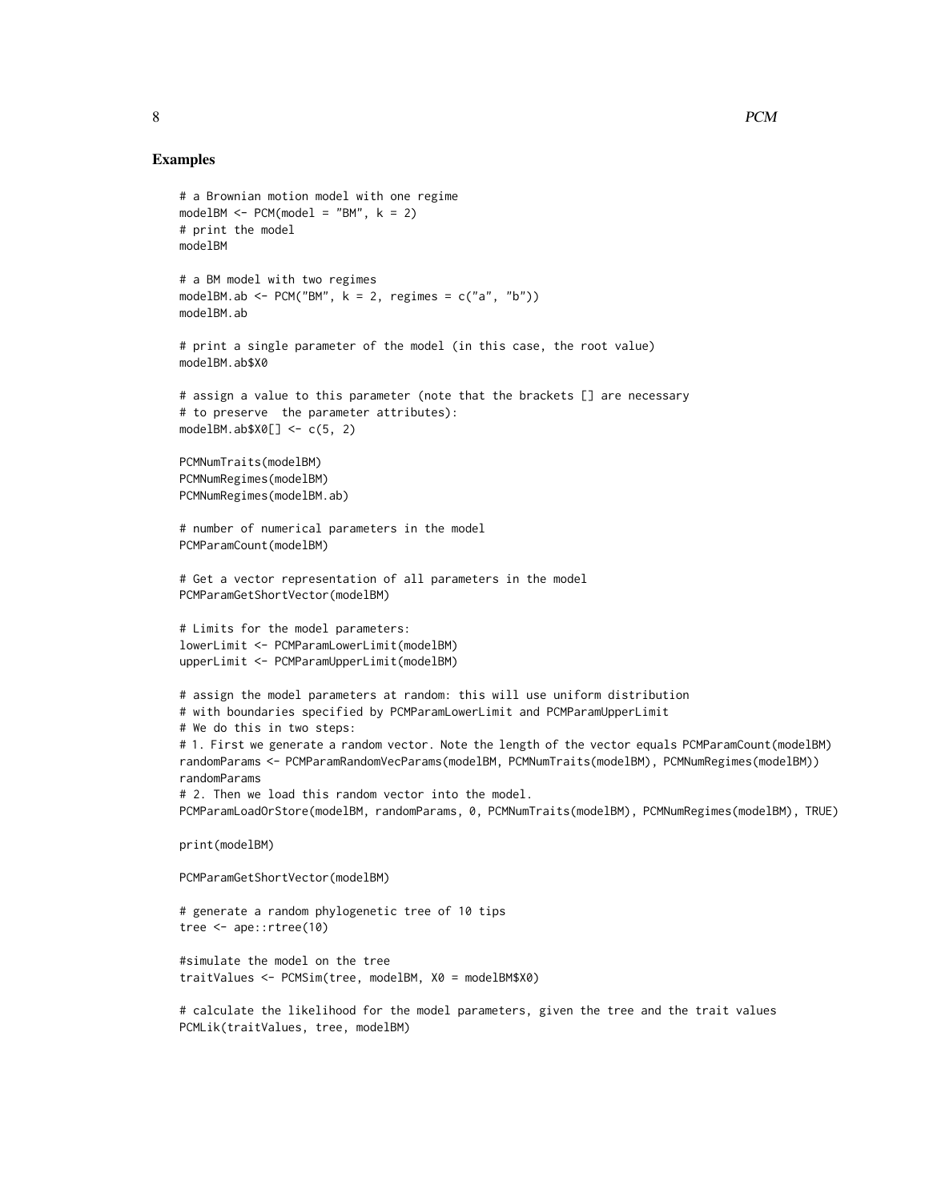## Examples

```
# a Brownian motion model with one regime
modelBM <- PCM(model = "BM", k = 2)
# print the model
modelBM

# a BM model with two regimes
modelBM.ab <- PCM("BM", k = 2, regimes = c("a", "b"))
modelBM.ab

# print a single parameter of the model (in this case, the root value)
modelBM.ab$X0

# assign a value to this parameter (note that the brackets [] are necessary
# to preserve  the parameter attributes):
modelBM.ab$X0[] <- c(5, 2)

PCMNumTraits(modelBM)
PCMNumRegimes(modelBM)
PCMNumRegimes(modelBM.ab)

# number of numerical parameters in the model
PCMParamCount(modelBM)

# Get a vector representation of all parameters in the model
PCMParamGetShortVector(modelBM)

# Limits for the model parameters:
lowerLimit <- PCMParamLowerLimit(modelBM)
upperLimit <- PCMParamUpperLimit(modelBM)

# assign the model parameters at random: this will use uniform distribution
# with boundaries specified by PCMParamLowerLimit and PCMParamUpperLimit
# We do this in two steps:
# 1. First we generate a random vector. Note the length of the vector equals PCMParamCount(modelBM)
randomParams <- PCMParamRandomVecParams(modelBM, PCMNumTraits(modelBM), PCMNumRegimes(modelBM))
randomParams
# 2. Then we load this random vector into the model.
PCMParamLoadOrStore(modelBM, randomParams, 0, PCMNumTraits(modelBM), PCMNumRegimes(modelBM), TRUE)

print(modelBM)

PCMParamGetShortVector(modelBM)

# generate a random phylogenetic tree of 10 tips
tree <- ape::rtree(10)

#simulate the model on the tree
traitValues <- PCMSim(tree, modelBM, X0 = modelBM$X0)

# calculate the likelihood for the model parameters, given the tree and the trait values
PCMLik(traitValues, tree, modelBM)
```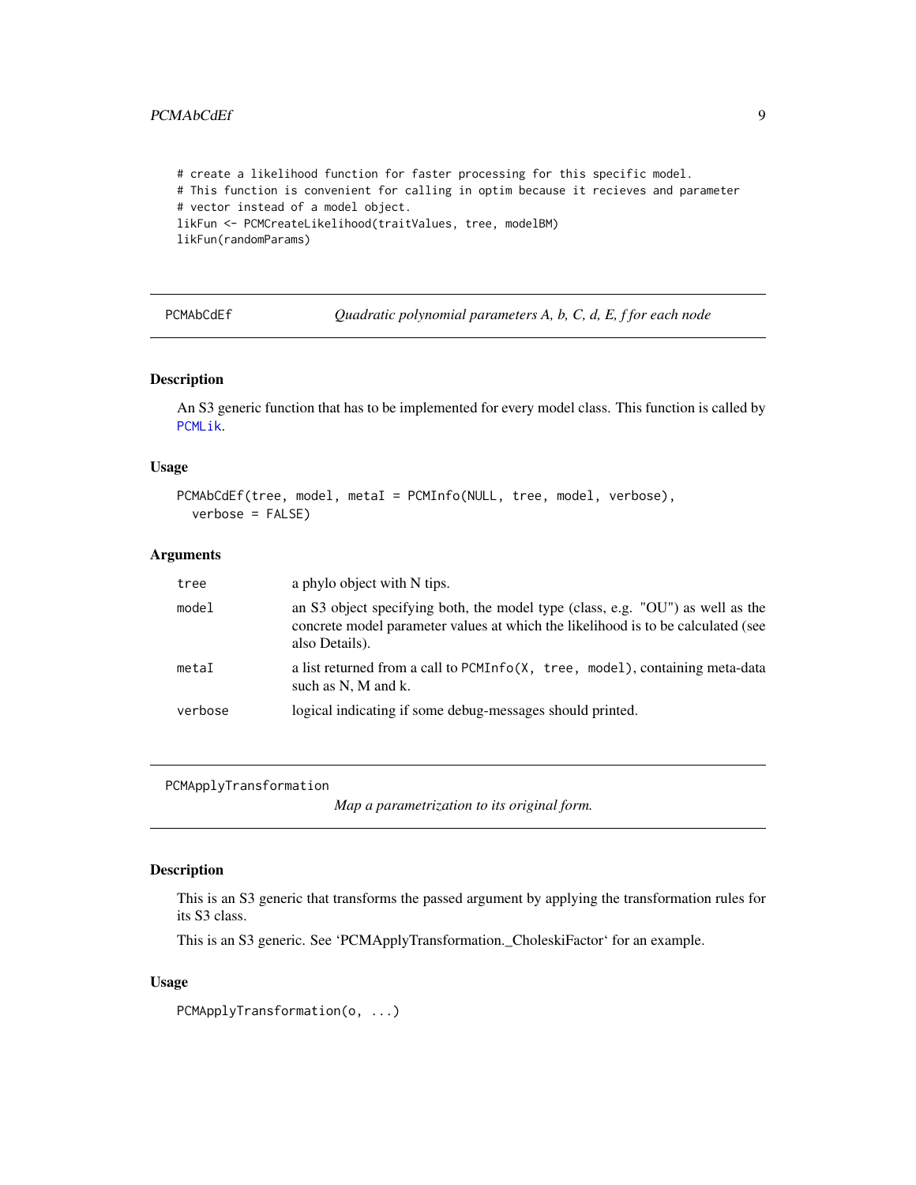```
# create a likelihood function for faster processing for this specific model.
# This function is convenient for calling in optim because it recieves and parameter
# vector instead of a model object.
likFun <- PCMCreateLikelihood(traitValues, tree, modelBM)
likFun(randomParams)
```

---

## PCMAbCdEf — *Quadratic polynomial parameters A, b, C, d, E, f for each node*

### Description

An S3 generic function that has to be implemented for every model class. This function is called by PCMLik.

### Usage

```
PCMAbCdEf(tree, model, metaI = PCMInfo(NULL, tree, model, verbose),
  verbose = FALSE)
```

### Arguments

| | |
|---|---|
| `tree` | a phylo object with N tips. |
| `model` | an S3 object specifying both, the model type (class, e.g. "OU") as well as the concrete model parameter values at which the likelihood is to be calculated (see also Details). |
| `metaI` | a list returned from a call to `PCMInfo(X, tree, model)`, containing meta-data such as N, M and k. |
| `verbose` | logical indicating if some debug-messages should printed. |

---

## PCMApplyTransformation — *Map a parametrization to its original form.*

### Description

This is an S3 generic that transforms the passed argument by applying the transformation rules for its S3 class.

This is an S3 generic. See 'PCMApplyTransformation._CholeskiFactor' for an example.

### Usage

```
PCMApplyTransformation(o, ...)
```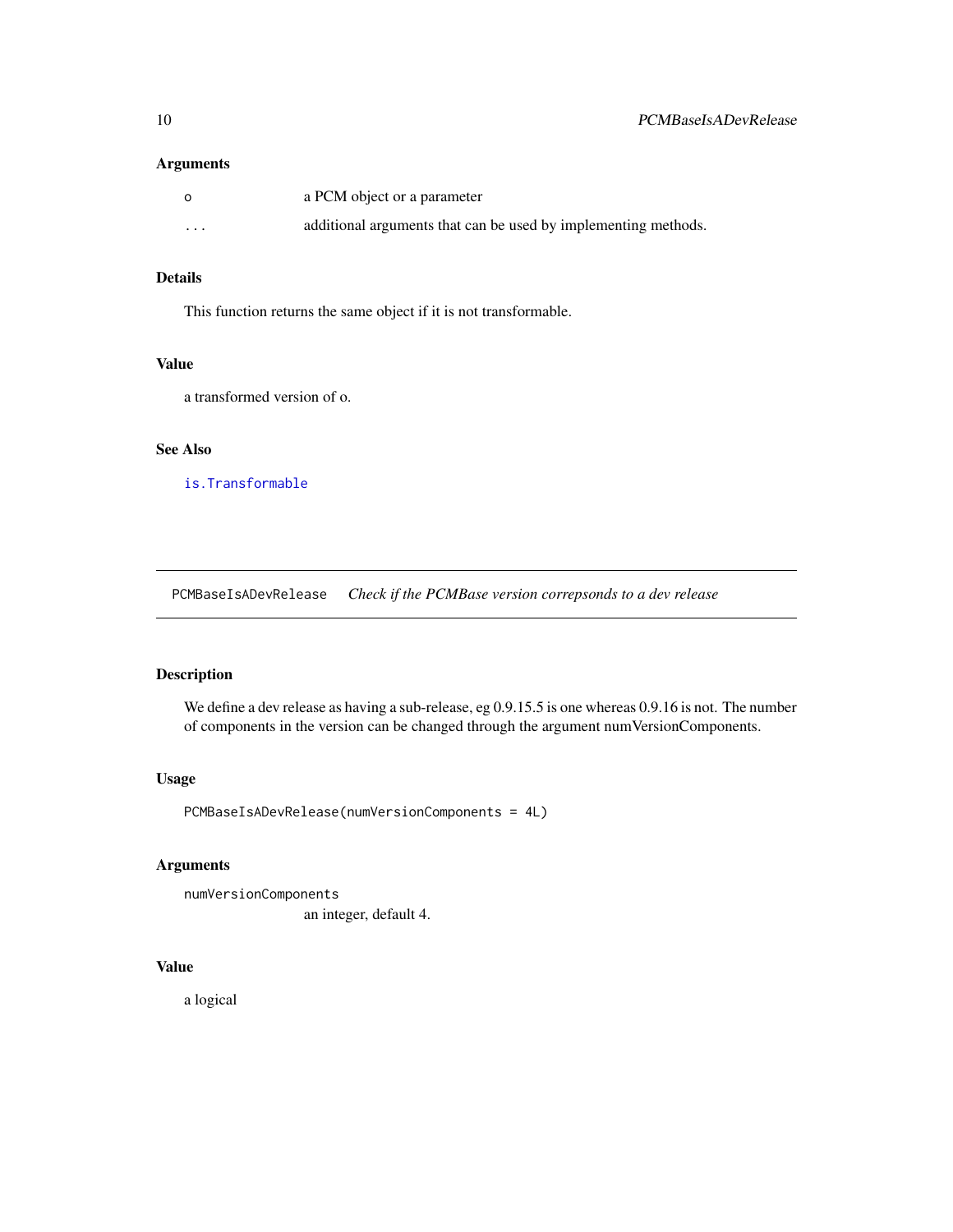### Arguments

| | |
|---|---|
| o | a PCM object or a parameter |
| ... | additional arguments that can be used by implementing methods. |

### Details

This function returns the same object if it is not transformable.

### Value

a transformed version of o.

### See Also

is.Transformable

---

## PCMBaseIsADevRelease *Check if the PCMBase version correpsonds to a dev release*

---

### Description

We define a dev release as having a sub-release, eg 0.9.15.5 is one whereas 0.9.16 is not. The number of components in the version can be changed through the argument numVersionComponents.

### Usage

```
PCMBaseIsADevRelease(numVersionComponents = 4L)
```

### Arguments

| | |
|---|---|
| numVersionComponents | an integer, default 4. |

### Value

a logical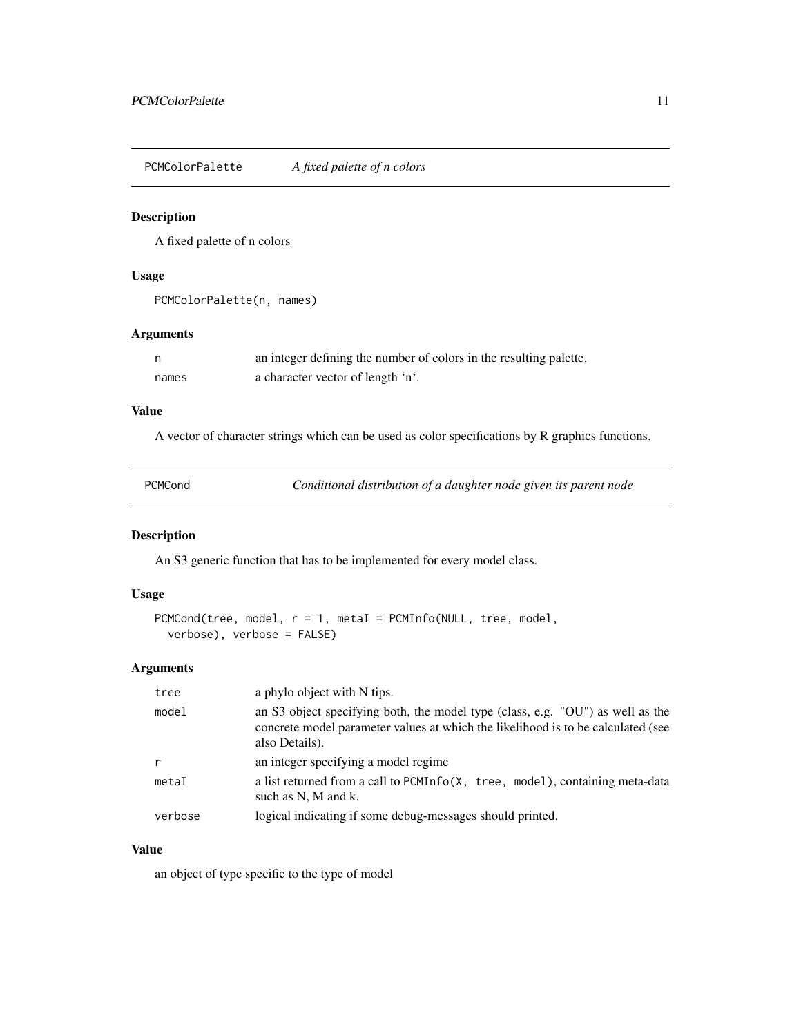## PCMColorPalette — *A fixed palette of n colors*

### Description

A fixed palette of n colors

### Usage

```
PCMColorPalette(n, names)
```

### Arguments

| | |
|---|---|
| n | an integer defining the number of colors in the resulting palette. |
| names | a character vector of length 'n'. |

### Value

A vector of character strings which can be used as color specifications by R graphics functions.

## PCMCond — *Conditional distribution of a daughter node given its parent node*

### Description

An S3 generic function that has to be implemented for every model class.

### Usage

```
PCMCond(tree, model, r = 1, metaI = PCMInfo(NULL, tree, model,
  verbose), verbose = FALSE)
```

### Arguments

| | |
|---|---|
| tree | a phylo object with N tips. |
| model | an S3 object specifying both, the model type (class, e.g. "OU") as well as the concrete model parameter values at which the likelihood is to be calculated (see also Details). |
| r | an integer specifying a model regime |
| metaI | a list returned from a call to `PCMInfo(X, tree, model)`, containing meta-data such as N, M and k. |
| verbose | logical indicating if some debug-messages should printed. |

### Value

an object of type specific to the type of model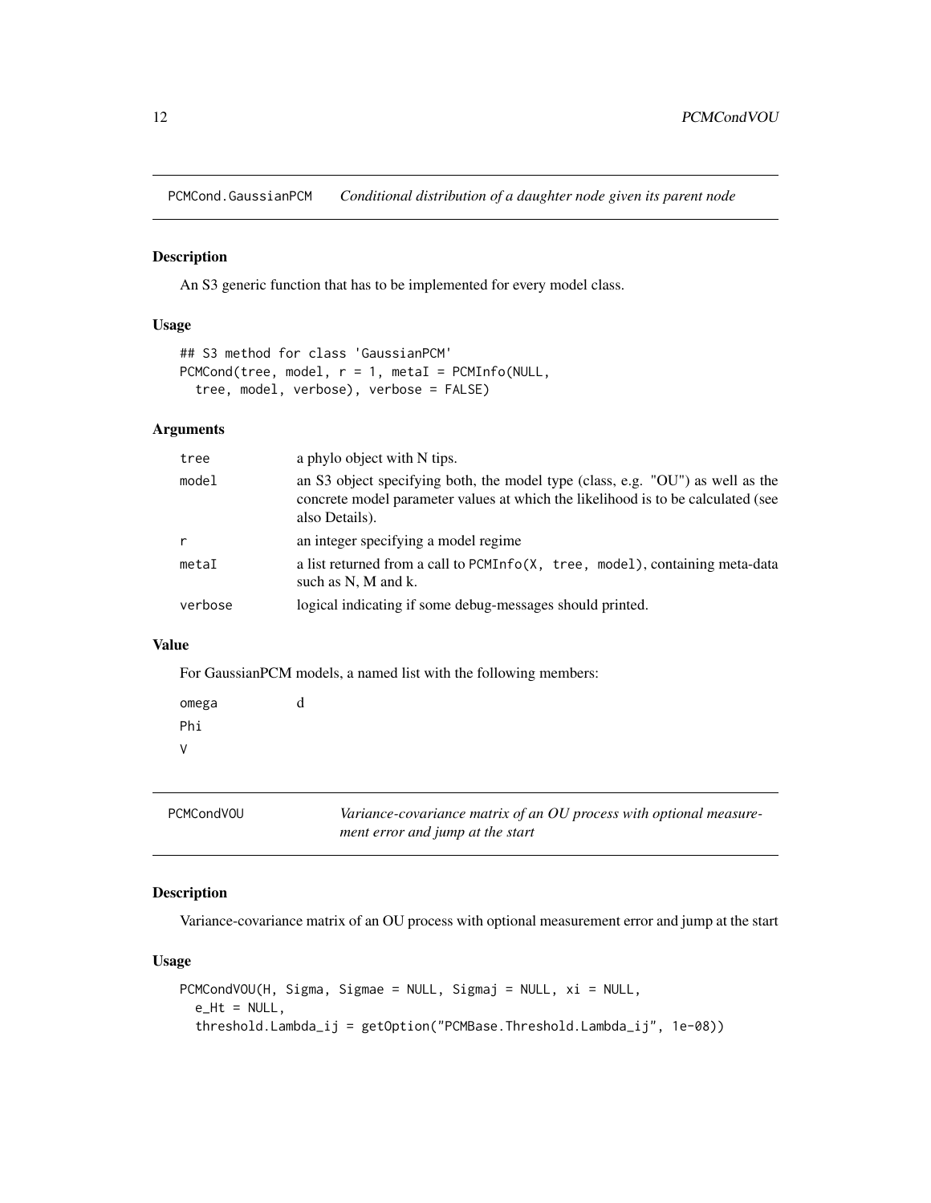## PCMCond.GaussianPCM — *Conditional distribution of a daughter node given its parent node*

### Description

An S3 generic function that has to be implemented for every model class.

### Usage

```
## S3 method for class 'GaussianPCM'
PCMCond(tree, model, r = 1, metaI = PCMInfo(NULL,
  tree, model, verbose), verbose = FALSE)
```

### Arguments

| | |
|---|---|
| tree | a phylo object with N tips. |
| model | an S3 object specifying both, the model type (class, e.g. "OU") as well as the concrete model parameter values at which the likelihood is to be calculated (see also Details). |
| r | an integer specifying a model regime |
| metaI | a list returned from a call to `PCMInfo(X, tree, model)`, containing meta-data such as N, M and k. |
| verbose | logical indicating if some debug-messages should printed. |

### Value

For GaussianPCM models, a named list with the following members:

| | |
|---|---|
| omega | d |
| Phi | |
| V | |

## PCMCondVOU — *Variance-covariance matrix of an OU process with optional measurement error and jump at the start*

### Description

Variance-covariance matrix of an OU process with optional measurement error and jump at the start

### Usage

```
PCMCondVOU(H, Sigma, Sigmae = NULL, Sigmaj = NULL, xi = NULL,
  e_Ht = NULL,
  threshold.Lambda_ij = getOption("PCMBase.Threshold.Lambda_ij", 1e-08))
```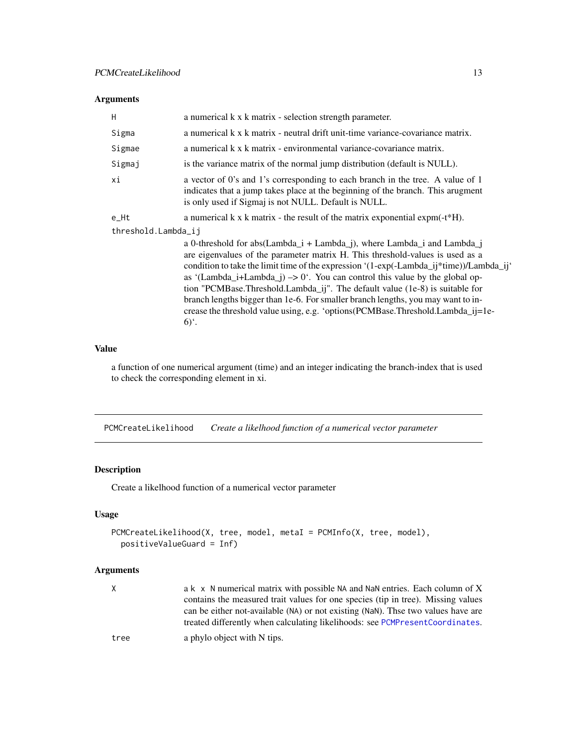### Arguments

| | |
|---|---|
| `H` | a numerical k x k matrix - selection strength parameter. |
| `Sigma` | a numerical k x k matrix - neutral drift unit-time variance-covariance matrix. |
| `Sigmae` | a numerical k x k matrix - environmental variance-covariance matrix. |
| `Sigmaj` | is the variance matrix of the normal jump distribution (default is NULL). |
| `xi` | a vector of 0's and 1's corresponding to each branch in the tree. A value of 1 indicates that a jump takes place at the beginning of the branch. This arugment is only used if Sigmaj is not NULL. Default is NULL. |
| `e_Ht` | a numerical k x k matrix - the result of the matrix exponential expm(-t*H). |
| `threshold.Lambda_ij` | a 0-threshold for abs(Lambda_i + Lambda_j), where Lambda_i and Lambda_j are eigenvalues of the parameter matrix H. This threshold-values is used as a condition to take the limit time of the expression '(1-exp(-Lambda_ij*time))/Lambda_ij' as '(Lambda_i+Lambda_j) –> 0'. You can control this value by the global option "PCMBase.Threshold.Lambda_ij". The default value (1e-8) is suitable for branch lengths bigger than 1e-6. For smaller branch lengths, you may want to increase the threshold value using, e.g. 'options(PCMBase.Threshold.Lambda_ij=1e-6)'. |

### Value

a function of one numerical argument (time) and an integer indicating the branch-index that is used to check the corresponding element in xi.

---

## PCMCreateLikelihood *Create a likelihood function of a numerical vector parameter*

---

### Description

Create a likelihood function of a numerical vector parameter

### Usage

```
PCMCreateLikelihood(X, tree, model, metaI = PCMInfo(X, tree, model),
  positiveValueGuard = Inf)
```

### Arguments

| | |
|---|---|
| `X` | a `k x N` numerical matrix with possible `NA` and `NaN` entries. Each column of X contains the measured trait values for one species (tip in tree). Missing values can be either not-available (`NA`) or not existing (`NaN`). Thse two values have are treated differently when calculating likelihoods: see `PCMPresentCoordinates`. |
| `tree` | a phylo object with N tips. |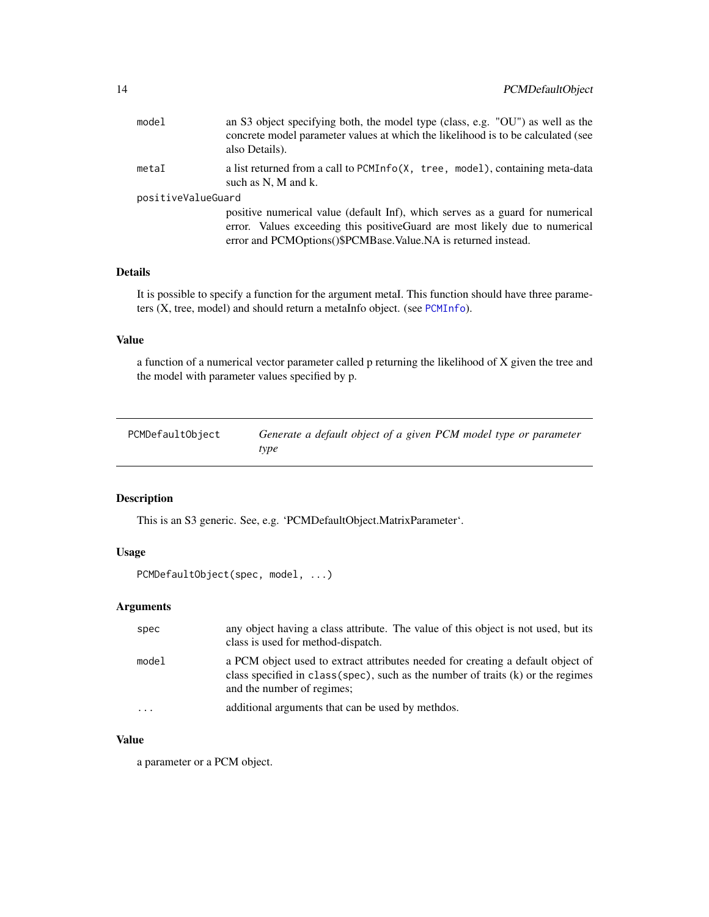| | |
|---|---|
| model | an S3 object specifying both, the model type (class, e.g. "OU") as well as the concrete model parameter values at which the likelihood is to be calculated (see also Details). |
| metaI | a list returned from a call to `PCMInfo(X, tree, model)`, containing meta-data such as N, M and k. |
| positiveValueGuard | positive numerical value (default Inf), which serves as a guard for numerical error. Values exceeding this positiveGuard are most likely due to numerical error and PCMOptions()$PCMBase.Value.NA is returned instead. |

### Details

It is possible to specify a function for the argument metaI. This function should have three parameters (X, tree, model) and should return a metaInfo object. (see `PCMInfo`).

### Value

a function of a numerical vector parameter called p returning the likelihood of X given the tree and the model with parameter values specified by p.

---

## PCMDefaultObject — *Generate a default object of a given PCM model type or parameter type*

---

### Description

This is an S3 generic. See, e.g. 'PCMDefaultObject.MatrixParameter'.

### Usage

```
PCMDefaultObject(spec, model, ...)
```

### Arguments

| | |
|---|---|
| spec | any object having a class attribute. The value of this object is not used, but its class is used for method-dispatch. |
| model | a PCM object used to extract attributes needed for creating a default object of class specified in `class(spec)`, such as the number of traits (k) or the regimes and the number of regimes; |
| ... | additional arguments that can be used by methdos. |

### Value

a parameter or a PCM object.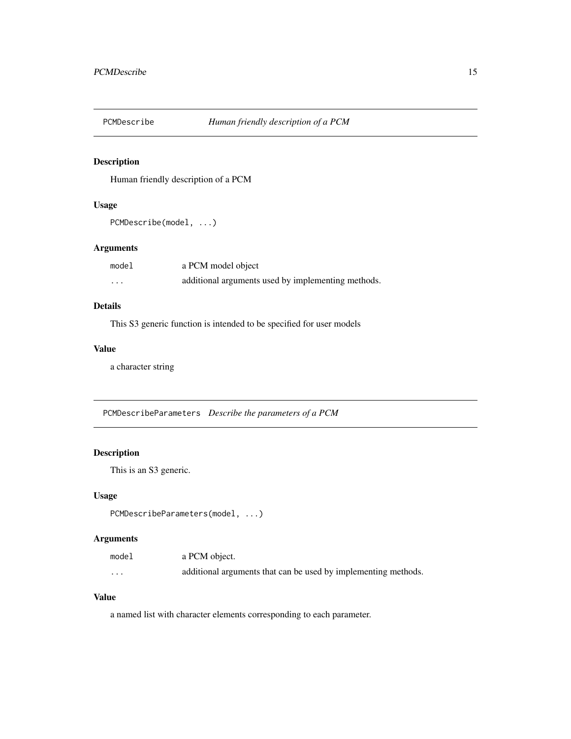## PCMDescribe — *Human friendly description of a PCM*

### Description

Human friendly description of a PCM

### Usage

```
PCMDescribe(model, ...)
```

### Arguments

| | |
|---|---|
| `model` | a PCM model object |
| `...` | additional arguments used by implementing methods. |

### Details

This S3 generic function is intended to be specified for user models

### Value

a character string

## PCMDescribeParameters — *Describe the parameters of a PCM*

### Description

This is an S3 generic.

### Usage

```
PCMDescribeParameters(model, ...)
```

### Arguments

| | |
|---|---|
| `model` | a PCM object. |
| `...` | additional arguments that can be used by implementing methods. |

### Value

a named list with character elements corresponding to each parameter.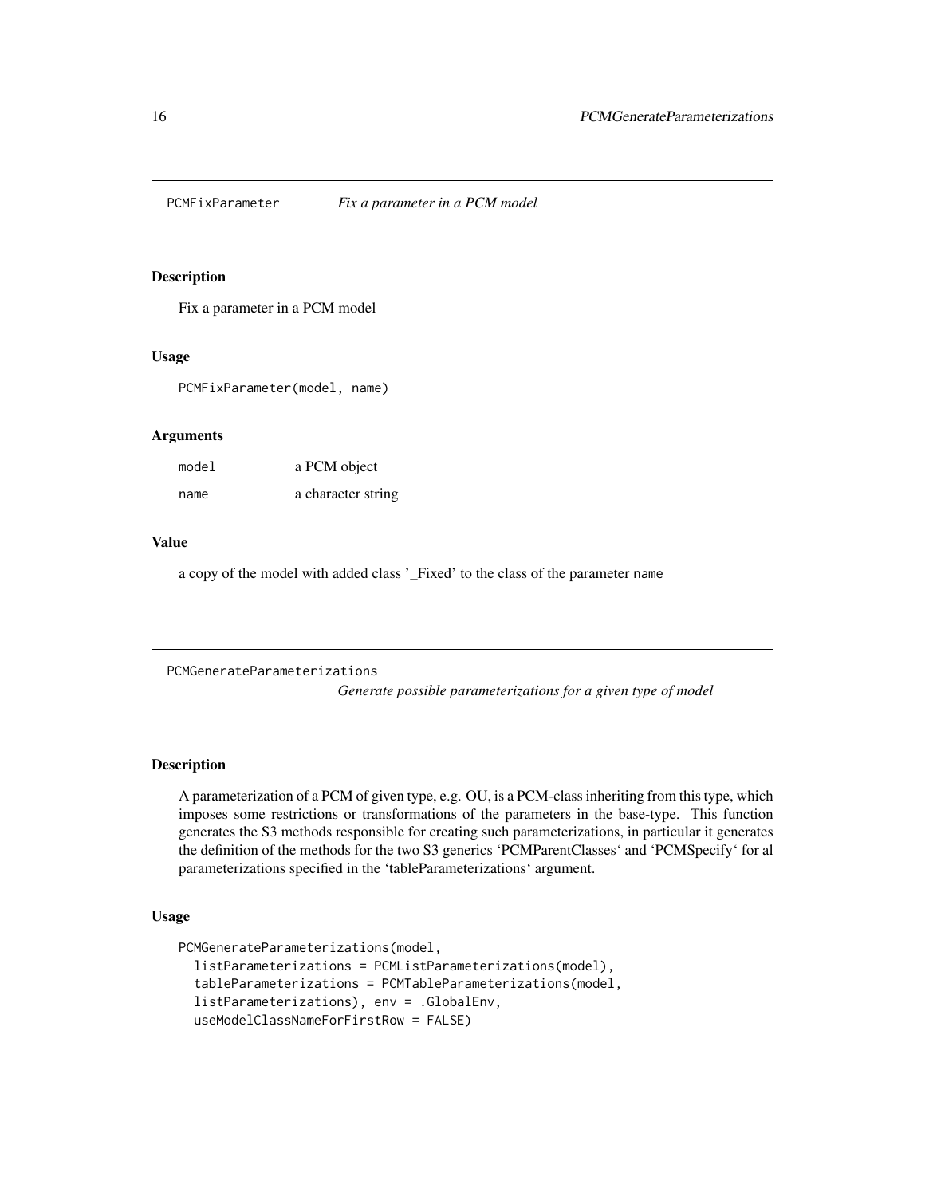## PCMFixParameter — *Fix a parameter in a PCM model*

### Description

Fix a parameter in a PCM model

### Usage

```
PCMFixParameter(model, name)
```

### Arguments

| | |
|---|---|
| model | a PCM object |
| name | a character string |

### Value

a copy of the model with added class '_Fixed' to the class of the parameter `name`

## PCMGenerateParameterizations — *Generate possible parameterizations for a given type of model*

### Description

A parameterization of a PCM of given type, e.g. OU, is a PCM-class inheriting from this type, which imposes some restrictions or transformations of the parameters in the base-type. This function generates the S3 methods responsible for creating such parameterizations, in particular it generates the definition of the methods for the two S3 generics 'PCMParentClasses' and 'PCMSpecify' for al parameterizations specified in the 'tableParameterizations' argument.

### Usage

```
PCMGenerateParameterizations(model,
  listParameterizations = PCMListParameterizations(model),
  tableParameterizations = PCMTableParameterizations(model,
  listParameterizations), env = .GlobalEnv,
  useModelClassNameForFirstRow = FALSE)
```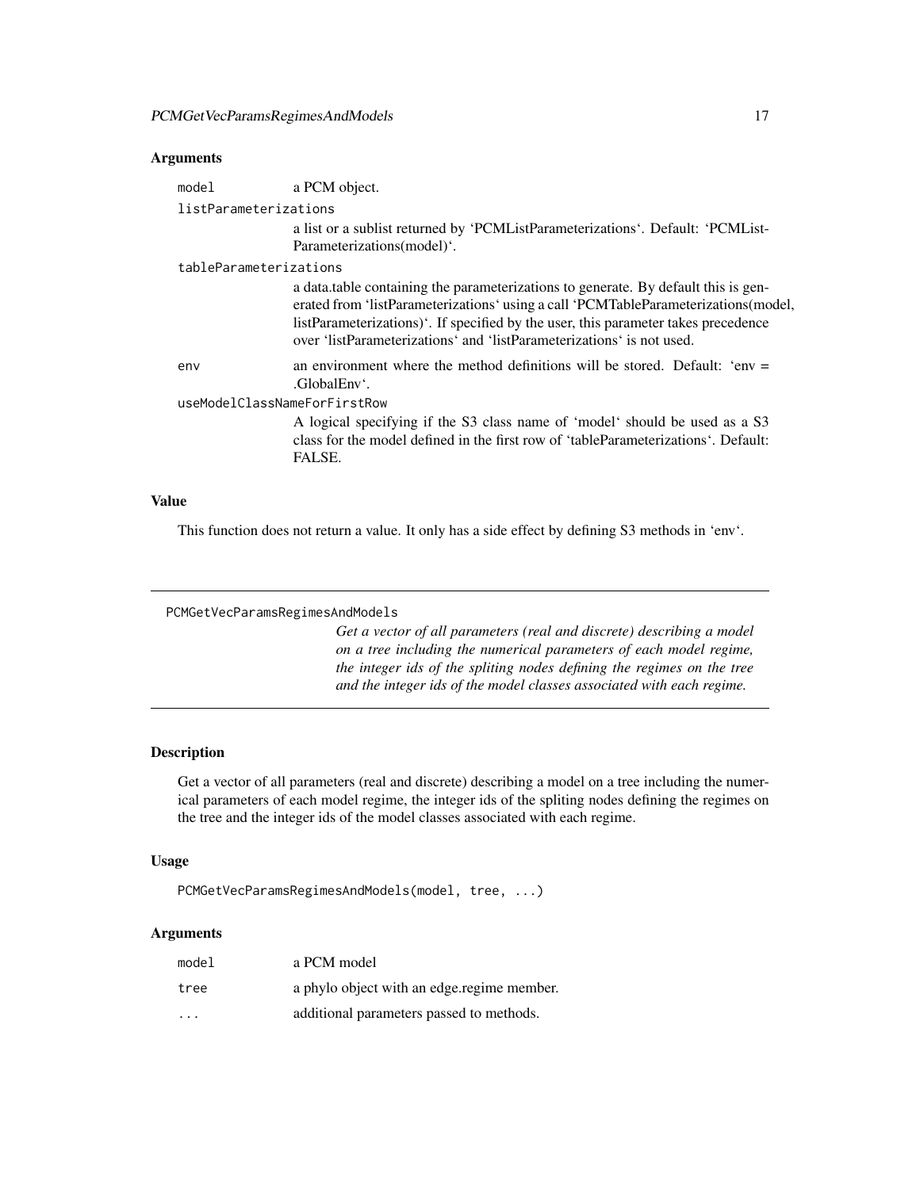### Arguments

- `model` — a PCM object.
- `listParameterizations` — a list or a sublist returned by 'PCMListParameterizations'. Default: 'PCMListParameterizations(model)'.
- `tableParameterizations` — a data.table containing the parameterizations to generate. By default this is generated from 'listParameterizations' using a call 'PCMTableParameterizations(model, listParameterizations)'. If specified by the user, this parameter takes precedence over 'listParameterizations' and 'listParameterizations' is not used.
- `env` — an environment where the method definitions will be stored. Default: 'env = .GlobalEnv'.
- `useModelClassNameForFirstRow` — A logical specifying if the S3 class name of 'model' should be used as a S3 class for the model defined in the first row of 'tableParameterizations'. Default: FALSE.

### Value

This function does not return a value. It only has a side effect by defining S3 methods in 'env'.

---

## PCMGetVecParamsRegimesAndModels

*Get a vector of all parameters (real and discrete) describing a model on a tree including the numerical parameters of each model regime, the integer ids of the spliting nodes defining the regimes on the tree and the integer ids of the model classes associated with each regime.*

---

### Description

Get a vector of all parameters (real and discrete) describing a model on a tree including the numerical parameters of each model regime, the integer ids of the spliting nodes defining the regimes on the tree and the integer ids of the model classes associated with each regime.

### Usage

```
PCMGetVecParamsRegimesAndModels(model, tree, ...)
```

### Arguments

- `model` — a PCM model
- `tree` — a phylo object with an edge.regime member.
- `...` — additional parameters passed to methods.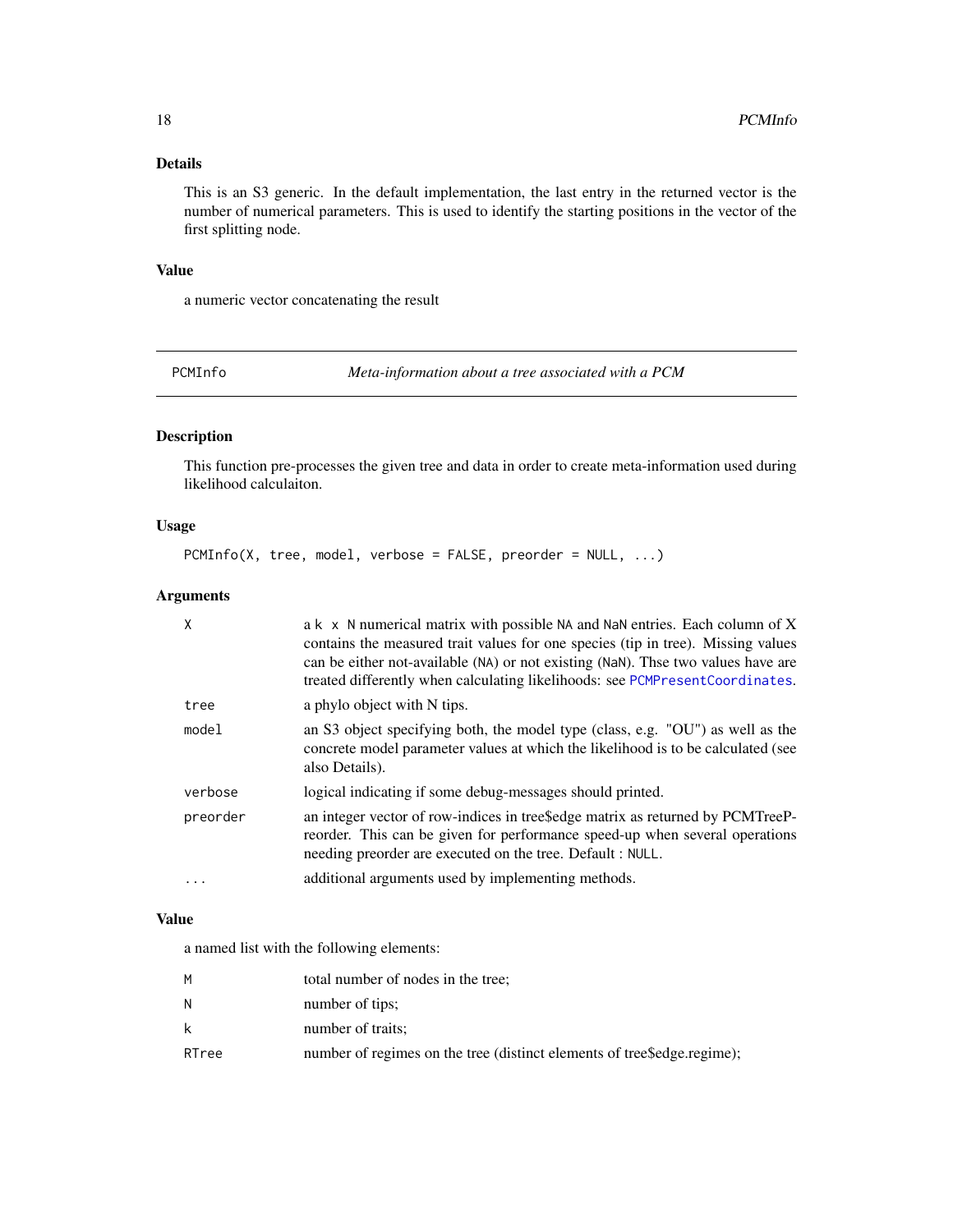### Details

This is an S3 generic. In the default implementation, the last entry in the returned vector is the number of numerical parameters. This is used to identify the starting positions in the vector of the first splitting node.

### Value

a numeric vector concatenating the result

---

## PCMInfo — *Meta-information about a tree associated with a PCM*

---

### Description

This function pre-processes the given tree and data in order to create meta-information used during likelihood calculaiton.

### Usage

```
PCMInfo(X, tree, model, verbose = FALSE, preorder = NULL, ...)
```

### Arguments

| | |
|---|---|
| `X` | a `k x N` numerical matrix with possible `NA` and `NaN` entries. Each column of X contains the measured trait values for one species (tip in tree). Missing values can be either not-available (`NA`) or not existing (`NaN`). Thse two values have are treated differently when calculating likelihoods: see `PCMPresentCoordinates`. |
| `tree` | a phylo object with N tips. |
| `model` | an S3 object specifying both, the model type (class, e.g. "OU") as well as the concrete model parameter values at which the likelihood is to be calculated (see also Details). |
| `verbose` | logical indicating if some debug-messages should printed. |
| `preorder` | an integer vector of row-indices in tree$edge matrix as returned by PCMTreePreorder. This can be given for performance speed-up when several operations needing preorder are executed on the tree. Default : `NULL`. |
| `...` | additional arguments used by implementing methods. |

### Value

a named list with the following elements:

| | |
|---|---|
| `M` | total number of nodes in the tree; |
| `N` | number of tips; |
| `k` | number of traits; |
| `RTree` | number of regimes on the tree (distinct elements of tree$edge.regime); |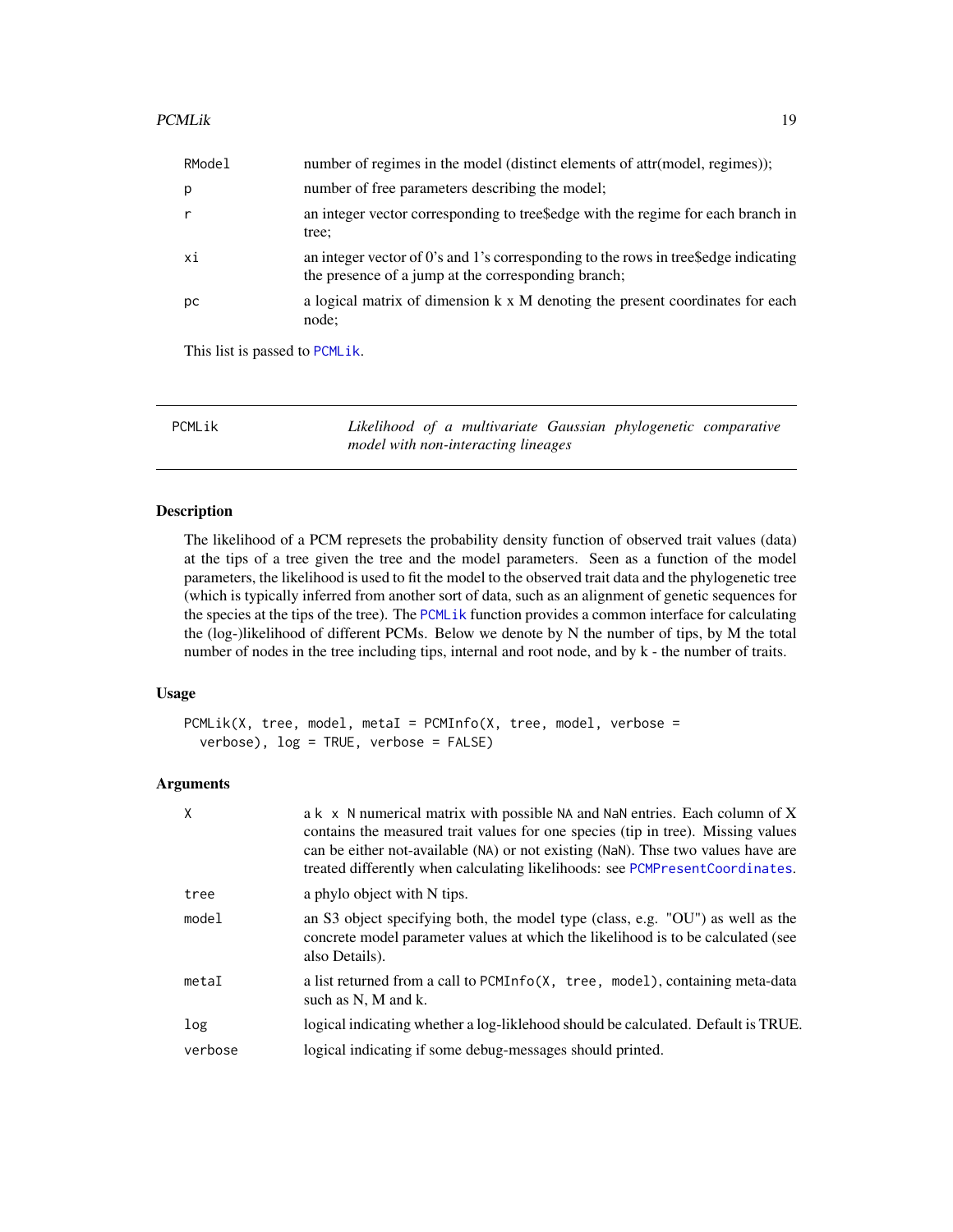| | |
|---|---|
| RModel | number of regimes in the model (distinct elements of attr(model, regimes)); |
| p | number of free parameters describing the model; |
| r | an integer vector corresponding to tree$edge with the regime for each branch in tree; |
| xi | an integer vector of 0's and 1's corresponding to the rows in tree$edge indicating the presence of a jump at the corresponding branch; |
| pc | a logical matrix of dimension k x M denoting the present coordinates for each node; |

This list is passed to PCMLik.

## PCMLik — *Likelihood of a multivariate Gaussian phylogenetic comparative model with non-interacting lineages*

### Description

The likelihood of a PCM represets the probability density function of observed trait values (data) at the tips of a tree given the tree and the model parameters. Seen as a function of the model parameters, the likelihood is used to fit the model to the observed trait data and the phylogenetic tree (which is typically inferred from another sort of data, such as an alignment of genetic sequences for the species at the tips of the tree). The PCMLik function provides a common interface for calculating the (log-)likelihood of different PCMs. Below we denote by N the number of tips, by M the total number of nodes in the tree including tips, internal and root node, and by k - the number of traits.

### Usage

```
PCMLik(X, tree, model, metaI = PCMInfo(X, tree, model, verbose =
  verbose), log = TRUE, verbose = FALSE)
```

### Arguments

| | |
|---|---|
| X | a k x N numerical matrix with possible NA and NaN entries. Each column of X contains the measured trait values for one species (tip in tree). Missing values can be either not-available (NA) or not existing (NaN). Thse two values have are treated differently when calculating likelihoods: see PCMPresentCoordinates. |
| tree | a phylo object with N tips. |
| model | an S3 object specifying both, the model type (class, e.g. "OU") as well as the concrete model parameter values at which the likelihood is to be calculated (see also Details). |
| metaI | a list returned from a call to PCMInfo(X, tree, model), containing meta-data such as N, M and k. |
| log | logical indicating whether a log-liklehood should be calculated. Default is TRUE. |
| verbose | logical indicating if some debug-messages should printed. |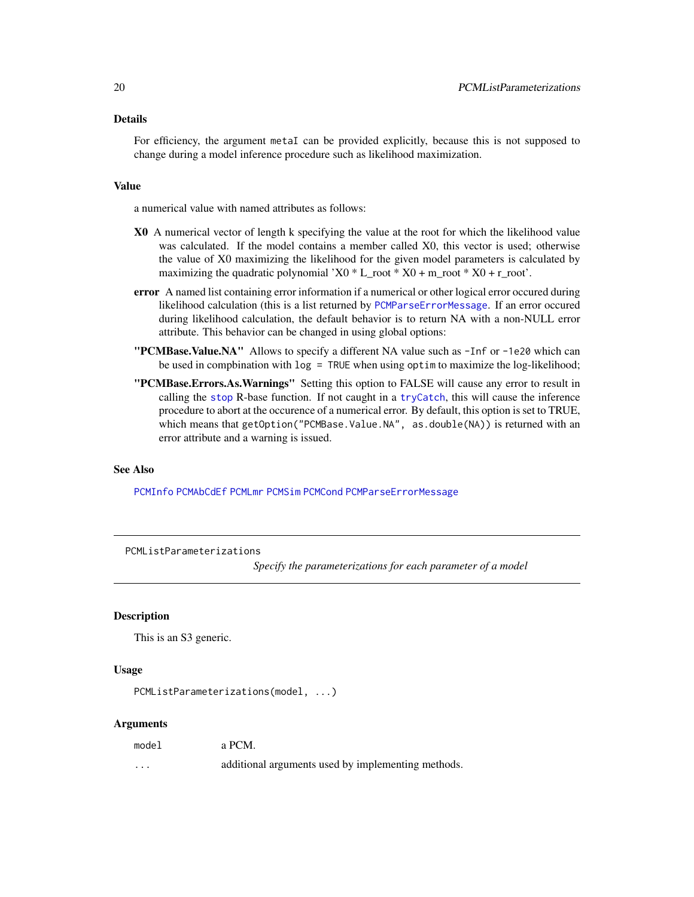### Details

For efficiency, the argument `metaI` can be provided explicitly, because this is not supposed to change during a model inference procedure such as likelihood maximization.

### Value

a numerical value with named attributes as follows:

**X0** A numerical vector of length k specifying the value at the root for which the likelihood value was calculated. If the model contains a member called X0, this vector is used; otherwise the value of X0 maximizing the likelihood for the given model parameters is calculated by maximizing the quadratic polynomial 'X0 * L_root * X0 + m_root * X0 + r_root'.

**error** A named list containing error information if a numerical or other logical error occured during likelihood calculation (this is a list returned by `PCMParseErrorMessage`. If an error occured during likelihood calculation, the default behavior is to return NA with a non-NULL error attribute. This behavior can be changed in using global options:

**"PCMBase.Value.NA"** Allows to specify a different NA value such as `-Inf` or `-1e20` which can be used in compbination with `log = TRUE` when using `optim` to maximize the log-likelihood;

**"PCMBase.Errors.As.Warnings"** Setting this option to FALSE will cause any error to result in calling the `stop` R-base function. If not caught in a `tryCatch`, this will cause the inference procedure to abort at the occurence of a numerical error. By default, this option is set to TRUE, which means that `getOption("PCMBase.Value.NA", as.double(NA))` is returned with an error attribute and a warning is issued.

### See Also

`PCMInfo` `PCMAbCdEf` `PCMLmr` `PCMSim` `PCMCond` `PCMParseErrorMessage`

---

## PCMListParameterizations

*Specify the parameterizations for each parameter of a model*

### Description

This is an S3 generic.

### Usage

```
PCMListParameterizations(model, ...)
```

### Arguments

| | |
|---|---|
| `model` | a PCM. |
| `...` | additional arguments used by implementing methods. |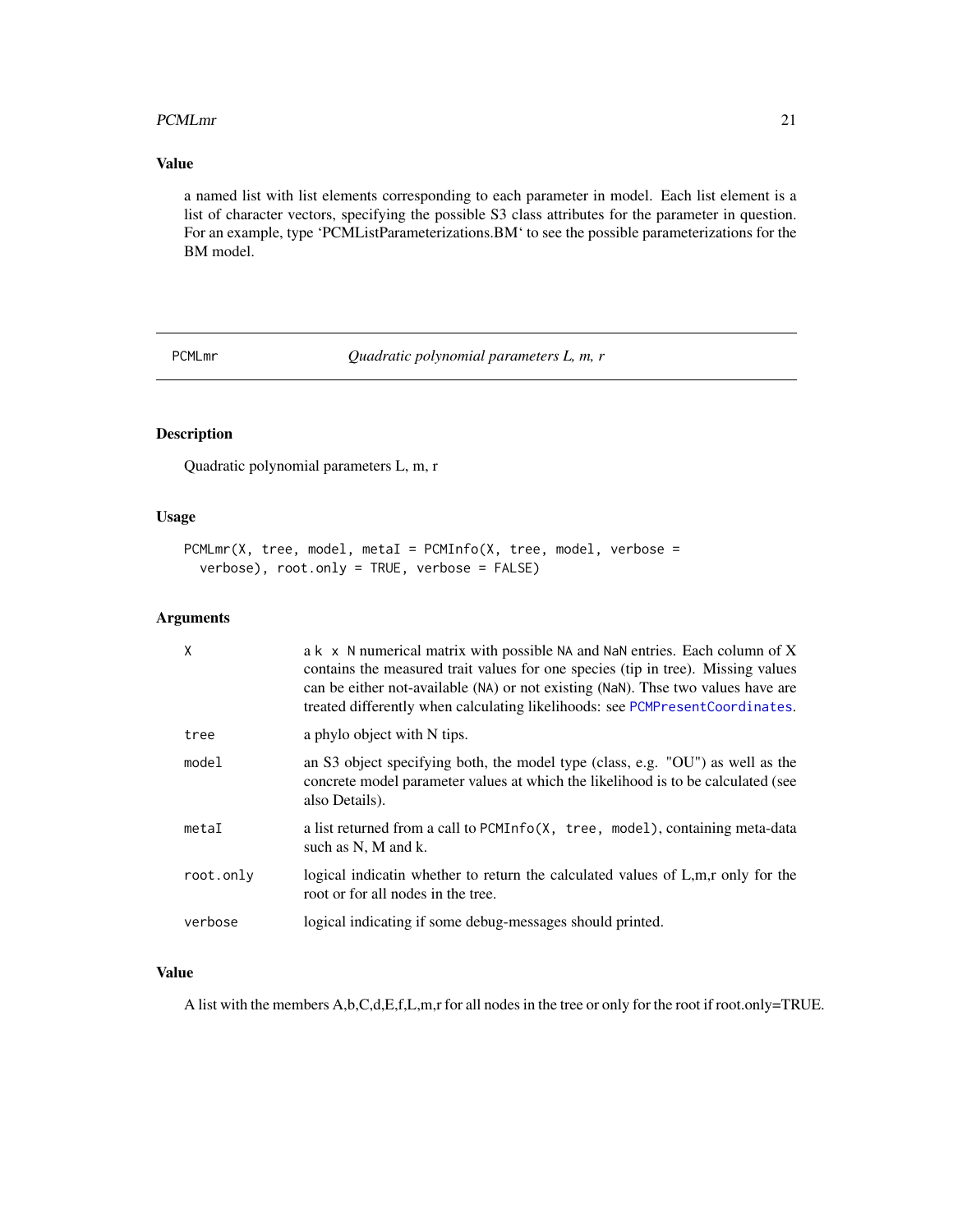### Value

a named list with list elements corresponding to each parameter in model. Each list element is a list of character vectors, specifying the possible S3 class attributes for the parameter in question. For an example, type 'PCMListParameterizations.BM' to see the possible parameterizations for the BM model.

---

## PCMLmr *Quadratic polynomial parameters L, m, r*

### Description

Quadratic polynomial parameters L, m, r

### Usage

```
PCMLmr(X, tree, model, metaI = PCMInfo(X, tree, model, verbose =
  verbose), root.only = TRUE, verbose = FALSE)
```

### Arguments

| | |
|---|---|
| `X` | a `k x N` numerical matrix with possible `NA` and `NaN` entries. Each column of X contains the measured trait values for one species (tip in tree). Missing values can be either not-available (`NA`) or not existing (`NaN`). Thse two values have are treated differently when calculating likelihoods: see `PCMPresentCoordinates`. |
| `tree` | a phylo object with N tips. |
| `model` | an S3 object specifying both, the model type (class, e.g. "OU") as well as the concrete model parameter values at which the likelihood is to be calculated (see also Details). |
| `metaI` | a list returned from a call to `PCMInfo(X, tree, model)`, containing meta-data such as N, M and k. |
| `root.only` | logical indicatin whether to return the calculated values of L,m,r only for the root or for all nodes in the tree. |
| `verbose` | logical indicating if some debug-messages should printed. |

### Value

A list with the members A,b,C,d,E,f,L,m,r for all nodes in the tree or only for the root if root.only=TRUE.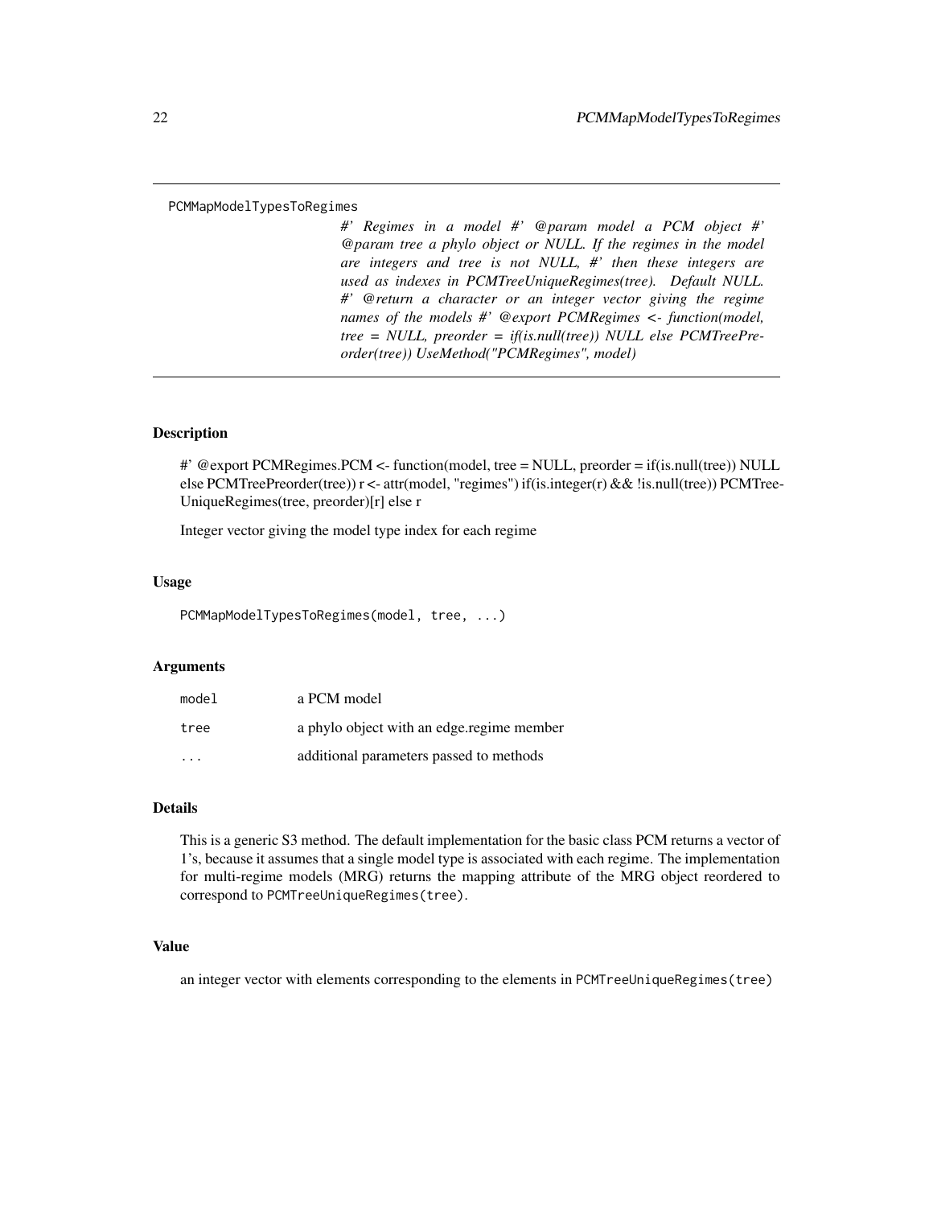PCMMapModelTypesToRegimes

*#' Regimes in a model #' @param model a PCM object #' @param tree a phylo object or NULL. If the regimes in the model are integers and tree is not NULL, #' then these integers are used as indexes in PCMTreeUniqueRegimes(tree). Default NULL. #' @return a character or an integer vector giving the regime names of the models #' @export PCMRegimes <- function(model, tree = NULL, preorder = if(is.null(tree)) NULL else PCMTreePreorder(tree)) UseMethod("PCMRegimes", model)*

## Description

#' @export PCMRegimes.PCM <- function(model, tree = NULL, preorder = if(is.null(tree)) NULL else PCMTreePreorder(tree)) r <- attr(model, "regimes") if(is.integer(r) && !is.null(tree)) PCMTreeUniqueRegimes(tree, preorder)[r] else r

Integer vector giving the model type index for each regime

## Usage

```
PCMMapModelTypesToRegimes(model, tree, ...)
```

## Arguments

| | |
|---|---|
| `model` | a PCM model |
| `tree` | a phylo object with an edge.regime member |
| `...` | additional parameters passed to methods |

## Details

This is a generic S3 method. The default implementation for the basic class PCM returns a vector of 1's, because it assumes that a single model type is associated with each regime. The implementation for multi-regime models (MRG) returns the mapping attribute of the MRG object reordered to correspond to `PCMTreeUniqueRegimes(tree)`.

## Value

an integer vector with elements corresponding to the elements in `PCMTreeUniqueRegimes(tree)`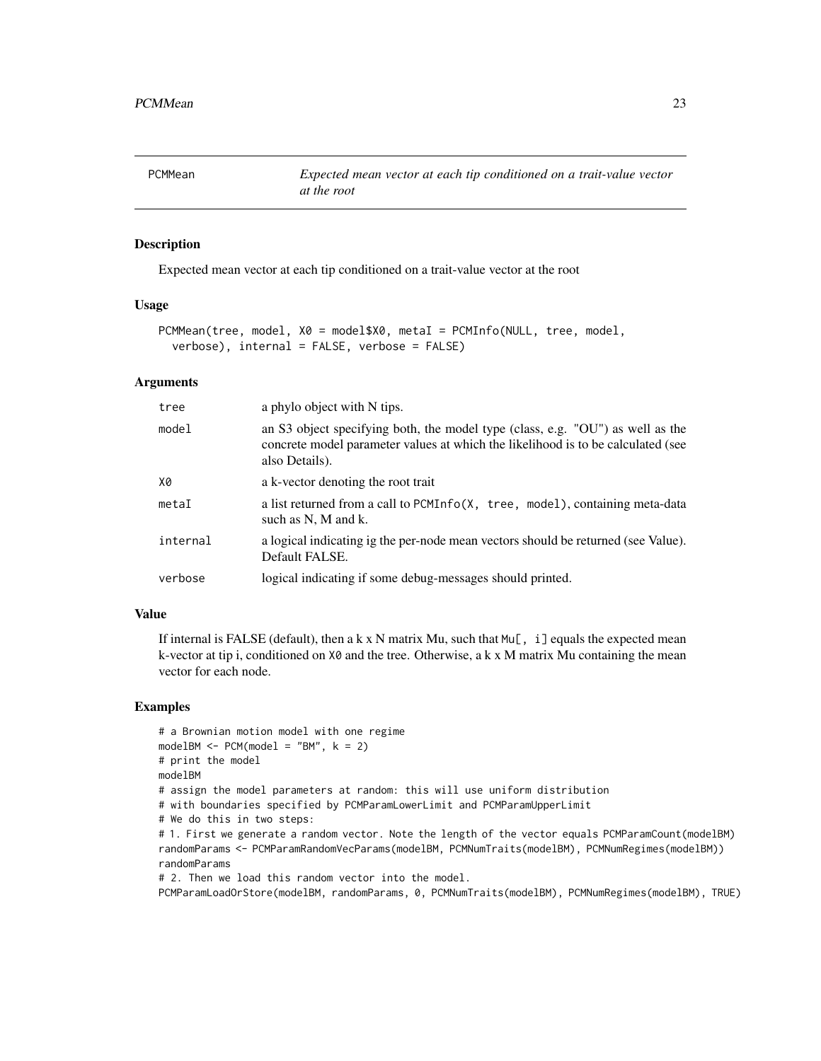## PCMMean

*Expected mean vector at each tip conditioned on a trait-value vector at the root*

### Description

Expected mean vector at each tip conditioned on a trait-value vector at the root

### Usage

```
PCMMean(tree, model, X0 = model$X0, metaI = PCMInfo(NULL, tree, model,
  verbose), internal = FALSE, verbose = FALSE)
```

### Arguments

| | |
|---|---|
| tree | a phylo object with N tips. |
| model | an S3 object specifying both, the model type (class, e.g. "OU") as well as the concrete model parameter values at which the likelihood is to be calculated (see also Details). |
| X0 | a k-vector denoting the root trait |
| metaI | a list returned from a call to `PCMInfo(X, tree, model)`, containing meta-data such as N, M and k. |
| internal | a logical indicating ig the per-node mean vectors should be returned (see Value). Default FALSE. |
| verbose | logical indicating if some debug-messages should printed. |

### Value

If internal is FALSE (default), then a k x N matrix Mu, such that `Mu[, i]` equals the expected mean k-vector at tip i, conditioned on `X0` and the tree. Otherwise, a k x M matrix Mu containing the mean vector for each node.

### Examples

```
# a Brownian motion model with one regime
modelBM <- PCM(model = "BM", k = 2)
# print the model
modelBM
# assign the model parameters at random: this will use uniform distribution
# with boundaries specified by PCMParamLowerLimit and PCMParamUpperLimit
# We do this in two steps:
# 1. First we generate a random vector. Note the length of the vector equals PCMParamCount(modelBM)
randomParams <- PCMParamRandomVecParams(modelBM, PCMNumTraits(modelBM), PCMNumRegimes(modelBM))
randomParams
# 2. Then we load this random vector into the model.
PCMParamLoadOrStore(modelBM, randomParams, 0, PCMNumTraits(modelBM), PCMNumRegimes(modelBM), TRUE)
```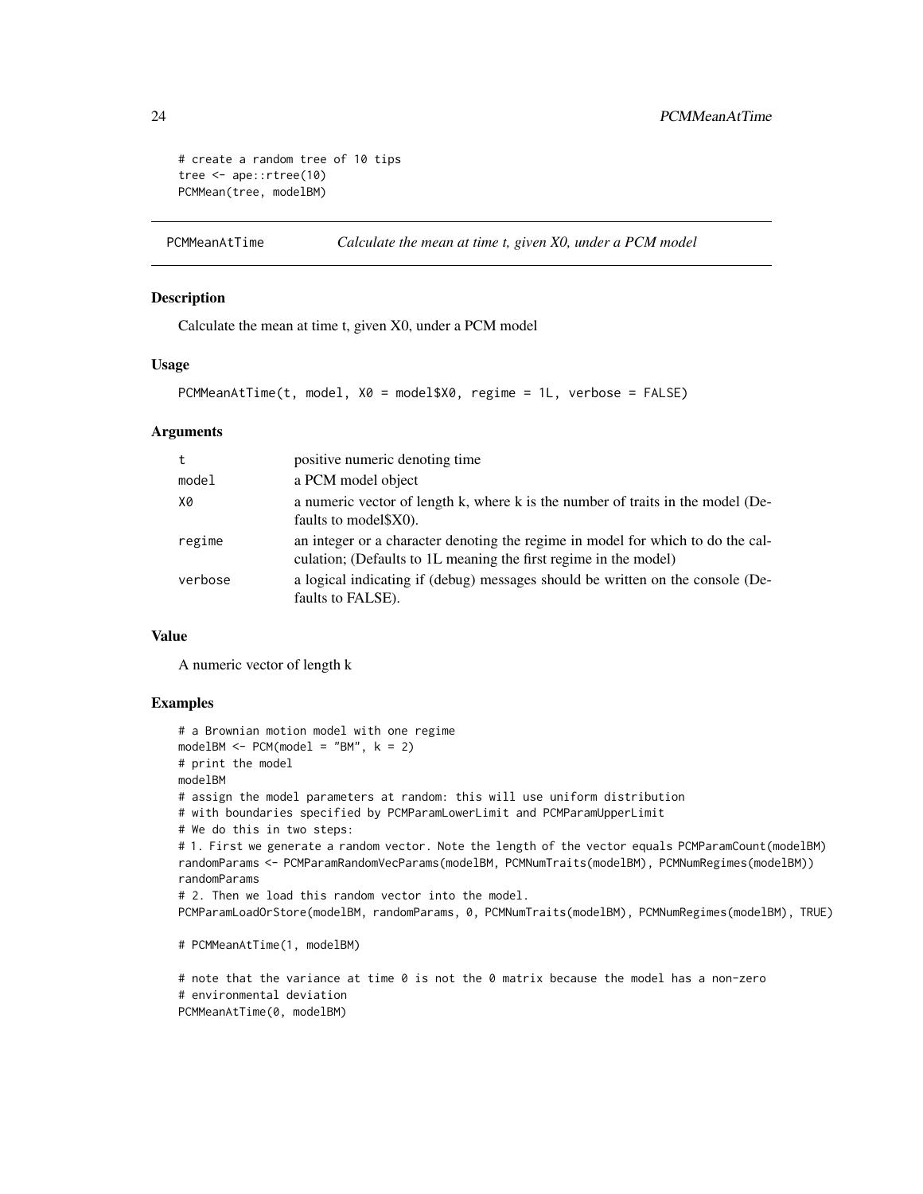```
# create a random tree of 10 tips
tree <- ape::rtree(10)
PCMMean(tree, modelBM)
```

## PCMMeanAtTime — *Calculate the mean at time t, given X0, under a PCM model*

### Description

Calculate the mean at time t, given X0, under a PCM model

### Usage

```
PCMMeanAtTime(t, model, X0 = model$X0, regime = 1L, verbose = FALSE)
```

### Arguments

| | |
|---|---|
| t | positive numeric denoting time |
| model | a PCM model object |
| X0 | a numeric vector of length k, where k is the number of traits in the model (Defaults to model$X0). |
| regime | an integer or a character denoting the regime in model for which to do the calculation; (Defaults to 1L meaning the first regime in the model) |
| verbose | a logical indicating if (debug) messages should be written on the console (Defaults to FALSE). |

### Value

A numeric vector of length k

### Examples

```
# a Brownian motion model with one regime
modelBM <- PCM(model = "BM", k = 2)
# print the model
modelBM
# assign the model parameters at random: this will use uniform distribution
# with boundaries specified by PCMParamLowerLimit and PCMParamUpperLimit
# We do this in two steps:
# 1. First we generate a random vector. Note the length of the vector equals PCMParamCount(modelBM)
randomParams <- PCMParamRandomVecParams(modelBM, PCMNumTraits(modelBM), PCMNumRegimes(modelBM))
randomParams
# 2. Then we load this random vector into the model.
PCMParamLoadOrStore(modelBM, randomParams, 0, PCMNumTraits(modelBM), PCMNumRegimes(modelBM), TRUE)

# PCMMeanAtTime(1, modelBM)

# note that the variance at time 0 is not the 0 matrix because the model has a non-zero
# environmental deviation
PCMMeanAtTime(0, modelBM)
```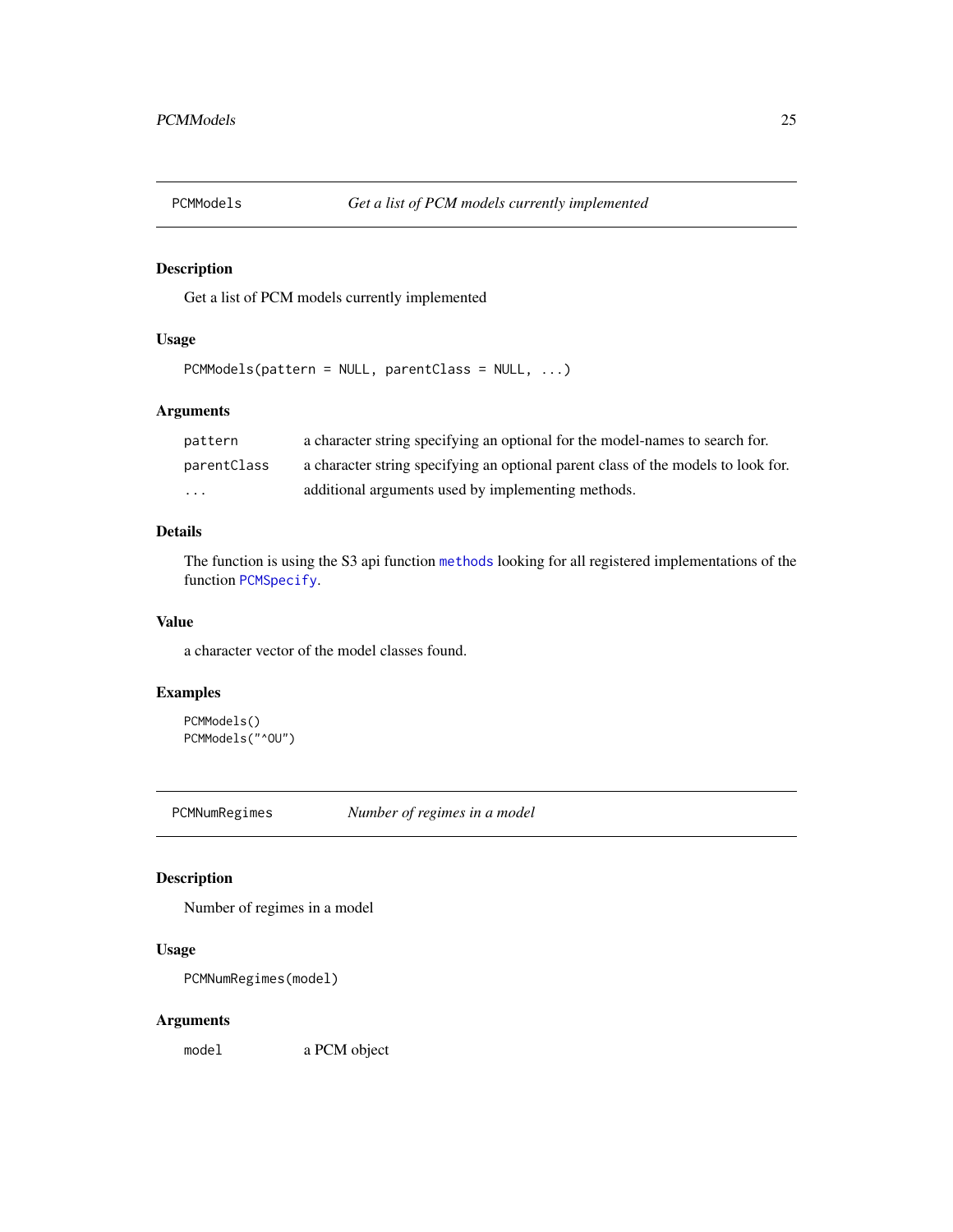## PCMModels — *Get a list of PCM models currently implemented*

### Description

Get a list of PCM models currently implemented

### Usage

```
PCMModels(pattern = NULL, parentClass = NULL, ...)
```

### Arguments

| | |
|---|---|
| `pattern` | a character string specifying an optional for the model-names to search for. |
| `parentClass` | a character string specifying an optional parent class of the models to look for. |
| `...` | additional arguments used by implementing methods. |

### Details

The function is using the S3 api function `methods` looking for all registered implementations of the function `PCMSpecify`.

### Value

a character vector of the model classes found.

### Examples

```
PCMModels()
PCMModels("^OU")
```

## PCMNumRegimes — *Number of regimes in a model*

### Description

Number of regimes in a model

### Usage

```
PCMNumRegimes(model)
```

### Arguments

| | |
|---|---|
| `model` | a PCM object |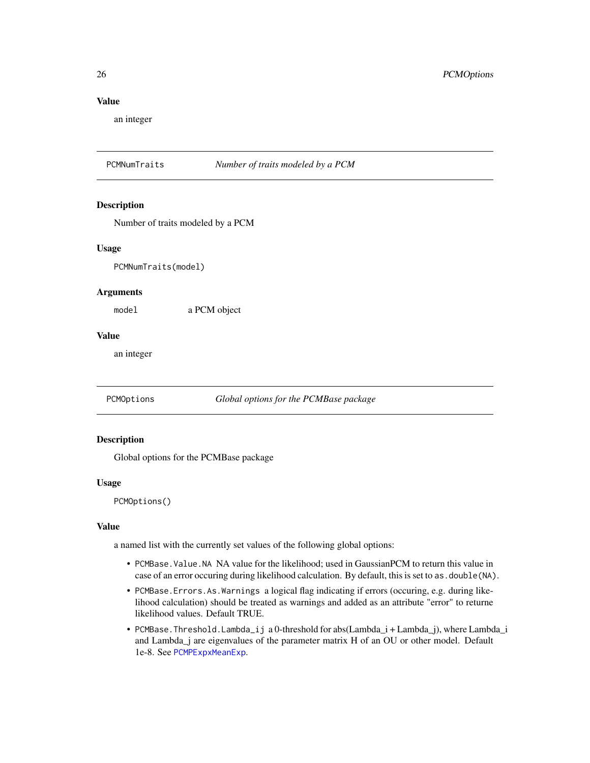### Value

an integer

## PCMNumTraits — *Number of traits modeled by a PCM*

### Description

Number of traits modeled by a PCM

### Usage

```
PCMNumTraits(model)
```

### Arguments

| | |
|---|---|
| `model` | a PCM object |

### Value

an integer

## PCMOptions — *Global options for the PCMBase package*

### Description

Global options for the PCMBase package

### Usage

```
PCMOptions()
```

### Value

a named list with the currently set values of the following global options:

- `PCMBase.Value.NA` NA value for the likelihood; used in GaussianPCM to return this value in case of an error occuring during likelihood calculation. By default, this is set to `as.double(NA)`.
- `PCMBase.Errors.As.Warnings` a logical flag indicating if errors (occuring, e.g. during likelihood calculation) should be treated as warnings and added as an attribute "error" to returne likelihood values. Default TRUE.
- `PCMBase.Threshold.Lambda_ij` a 0-threshold for abs(Lambda_i + Lambda_j), where Lambda_i and Lambda_j are eigenvalues of the parameter matrix H of an OU or other model. Default 1e-8. See `PCMPExpxMeanExp`.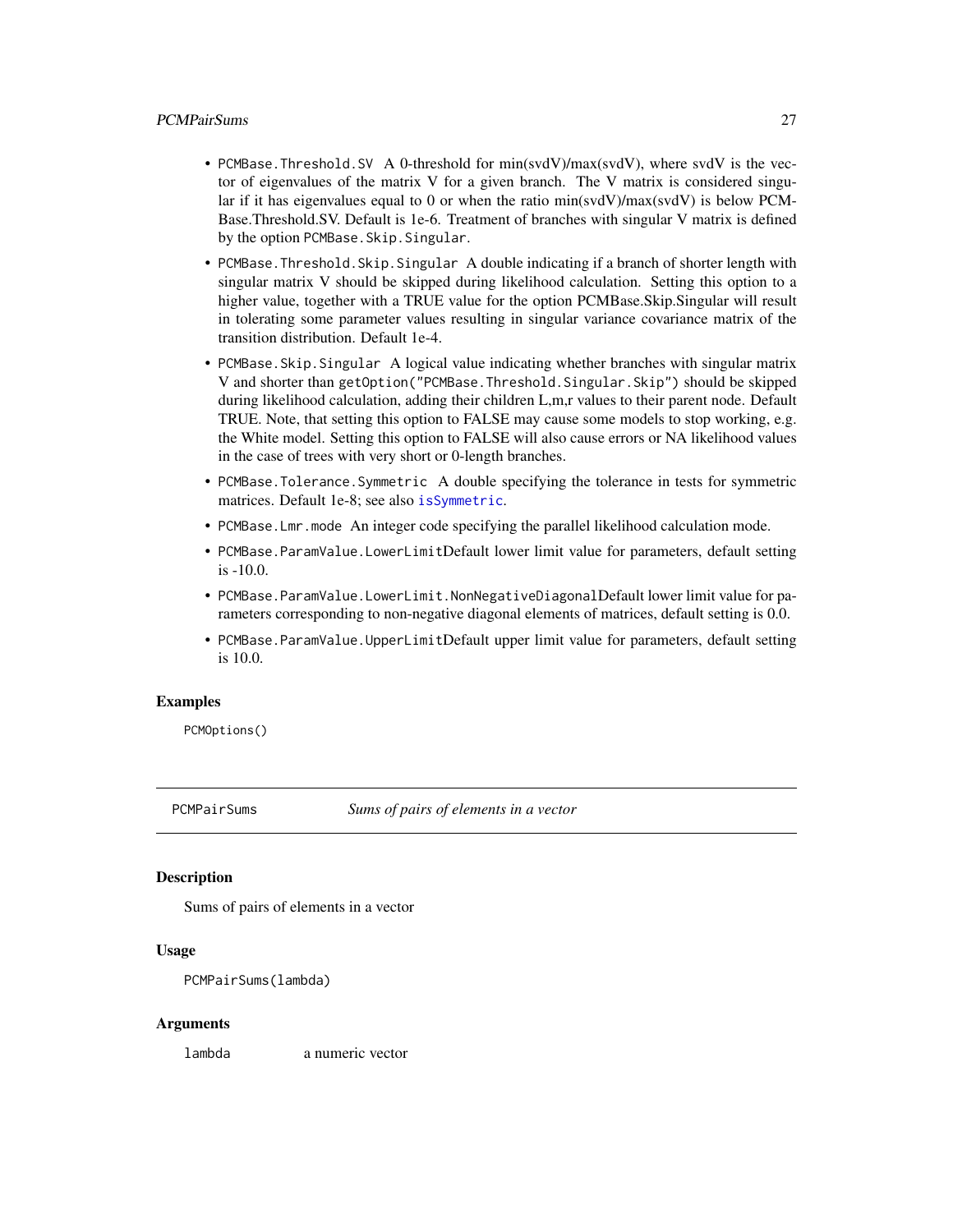- `PCMBase.Threshold.SV` A 0-threshold for min(svdV)/max(svdV), where svdV is the vector of eigenvalues of the matrix V for a given branch. The V matrix is considered singular if it has eigenvalues equal to 0 or when the ratio min(svdV)/max(svdV) is below PCMBase.Threshold.SV. Default is 1e-6. Treatment of branches with singular V matrix is defined by the option `PCMBase.Skip.Singular`.
- `PCMBase.Threshold.Skip.Singular` A double indicating if a branch of shorter length with singular matrix V should be skipped during likelihood calculation. Setting this option to a higher value, together with a TRUE value for the option PCMBase.Skip.Singular will result in tolerating some parameter values resulting in singular variance covariance matrix of the transition distribution. Default 1e-4.
- `PCMBase.Skip.Singular` A logical value indicating whether branches with singular matrix V and shorter than `getOption("PCMBase.Threshold.Singular.Skip")` should be skipped during likelihood calculation, adding their children L,m,r values to their parent node. Default TRUE. Note, that setting this option to FALSE may cause some models to stop working, e.g. the White model. Setting this option to FALSE will also cause errors or NA likelihood values in the case of trees with very short or 0-length branches.
- `PCMBase.Tolerance.Symmetric` A double specifying the tolerance in tests for symmetric matrices. Default 1e-8; see also `isSymmetric`.
- `PCMBase.Lmr.mode` An integer code specifying the parallel likelihood calculation mode.
- `PCMBase.ParamValue.LowerLimit`Default lower limit value for parameters, default setting is -10.0.
- `PCMBase.ParamValue.LowerLimit.NonNegativeDiagonal`Default lower limit value for parameters corresponding to non-negative diagonal elements of matrices, default setting is 0.0.
- `PCMBase.ParamValue.UpperLimit`Default upper limit value for parameters, default setting is 10.0.

## Examples

```
PCMOptions()
```

---

# PCMPairSums — *Sums of pairs of elements in a vector*

## Description

Sums of pairs of elements in a vector

## Usage

```
PCMPairSums(lambda)
```

## Arguments

| | |
|---|---|
| lambda | a numeric vector |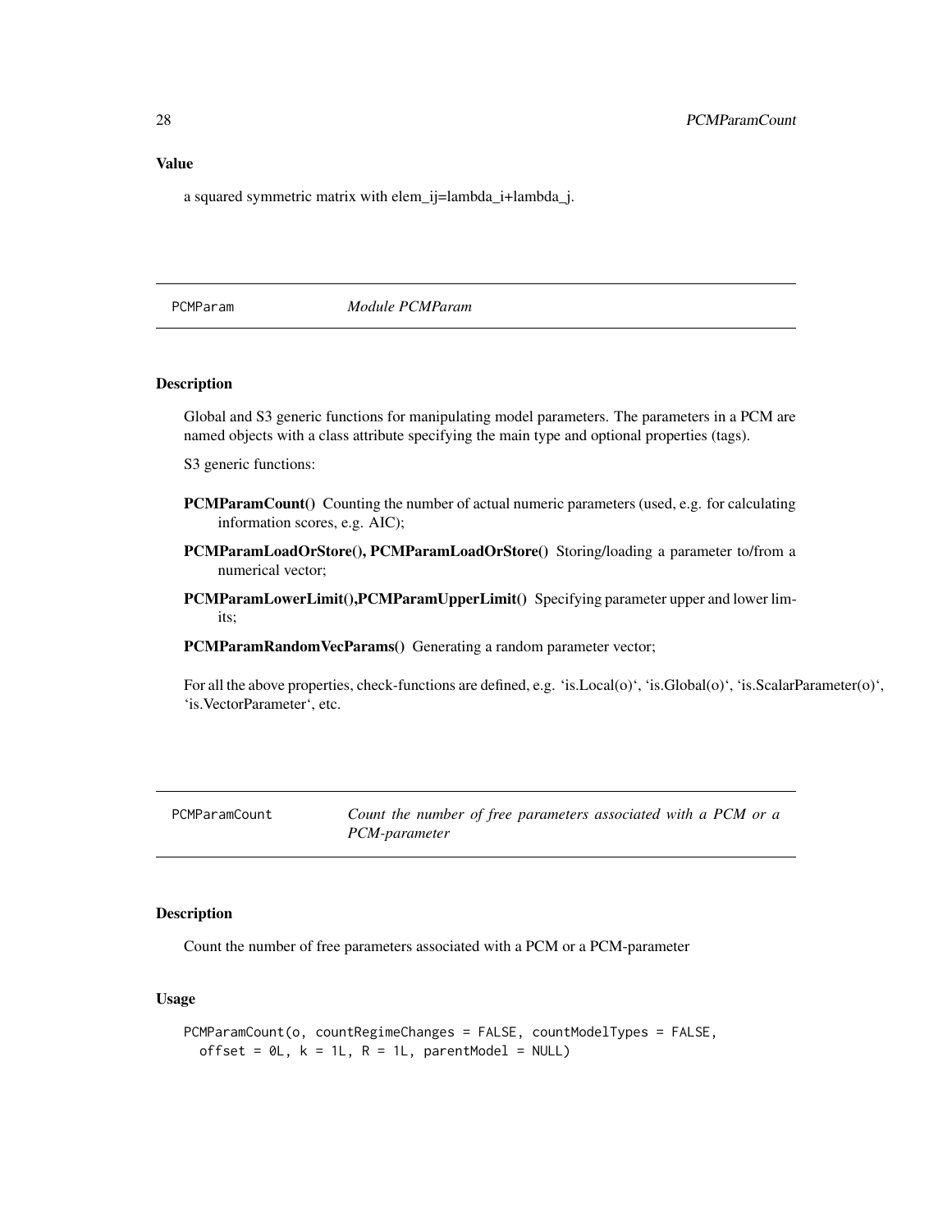### Value

a squared symmetric matrix with elem_ij=lambda_i+lambda_j.

---

## PCMParam — *Module PCMParam*

### Description

Global and S3 generic functions for manipulating model parameters. The parameters in a PCM are named objects with a class attribute specifying the main type and optional properties (tags).

S3 generic functions:

**PCMParamCount()** Counting the number of actual numeric parameters (used, e.g. for calculating information scores, e.g. AIC);

**PCMParamLoadOrStore(), PCMParamLoadOrStore()** Storing/loading a parameter to/from a numerical vector;

**PCMParamLowerLimit(),PCMParamUpperLimit()** Specifying parameter upper and lower limits;

**PCMParamRandomVecParams()** Generating a random parameter vector;

For all the above properties, check-functions are defined, e.g. 'is.Local(o)', 'is.Global(o)', 'is.ScalarParameter(o)', 'is.VectorParameter', etc.

---

## PCMParamCount — *Count the number of free parameters associated with a PCM or a PCM-parameter*

### Description

Count the number of free parameters associated with a PCM or a PCM-parameter

### Usage

```
PCMParamCount(o, countRegimeChanges = FALSE, countModelTypes = FALSE,
  offset = 0L, k = 1L, R = 1L, parentModel = NULL)
```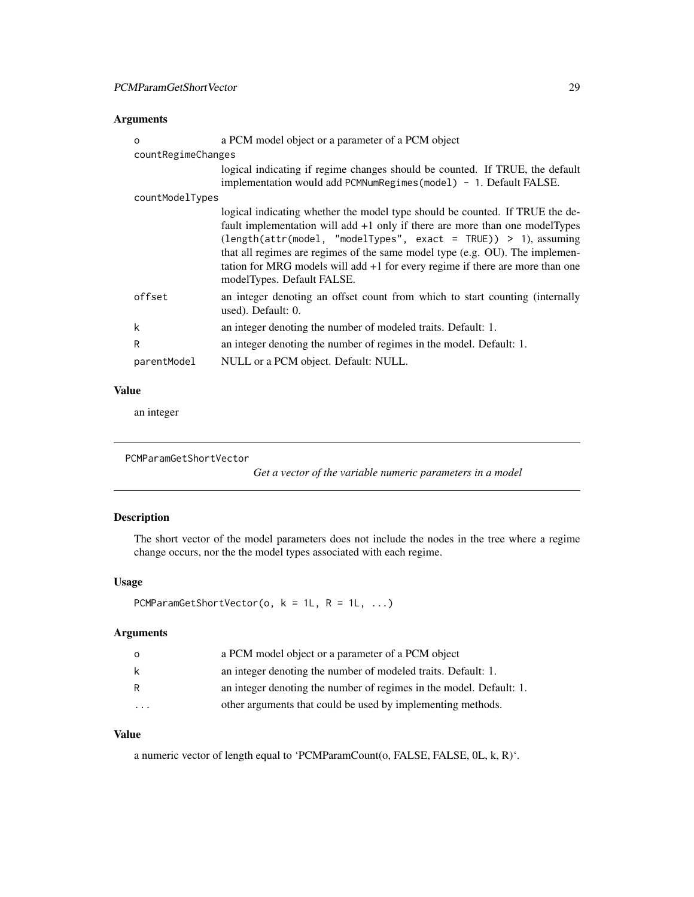### Arguments

| | |
|---|---|
| `o` | a PCM model object or a parameter of a PCM object |
| `countRegimeChanges` | logical indicating if regime changes should be counted. If TRUE, the default implementation would add `PCMNumRegimes(model) - 1`. Default FALSE. |
| `countModelTypes` | logical indicating whether the model type should be counted. If TRUE the default implementation will add +1 only if there are more than one modelTypes (`length(attr(model, "modelTypes", exact = TRUE)) > 1`), assuming that all regimes are regimes of the same model type (e.g. OU). The implementation for MRG models will add +1 for every regime if there are more than one modelTypes. Default FALSE. |
| `offset` | an integer denoting an offset count from which to start counting (internally used). Default: 0. |
| `k` | an integer denoting the number of modeled traits. Default: 1. |
| `R` | an integer denoting the number of regimes in the model. Default: 1. |
| `parentModel` | NULL or a PCM object. Default: NULL. |

### Value

an integer

---

## PCMParamGetShortVector

*Get a vector of the variable numeric parameters in a model*

### Description

The short vector of the model parameters does not include the nodes in the tree where a regime change occurs, nor the the model types associated with each regime.

### Usage

```
PCMParamGetShortVector(o, k = 1L, R = 1L, ...)
```

### Arguments

| | |
|---|---|
| `o` | a PCM model object or a parameter of a PCM object |
| `k` | an integer denoting the number of modeled traits. Default: 1. |
| `R` | an integer denoting the number of regimes in the model. Default: 1. |
| `...` | other arguments that could be used by implementing methods. |

### Value

a numeric vector of length equal to 'PCMParamCount(o, FALSE, FALSE, 0L, k, R)'.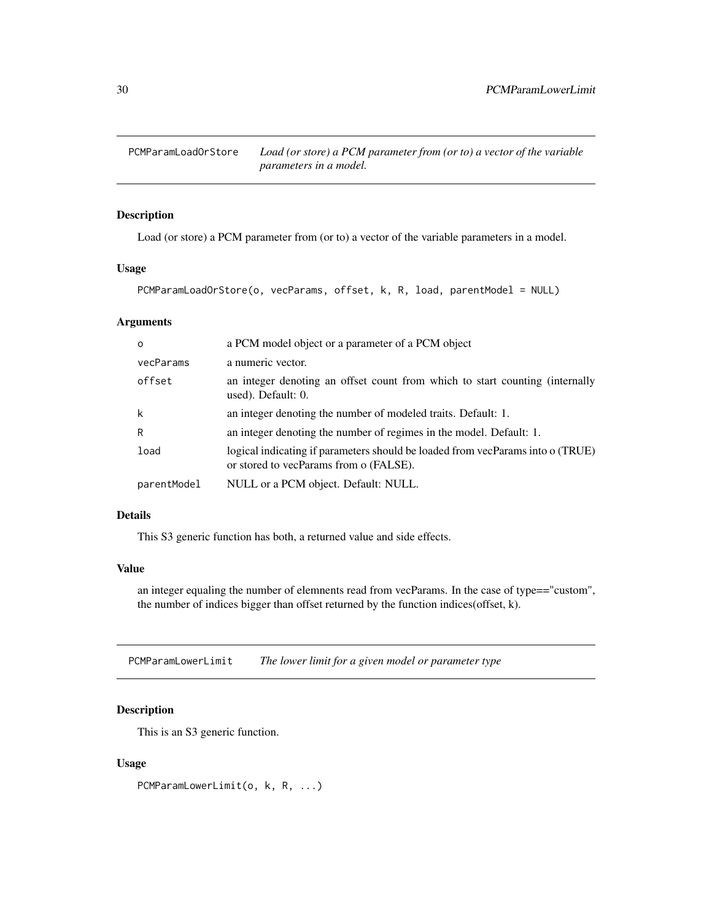## PCMParamLoadOrStore *Load (or store) a PCM parameter from (or to) a vector of the variable parameters in a model.*

### Description

Load (or store) a PCM parameter from (or to) a vector of the variable parameters in a model.

### Usage

```
PCMParamLoadOrStore(o, vecParams, offset, k, R, load, parentModel = NULL)
```

### Arguments

| | |
|---|---|
| o | a PCM model object or a parameter of a PCM object |
| vecParams | a numeric vector. |
| offset | an integer denoting an offset count from which to start counting (internally used). Default: 0. |
| k | an integer denoting the number of modeled traits. Default: 1. |
| R | an integer denoting the number of regimes in the model. Default: 1. |
| load | logical indicating if parameters should be loaded from vecParams into o (TRUE) or stored to vecParams from o (FALSE). |
| parentModel | NULL or a PCM object. Default: NULL. |

### Details

This S3 generic function has both, a returned value and side effects.

### Value

an integer equaling the number of elemnents read from vecParams. In the case of type=="custom", the number of indices bigger than offset returned by the function indices(offset, k).

## PCMParamLowerLimit *The lower limit for a given model or parameter type*

### Description

This is an S3 generic function.

### Usage

```
PCMParamLowerLimit(o, k, R, ...)
```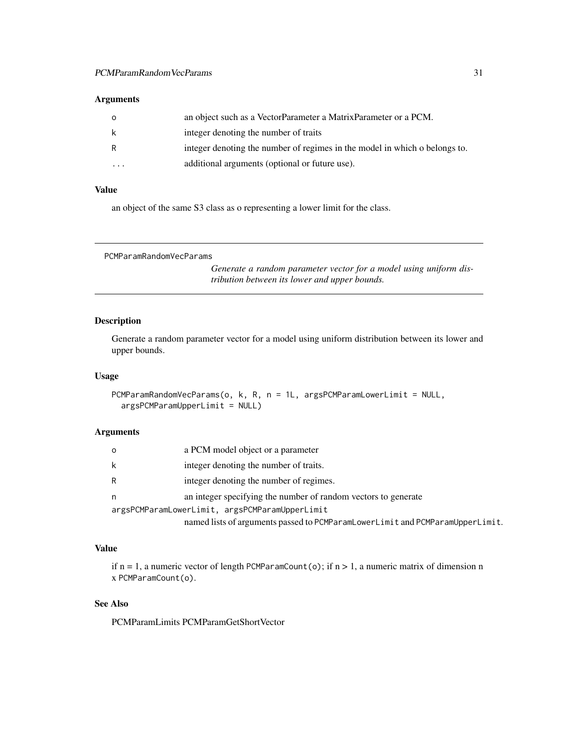### Arguments

| | |
|---|---|
| o | an object such as a VectorParameter a MatrixParameter or a PCM. |
| k | integer denoting the number of traits |
| R | integer denoting the number of regimes in the model in which o belongs to. |
| ... | additional arguments (optional or future use). |

### Value

an object of the same S3 class as o representing a lower limit for the class.

---

## PCMParamRandomVecParams

*Generate a random parameter vector for a model using uniform distribution between its lower and upper bounds.*

### Description

Generate a random parameter vector for a model using uniform distribution between its lower and upper bounds.

### Usage

```
PCMParamRandomVecParams(o, k, R, n = 1L, argsPCMParamLowerLimit = NULL,
  argsPCMParamUpperLimit = NULL)
```

### Arguments

| | |
|---|---|
| o | a PCM model object or a parameter |
| k | integer denoting the number of traits. |
| R | integer denoting the number of regimes. |
| n | an integer specifying the number of random vectors to generate |
| argsPCMParamLowerLimit, argsPCMParamUpperLimit | named lists of arguments passed to `PCMParamLowerLimit` and `PCMParamUpperLimit`. |

### Value

if n = 1, a numeric vector of length `PCMParamCount(o)`; if n > 1, a numeric matrix of dimension n x `PCMParamCount(o)`.

### See Also

PCMParamLimits PCMParamGetShortVector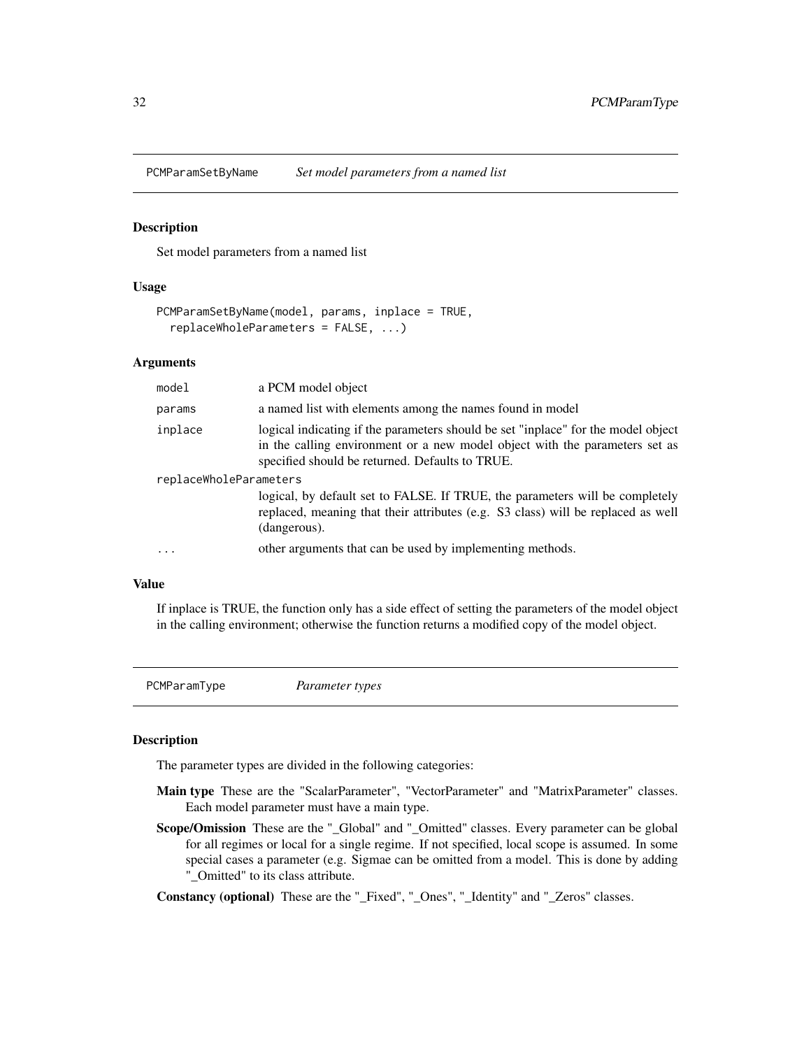## PCMParamSetByName *Set model parameters from a named list*

### Description

Set model parameters from a named list

### Usage

```
PCMParamSetByName(model, params, inplace = TRUE,
  replaceWholeParameters = FALSE, ...)
```

### Arguments

| | |
|---|---|
| `model` | a PCM model object |
| `params` | a named list with elements among the names found in model |
| `inplace` | logical indicating if the parameters should be set "inplace" for the model object in the calling environment or a new model object with the parameters set as specified should be returned. Defaults to TRUE. |
| `replaceWholeParameters` | logical, by default set to FALSE. If TRUE, the parameters will be completely replaced, meaning that their attributes (e.g. S3 class) will be replaced as well (dangerous). |
| `...` | other arguments that can be used by implementing methods. |

### Value

If inplace is TRUE, the function only has a side effect of setting the parameters of the model object in the calling environment; otherwise the function returns a modified copy of the model object.

## PCMParamType *Parameter types*

### Description

The parameter types are divided in the following categories:

**Main type** These are the "ScalarParameter", "VectorParameter" and "MatrixParameter" classes. Each model parameter must have a main type.

**Scope/Omission** These are the "_Global" and "_Omitted" classes. Every parameter can be global for all regimes or local for a single regime. If not specified, local scope is assumed. In some special cases a parameter (e.g. Sigmae can be omitted from a model. This is done by adding "_Omitted" to its class attribute.

**Constancy (optional)** These are the "_Fixed", "_Ones", "_Identity" and "_Zeros" classes.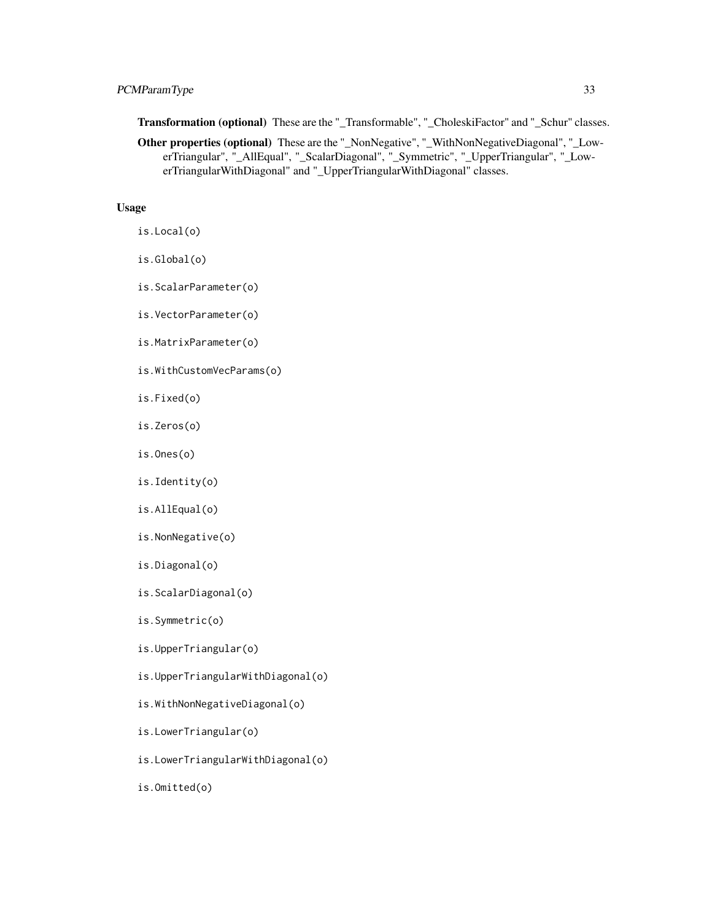**Transformation (optional)** These are the "_Transformable", "_CholeskiFactor" and "_Schur" classes.

**Other properties (optional)** These are the "_NonNegative", "_WithNonNegativeDiagonal", "_LowerTriangular", "_AllEqual", "_ScalarDiagonal", "_Symmetric", "_UpperTriangular", "_LowerTriangularWithDiagonal" and "_UpperTriangularWithDiagonal" classes.

## Usage

```
is.Local(o)

is.Global(o)

is.ScalarParameter(o)

is.VectorParameter(o)

is.MatrixParameter(o)

is.WithCustomVecParams(o)

is.Fixed(o)

is.Zeros(o)

is.Ones(o)

is.Identity(o)

is.AllEqual(o)

is.NonNegative(o)

is.Diagonal(o)

is.ScalarDiagonal(o)

is.Symmetric(o)

is.UpperTriangular(o)

is.UpperTriangularWithDiagonal(o)

is.WithNonNegativeDiagonal(o)

is.LowerTriangular(o)

is.LowerTriangularWithDiagonal(o)

is.Omitted(o)
```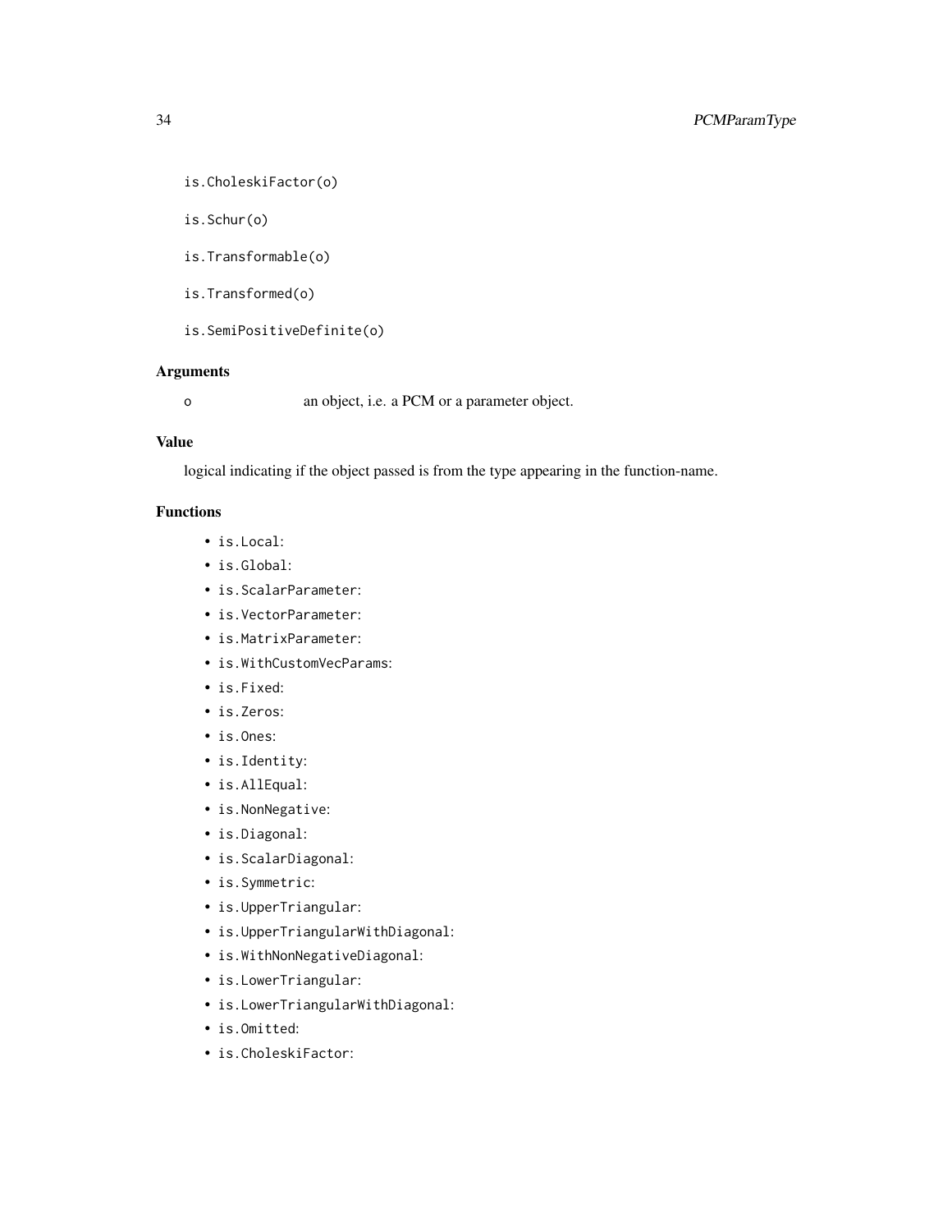```
is.CholeskiFactor(o)

is.Schur(o)

is.Transformable(o)

is.Transformed(o)

is.SemiPositiveDefinite(o)
```

## Arguments

o    an object, i.e. a PCM or a parameter object.

## Value

logical indicating if the object passed is from the type appearing in the function-name.

## Functions

- `is.Local`:
- `is.Global`:
- `is.ScalarParameter`:
- `is.VectorParameter`:
- `is.MatrixParameter`:
- `is.WithCustomVecParams`:
- `is.Fixed`:
- `is.Zeros`:
- `is.Ones`:
- `is.Identity`:
- `is.AllEqual`:
- `is.NonNegative`:
- `is.Diagonal`:
- `is.ScalarDiagonal`:
- `is.Symmetric`:
- `is.UpperTriangular`:
- `is.UpperTriangularWithDiagonal`:
- `is.WithNonNegativeDiagonal`:
- `is.LowerTriangular`:
- `is.LowerTriangularWithDiagonal`:
- `is.Omitted`:
- `is.CholeskiFactor`: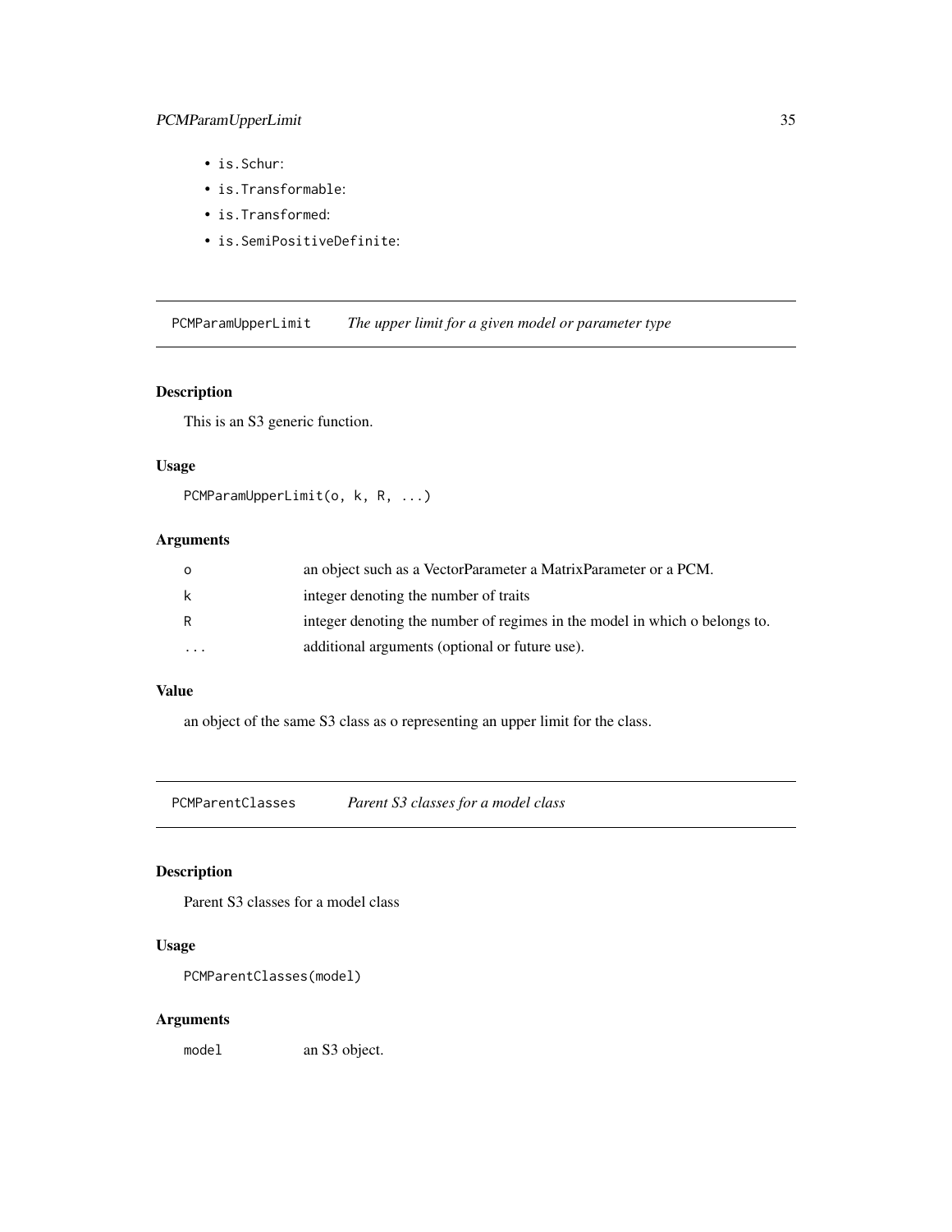- `is.Schur`:
- `is.Transformable`:
- `is.Transformed`:
- `is.SemiPositiveDefinite`:

## PCMParamUpperLimit — *The upper limit for a given model or parameter type*

### Description

This is an S3 generic function.

### Usage

```
PCMParamUpperLimit(o, k, R, ...)
```

### Arguments

| | |
|---|---|
| `o` | an object such as a VectorParameter a MatrixParameter or a PCM. |
| `k` | integer denoting the number of traits |
| `R` | integer denoting the number of regimes in the model in which o belongs to. |
| `...` | additional arguments (optional or future use). |

### Value

an object of the same S3 class as o representing an upper limit for the class.

## PCMParentClasses — *Parent S3 classes for a model class*

### Description

Parent S3 classes for a model class

### Usage

```
PCMParentClasses(model)
```

### Arguments

| | |
|---|---|
| `model` | an S3 object. |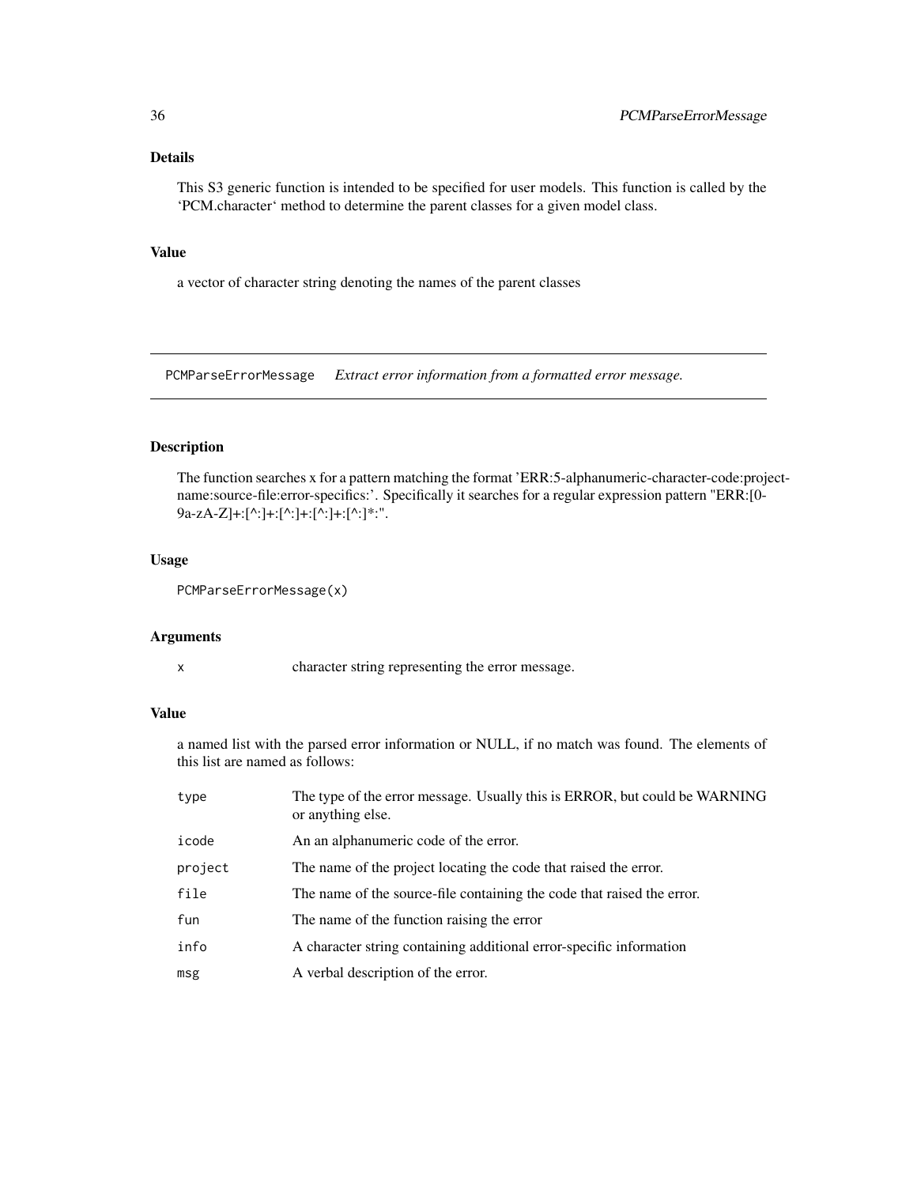### Details

This S3 generic function is intended to be specified for user models. This function is called by the ‘PCM.character‘ method to determine the parent classes for a given model class.

### Value

a vector of character string denoting the names of the parent classes

---

## PCMParseErrorMessage *Extract error information from a formatted error message.*

---

### Description

The function searches x for a pattern matching the format 'ERR:5-alphanumeric-character-code:project-name:source-file:error-specifics:'. Specifically it searches for a regular expression pattern "ERR:[0-9a-zA-Z]+:[^:]+:[^:]+:[^:]+:[^:]*:".

### Usage

```
PCMParseErrorMessage(x)
```

### Arguments

| | |
|---|---|
| x | character string representing the error message. |

### Value

a named list with the parsed error information or NULL, if no match was found. The elements of this list are named as follows:

| | |
|---|---|
| type | The type of the error message. Usually this is ERROR, but could be WARNING or anything else. |
| icode | An an alphanumeric code of the error. |
| project | The name of the project locating the code that raised the error. |
| file | The name of the source-file containing the code that raised the error. |
| fun | The name of the function raising the error |
| info | A character string containing additional error-specific information |
| msg | A verbal description of the error. |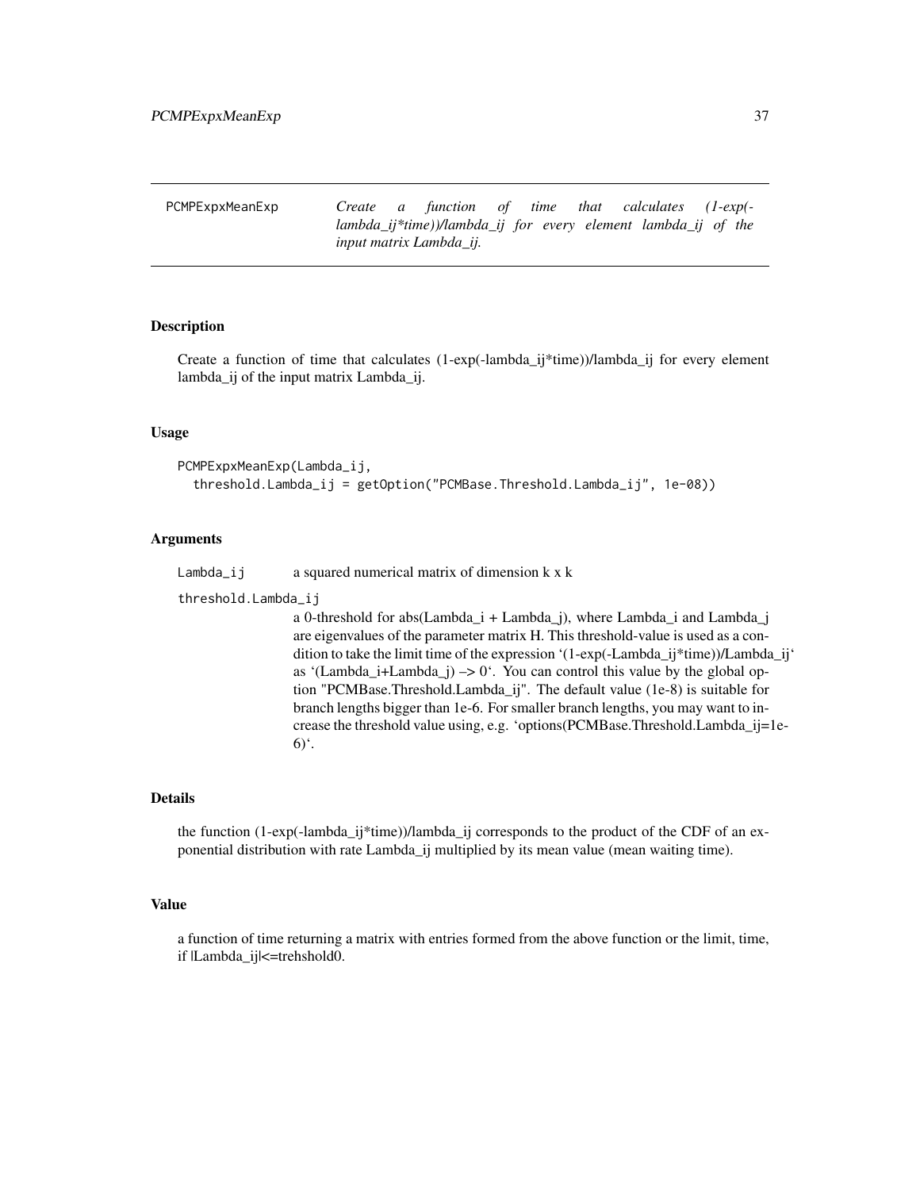# PCMPExpxMeanExp

*Create a function of time that calculates (1-exp(-lambda_ij*time))/lambda_ij for every element lambda_ij of the input matrix Lambda_ij.*

### Description

Create a function of time that calculates (1-exp(-lambda_ij*time))/lambda_ij for every element lambda_ij of the input matrix Lambda_ij.

### Usage

```
PCMPExpxMeanExp(Lambda_ij,
  threshold.Lambda_ij = getOption("PCMBase.Threshold.Lambda_ij", 1e-08))
```

### Arguments

`Lambda_ij` a squared numerical matrix of dimension k x k

`threshold.Lambda_ij` a 0-threshold for abs(Lambda_i + Lambda_j), where Lambda_i and Lambda_j are eigenvalues of the parameter matrix H. This threshold-value is used as a condition to take the limit time of the expression '(1-exp(-Lambda_ij*time))/Lambda_ij' as '(Lambda_i+Lambda_j) –> 0'. You can control this value by the global option "PCMBase.Threshold.Lambda_ij". The default value (1e-8) is suitable for branch lengths bigger than 1e-6. For smaller branch lengths, you may want to increase the threshold value using, e.g. 'options(PCMBase.Threshold.Lambda_ij=1e-6)'.

### Details

the function (1-exp(-lambda_ij*time))/lambda_ij corresponds to the product of the CDF of an exponential distribution with rate Lambda_ij multiplied by its mean value (mean waiting time).

### Value

a function of time returning a matrix with entries formed from the above function or the limit, time, if |Lambda_ij|<=trehshold0.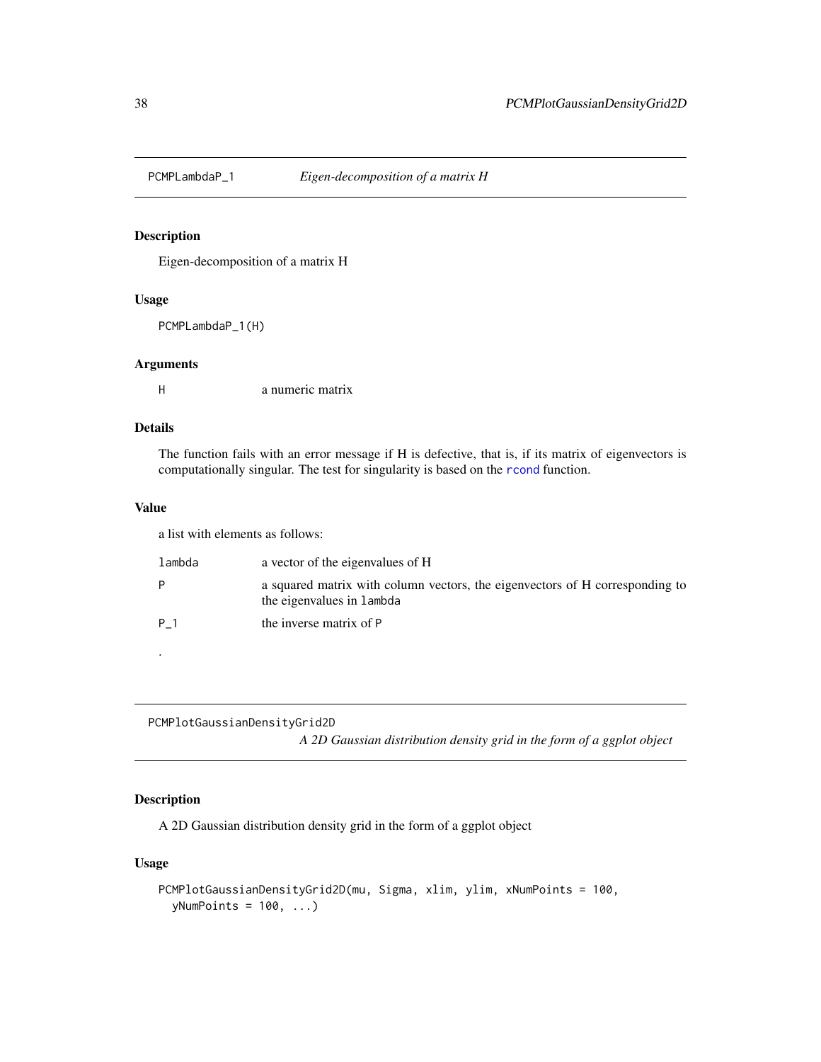## PCMLambdaP_1 — *Eigen-decomposition of a matrix H*

### Description

Eigen-decomposition of a matrix H

### Usage

```
PCMLambdaP_1(H)
```

### Arguments

| | |
|---|---|
| H | a numeric matrix |

### Details

The function fails with an error message if H is defective, that is, if its matrix of eigenvectors is computationally singular. The test for singularity is based on the rcond function.

### Value

a list with elements as follows:

| | |
|---|---|
| lambda | a vector of the eigenvalues of H |
| P | a squared matrix with column vectors, the eigenvectors of H corresponding to the eigenvalues in lambda |
| P_1 | the inverse matrix of P |

.

## PCMPlotGaussianDensityGrid2D — *A 2D Gaussian distribution density grid in the form of a ggplot object*

### Description

A 2D Gaussian distribution density grid in the form of a ggplot object

### Usage

```
PCMPlotGaussianDensityGrid2D(mu, Sigma, xlim, ylim, xNumPoints = 100,
  yNumPoints = 100, ...)
```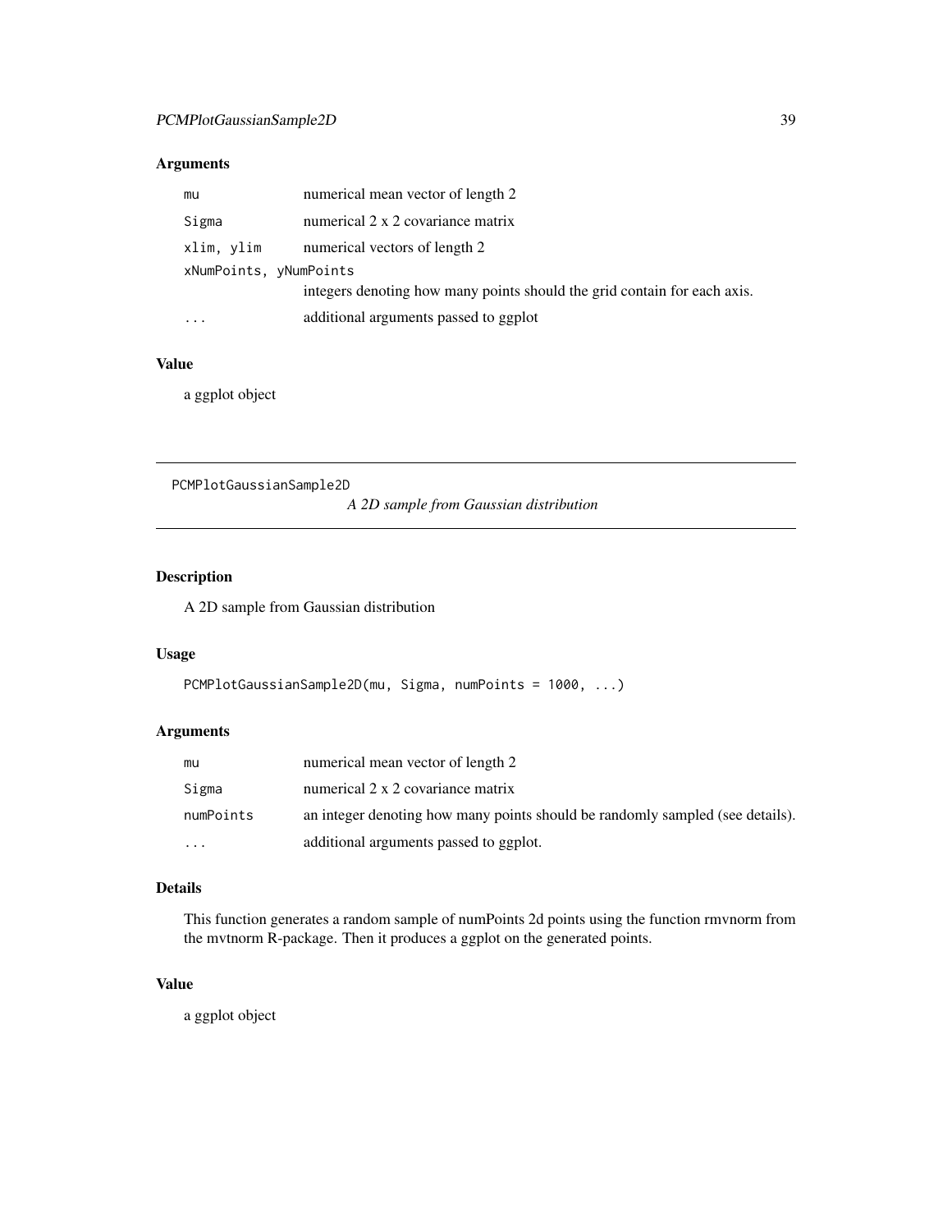### Arguments

| | |
|---|---|
| `mu` | numerical mean vector of length 2 |
| `Sigma` | numerical 2 x 2 covariance matrix |
| `xlim, ylim` | numerical vectors of length 2 |
| `xNumPoints, yNumPoints` | integers denoting how many points should the grid contain for each axis. |
| `...` | additional arguments passed to ggplot |

### Value

a ggplot object

---

## PCMPlotGaussianSample2D — *A 2D sample from Gaussian distribution*

### Description

A 2D sample from Gaussian distribution

### Usage

```
PCMPlotGaussianSample2D(mu, Sigma, numPoints = 1000, ...)
```

### Arguments

| | |
|---|---|
| `mu` | numerical mean vector of length 2 |
| `Sigma` | numerical 2 x 2 covariance matrix |
| `numPoints` | an integer denoting how many points should be randomly sampled (see details). |
| `...` | additional arguments passed to ggplot. |

### Details

This function generates a random sample of numPoints 2d points using the function rmvnorm from the mvtnorm R-package. Then it produces a ggplot on the generated points.

### Value

a ggplot object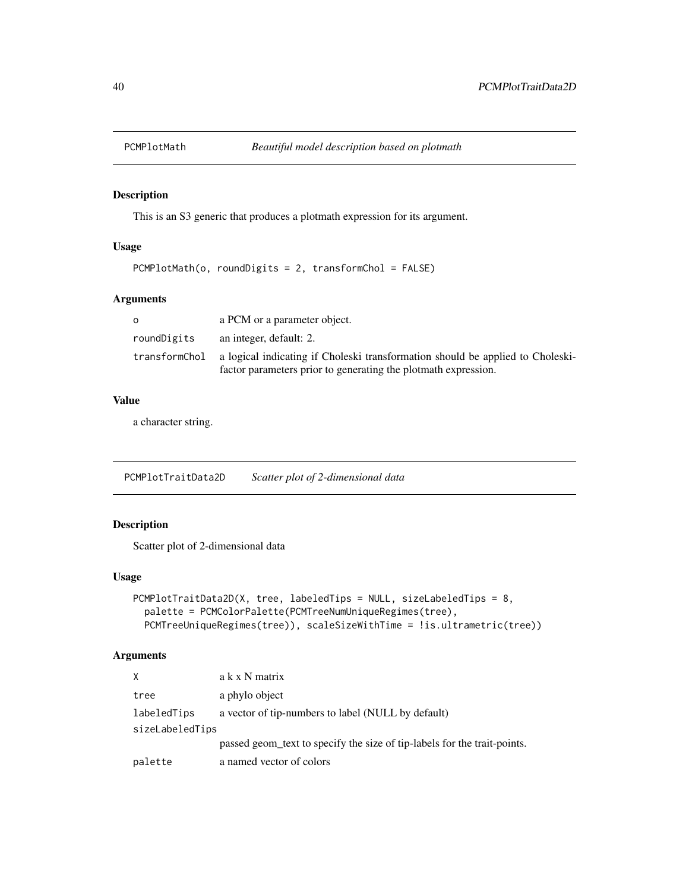## PCMPlotMath — *Beautiful model description based on plotmath*

### Description

This is an S3 generic that produces a plotmath expression for its argument.

### Usage

```
PCMPlotMath(o, roundDigits = 2, transformChol = FALSE)
```

### Arguments

| | |
|---|---|
| `o` | a PCM or a parameter object. |
| `roundDigits` | an integer, default: 2. |
| `transformChol` | a logical indicating if Choleski transformation should be applied to Choleski-factor parameters prior to generating the plotmath expression. |

### Value

a character string.

## PCMPlotTraitData2D — *Scatter plot of 2-dimensional data*

### Description

Scatter plot of 2-dimensional data

### Usage

```
PCMPlotTraitData2D(X, tree, labeledTips = NULL, sizeLabeledTips = 8,
  palette = PCMColorPalette(PCMTreeNumUniqueRegimes(tree),
  PCMTreeUniqueRegimes(tree)), scaleSizeWithTime = !is.ultrametric(tree))
```

### Arguments

| | |
|---|---|
| `X` | a k x N matrix |
| `tree` | a phylo object |
| `labeledTips` | a vector of tip-numbers to label (NULL by default) |
| `sizeLabeledTips` | passed geom_text to specify the size of tip-labels for the trait-points. |
| `palette` | a named vector of colors |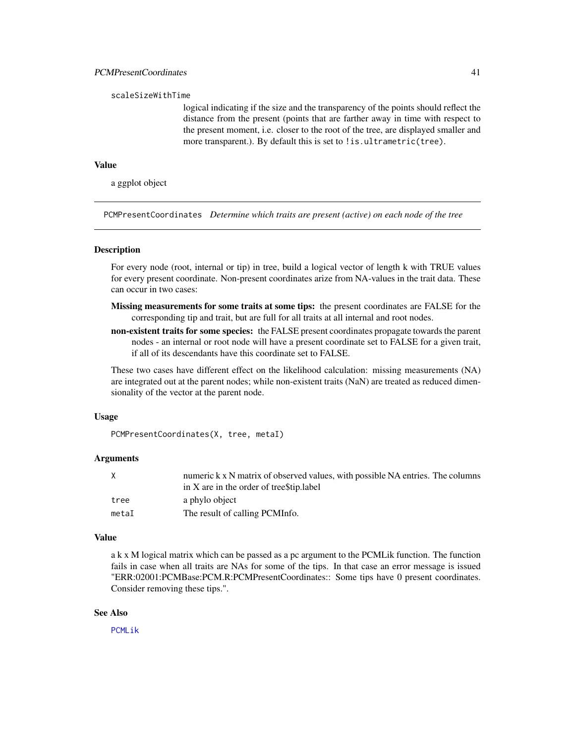scaleSizeWithTime
: logical indicating if the size and the transparency of the points should reflect the distance from the present (points that are farther away in time with respect to the present moment, i.e. closer to the root of the tree, are displayed smaller and more transparent.). By default this is set to `!is.ultrametric(tree)`.

### Value

a ggplot object

## PCMPresentCoordinates *Determine which traits are present (active) on each node of the tree*

### Description

For every node (root, internal or tip) in tree, build a logical vector of length k with TRUE values for every present coordinate. Non-present coordinates arize from NA-values in the trait data. These can occur in two cases:

**Missing measurements for some traits at some tips:** the present coordinates are FALSE for the corresponding tip and trait, but are full for all traits at all internal and root nodes.

**non-existent traits for some species:** the FALSE present coordinates propagate towards the parent nodes - an internal or root node will have a present coordinate set to FALSE for a given trait, if all of its descendants have this coordinate set to FALSE.

These two cases have different effect on the likelihood calculation: missing measurements (NA) are integrated out at the parent nodes; while non-existent traits (NaN) are treated as reduced dimensionality of the vector at the parent node.

### Usage

```
PCMPresentCoordinates(X, tree, metaI)
```

### Arguments

| | |
|---|---|
| X | numeric k x N matrix of observed values, with possible NA entries. The columns in X are in the order of tree$tip.label |
| tree | a phylo object |
| metaI | The result of calling PCMInfo. |

### Value

a k x M logical matrix which can be passed as a pc argument to the PCMLik function. The function fails in case when all traits are NAs for some of the tips. In that case an error message is issued "ERR:02001:PCMBase:PCM.R:PCMPresentCoordinates:: Some tips have 0 present coordinates. Consider removing these tips.".

### See Also

PCMLik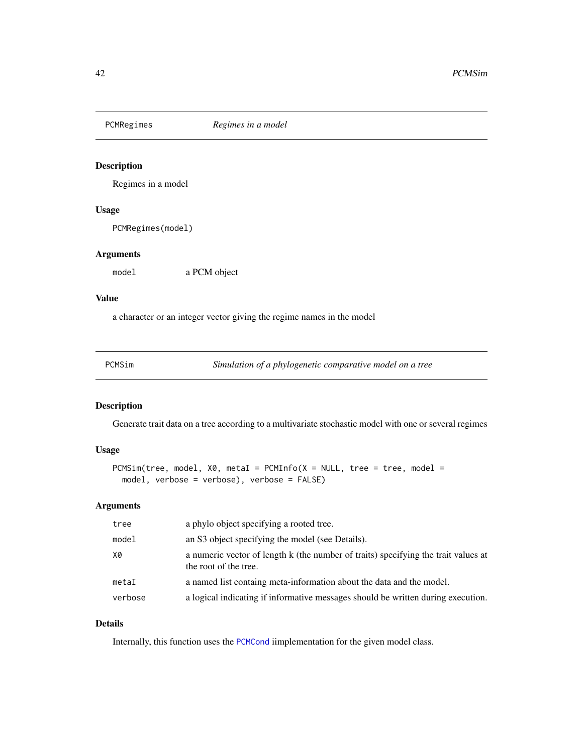## PCMRegimes — *Regimes in a model*

### Description

Regimes in a model

### Usage

```
PCMRegimes(model)
```

### Arguments

| | |
|---|---|
| model | a PCM object |

### Value

a character or an integer vector giving the regime names in the model

## PCMSim — *Simulation of a phylogenetic comparative model on a tree*

### Description

Generate trait data on a tree according to a multivariate stochastic model with one or several regimes

### Usage

```
PCMSim(tree, model, X0, metaI = PCMInfo(X = NULL, tree = tree, model =
  model, verbose = verbose), verbose = FALSE)
```

### Arguments

| | |
|---|---|
| tree | a phylo object specifying a rooted tree. |
| model | an S3 object specifying the model (see Details). |
| X0 | a numeric vector of length k (the number of traits) specifying the trait values at the root of the tree. |
| metaI | a named list containg meta-information about the data and the model. |
| verbose | a logical indicating if informative messages should be written during execution. |

### Details

Internally, this function uses the PCMCond iimplementation for the given model class.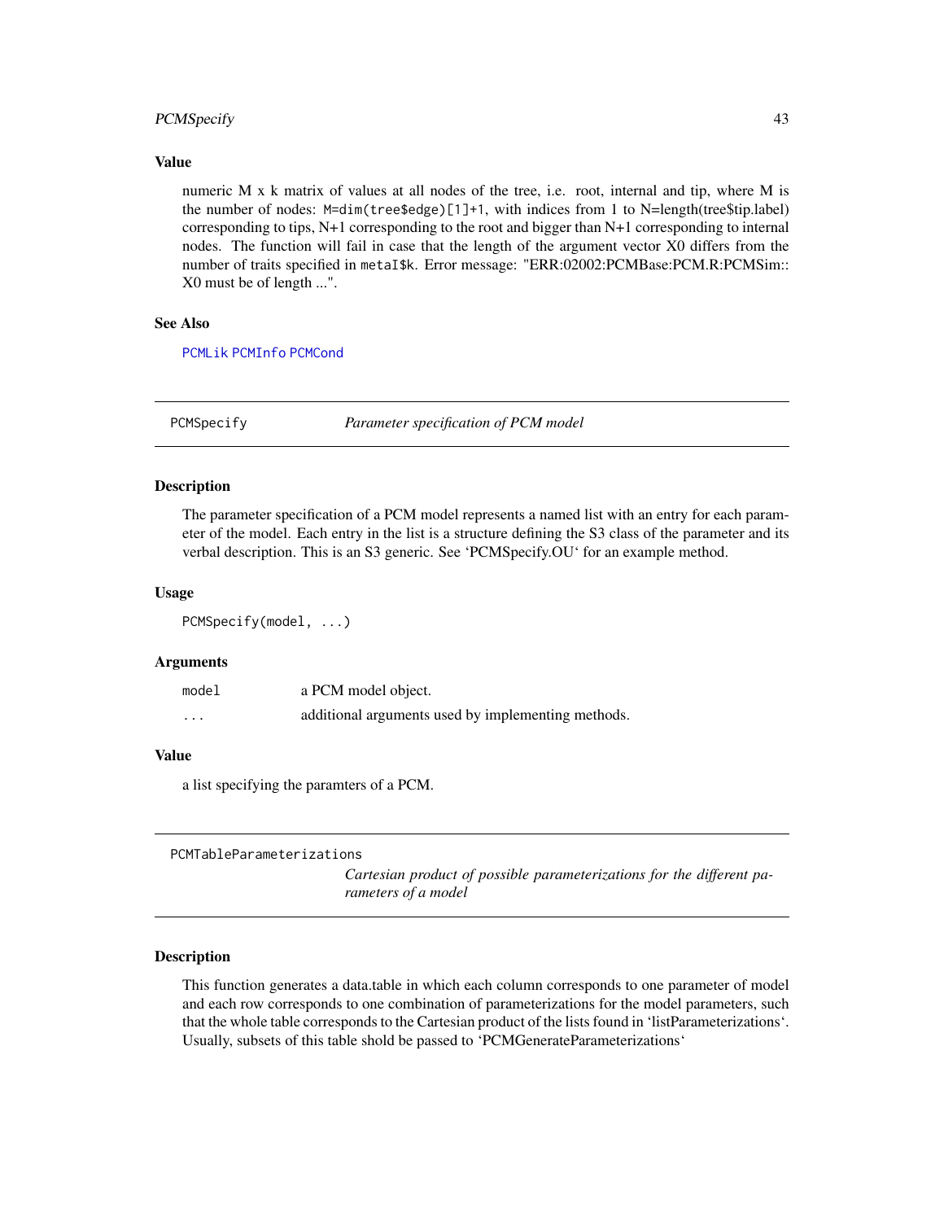### Value

numeric M x k matrix of values at all nodes of the tree, i.e. root, internal and tip, where M is the number of nodes: `M=dim(tree$edge)[1]+1`, with indices from 1 to N=length(tree$tip.label) corresponding to tips, N+1 corresponding to the root and bigger than N+1 corresponding to internal nodes. The function will fail in case that the length of the argument vector X0 differs from the number of traits specified in `metaI$k`. Error message: "ERR:02002:PCMBase:PCM.R:PCMSim:: X0 must be of length ...".

### See Also

`PCMLik` `PCMInfo` `PCMCond`

---

## PCMSpecify — *Parameter specification of PCM model*

### Description

The parameter specification of a PCM model represents a named list with an entry for each parameter of the model. Each entry in the list is a structure defining the S3 class of the parameter and its verbal description. This is an S3 generic. See 'PCMSpecify.OU' for an example method.

### Usage

```
PCMSpecify(model, ...)
```

### Arguments

| | |
|---|---|
| `model` | a PCM model object. |
| `...` | additional arguments used by implementing methods. |

### Value

a list specifying the paramters of a PCM.

---

## PCMTableParameterizations — *Cartesian product of possible parameterizations for the different parameters of a model*

### Description

This function generates a data.table in which each column corresponds to one parameter of model and each row corresponds to one combination of parameterizations for the model parameters, such that the whole table corresponds to the Cartesian product of the lists found in 'listParameterizations'. Usually, subsets of this table shold be passed to 'PCMGenerateParameterizations'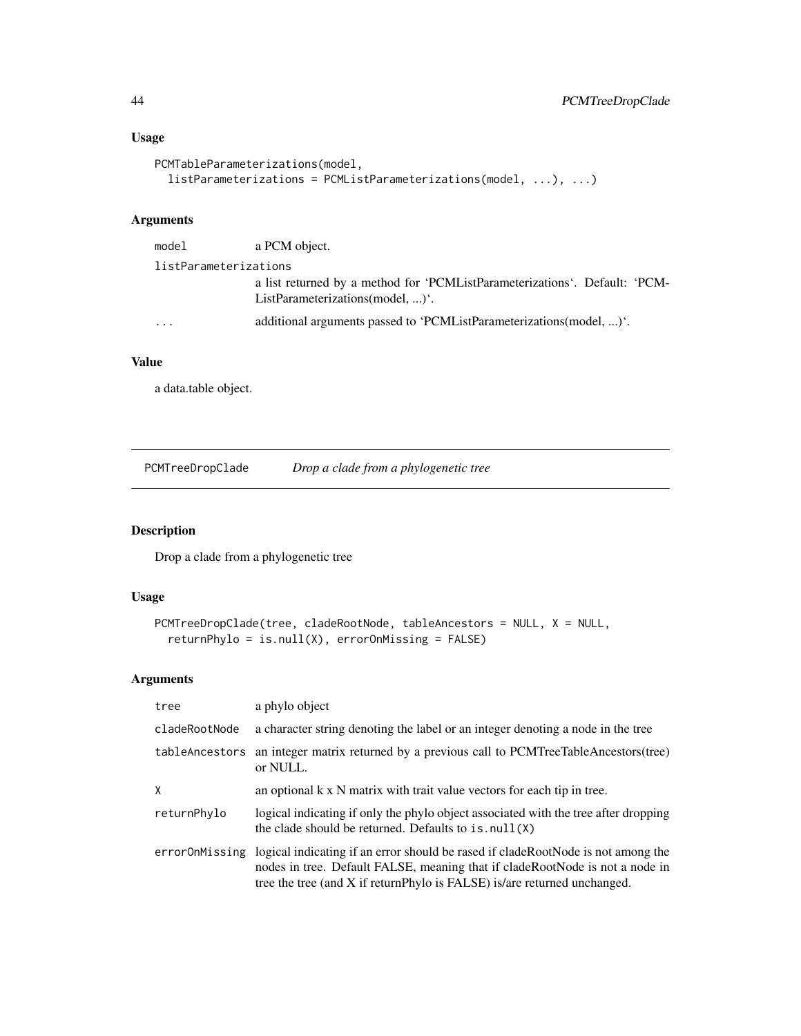## Usage

```
PCMTableParameterizations(model,
  listParameterizations = PCMListParameterizations(model, ...), ...)
```

## Arguments

| | |
|---|---|
| model | a PCM object. |
| listParameterizations | a list returned by a method for 'PCMListParameterizations'. Default: 'PCMListParameterizations(model, ...)'. |
| ... | additional arguments passed to 'PCMListParameterizations(model, ...)'. |

## Value

a data.table object.

---

# PCMTreeDropClade *Drop a clade from a phylogenetic tree*

## Description

Drop a clade from a phylogenetic tree

## Usage

```
PCMTreeDropClade(tree, cladeRootNode, tableAncestors = NULL, X = NULL,
  returnPhylo = is.null(X), errorOnMissing = FALSE)
```

## Arguments

| | |
|---|---|
| tree | a phylo object |
| cladeRootNode | a character string denoting the label or an integer denoting a node in the tree |
| tableAncestors | an integer matrix returned by a previous call to PCMTreeTableAncestors(tree) or NULL. |
| X | an optional k x N matrix with trait value vectors for each tip in tree. |
| returnPhylo | logical indicating if only the phylo object associated with the tree after dropping the clade should be returned. Defaults to `is.null(X)` |
| errorOnMissing | logical indicating if an error should be rased if cladeRootNode is not among the nodes in tree. Default FALSE, meaning that if cladeRootNode is not a node in tree the tree (and X if returnPhylo is FALSE) is/are returned unchanged. |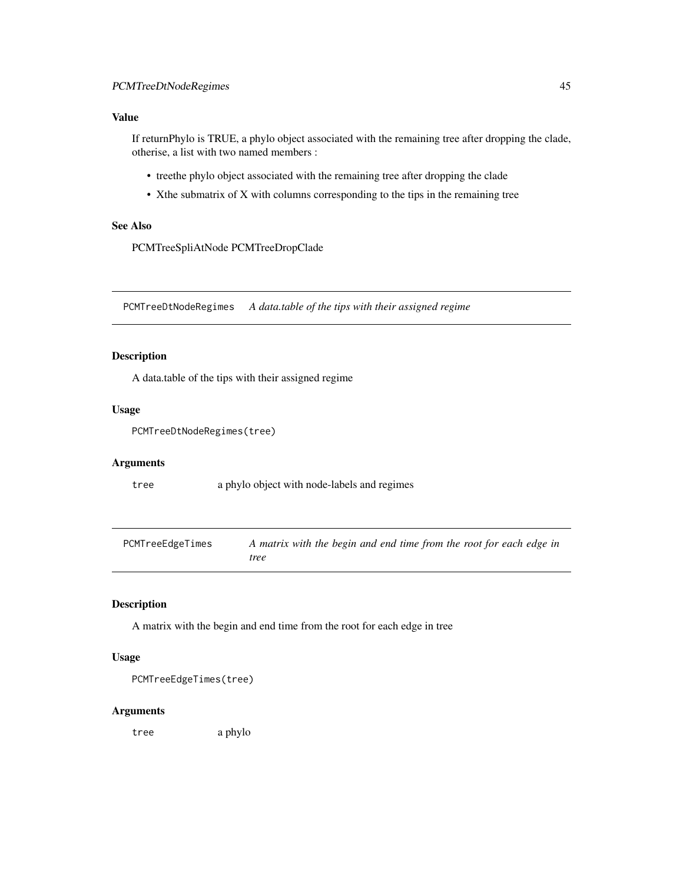### Value

If returnPhylo is TRUE, a phylo object associated with the remaining tree after dropping the clade, otherise, a list with two named members :

- treethe phylo object associated with the remaining tree after dropping the clade
- Xthe submatrix of X with columns corresponding to the tips in the remaining tree

### See Also

PCMTreeSpliAtNode PCMTreeDropClade

---

## PCMTreeDtNodeRegimes *A data.table of the tips with their assigned regime*

---

### Description

A data.table of the tips with their assigned regime

### Usage

```
PCMTreeDtNodeRegimes(tree)
```

### Arguments

| | |
|---|---|
| `tree` | a phylo object with node-labels and regimes |

---

## PCMTreeEdgeTimes *A matrix with the begin and end time from the root for each edge in tree*

---

### Description

A matrix with the begin and end time from the root for each edge in tree

### Usage

```
PCMTreeEdgeTimes(tree)
```

### Arguments

| | |
|---|---|
| `tree` | a phylo |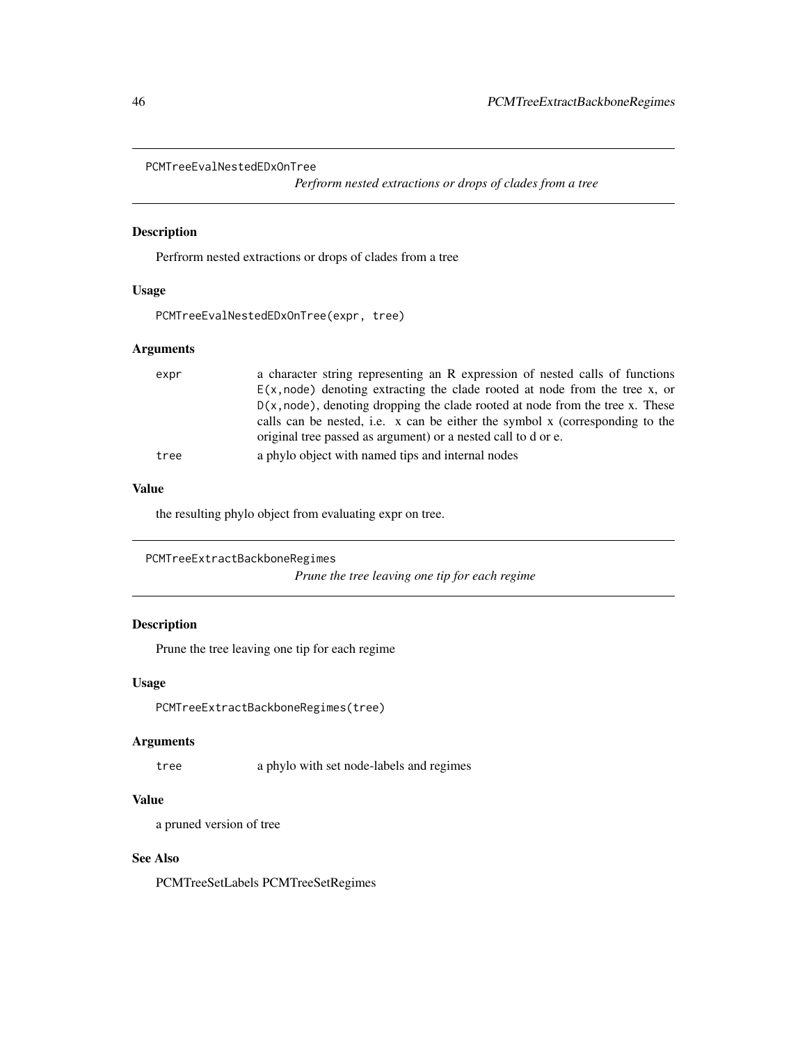## PCMTreeEvalNestedEDxOnTree

*Perfrorm nested extractions or drops of clades from a tree*

### Description

Perfrorm nested extractions or drops of clades from a tree

### Usage

```
PCMTreeEvalNestedEDxOnTree(expr, tree)
```

### Arguments

| | |
|---|---|
| `expr` | a character string representing an R expression of nested calls of functions `E(x,node)` denoting extracting the clade rooted at node from the tree x, or `D(x,node)`, denoting dropping the clade rooted at node from the tree x. These calls can be nested, i.e. x can be either the symbol x (corresponding to the original tree passed as argument) or a nested call to d or e. |
| `tree` | a phylo object with named tips and internal nodes |

### Value

the resulting phylo object from evaluating expr on tree.

## PCMTreeExtractBackboneRegimes

*Prune the tree leaving one tip for each regime*

### Description

Prune the tree leaving one tip for each regime

### Usage

```
PCMTreeExtractBackboneRegimes(tree)
```

### Arguments

| | |
|---|---|
| `tree` | a phylo with set node-labels and regimes |

### Value

a pruned version of tree

### See Also

PCMTreeSetLabels PCMTreeSetRegimes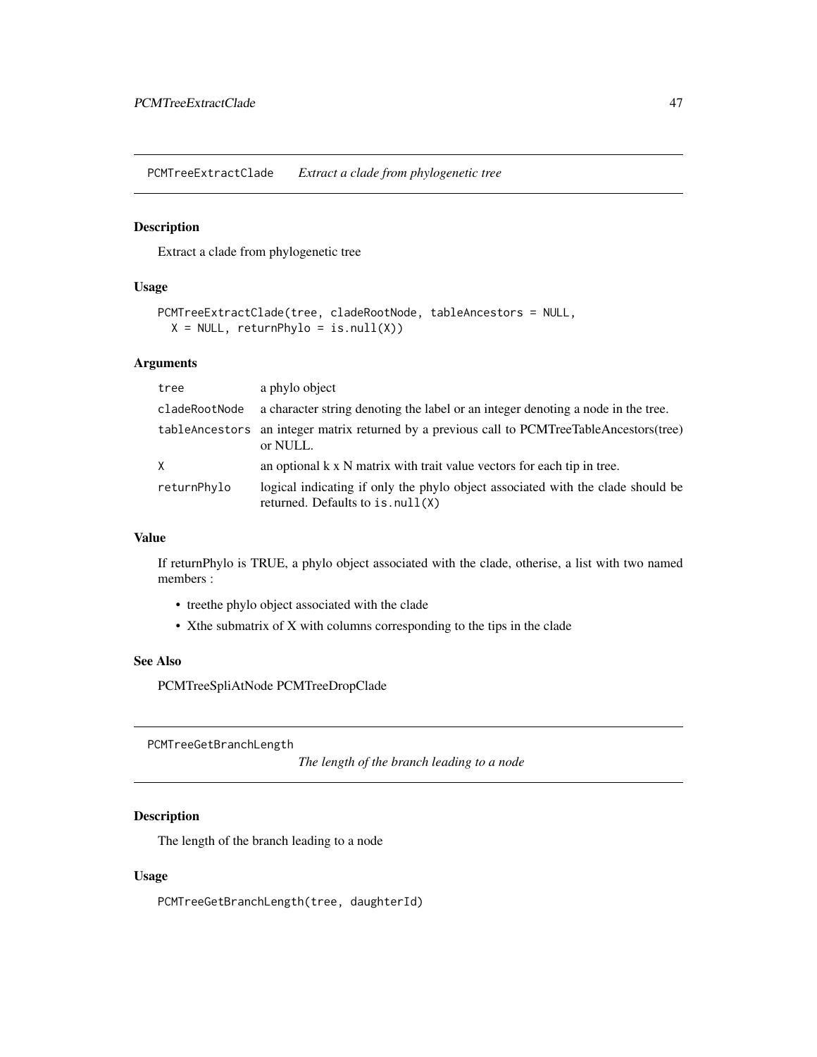## PCMTreeExtractClade *Extract a clade from phylogenetic tree*

### Description

Extract a clade from phylogenetic tree

### Usage

```
PCMTreeExtractClade(tree, cladeRootNode, tableAncestors = NULL,
  X = NULL, returnPhylo = is.null(X))
```

### Arguments

| | |
|---|---|
| `tree` | a phylo object |
| `cladeRootNode` | a character string denoting the label or an integer denoting a node in the tree. |
| `tableAncestors` | an integer matrix returned by a previous call to PCMTreeTableAncestors(tree) or NULL. |
| `X` | an optional k x N matrix with trait value vectors for each tip in tree. |
| `returnPhylo` | logical indicating if only the phylo object associated with the clade should be returned. Defaults to `is.null(X)` |

### Value

If returnPhylo is TRUE, a phylo object associated with the clade, otherise, a list with two named members :

- treethe phylo object associated with the clade
- Xthe submatrix of X with columns corresponding to the tips in the clade

### See Also

PCMTreeSpliAtNode PCMTreeDropClade

## PCMTreeGetBranchLength *The length of the branch leading to a node*

### Description

The length of the branch leading to a node

### Usage

```
PCMTreeGetBranchLength(tree, daughterId)
```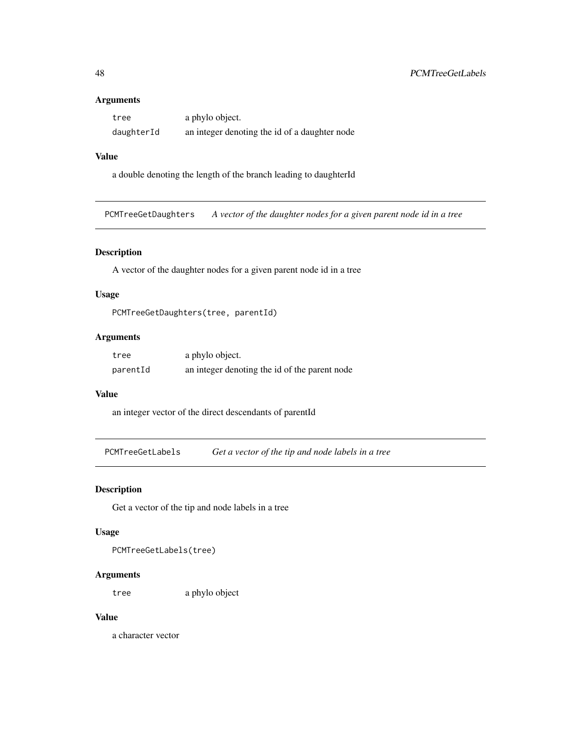### Arguments

| | |
|---|---|
| `tree` | a phylo object. |
| `daughterId` | an integer denoting the id of a daughter node |

### Value

a double denoting the length of the branch leading to daughterId

---

## `PCMTreeGetDaughters` *A vector of the daughter nodes for a given parent node id in a tree*

### Description

A vector of the daughter nodes for a given parent node id in a tree

### Usage

```
PCMTreeGetDaughters(tree, parentId)
```

### Arguments

| | |
|---|---|
| `tree` | a phylo object. |
| `parentId` | an integer denoting the id of the parent node |

### Value

an integer vector of the direct descendants of parentId

---

## `PCMTreeGetLabels` *Get a vector of the tip and node labels in a tree*

### Description

Get a vector of the tip and node labels in a tree

### Usage

```
PCMTreeGetLabels(tree)
```

### Arguments

| | |
|---|---|
| `tree` | a phylo object |

### Value

a character vector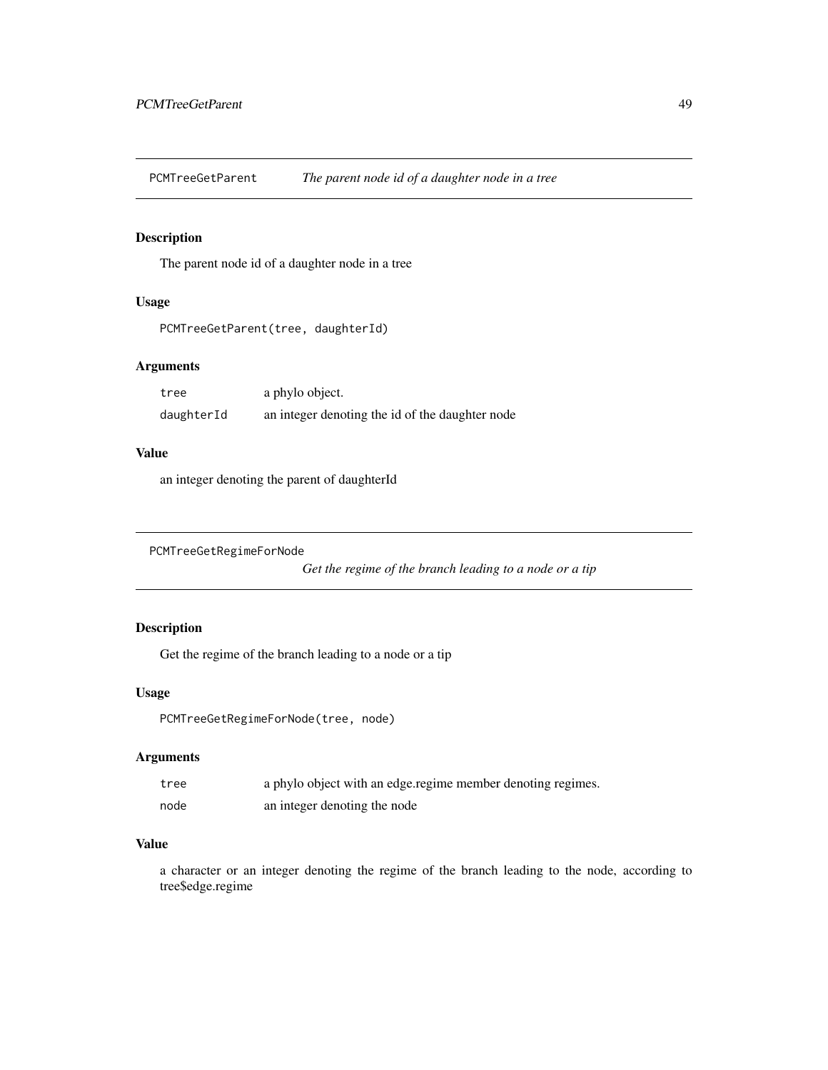## PCMTreeGetParent — *The parent node id of a daughter node in a tree*

### Description

The parent node id of a daughter node in a tree

### Usage

```
PCMTreeGetParent(tree, daughterId)
```

### Arguments

| | |
|---|---|
| `tree` | a phylo object. |
| `daughterId` | an integer denoting the id of the daughter node |

### Value

an integer denoting the parent of daughterId

## PCMTreeGetRegimeForNode — *Get the regime of the branch leading to a node or a tip*

### Description

Get the regime of the branch leading to a node or a tip

### Usage

```
PCMTreeGetRegimeForNode(tree, node)
```

### Arguments

| | |
|---|---|
| `tree` | a phylo object with an edge.regime member denoting regimes. |
| `node` | an integer denoting the node |

### Value

a character or an integer denoting the regime of the branch leading to the node, according to tree$edge.regime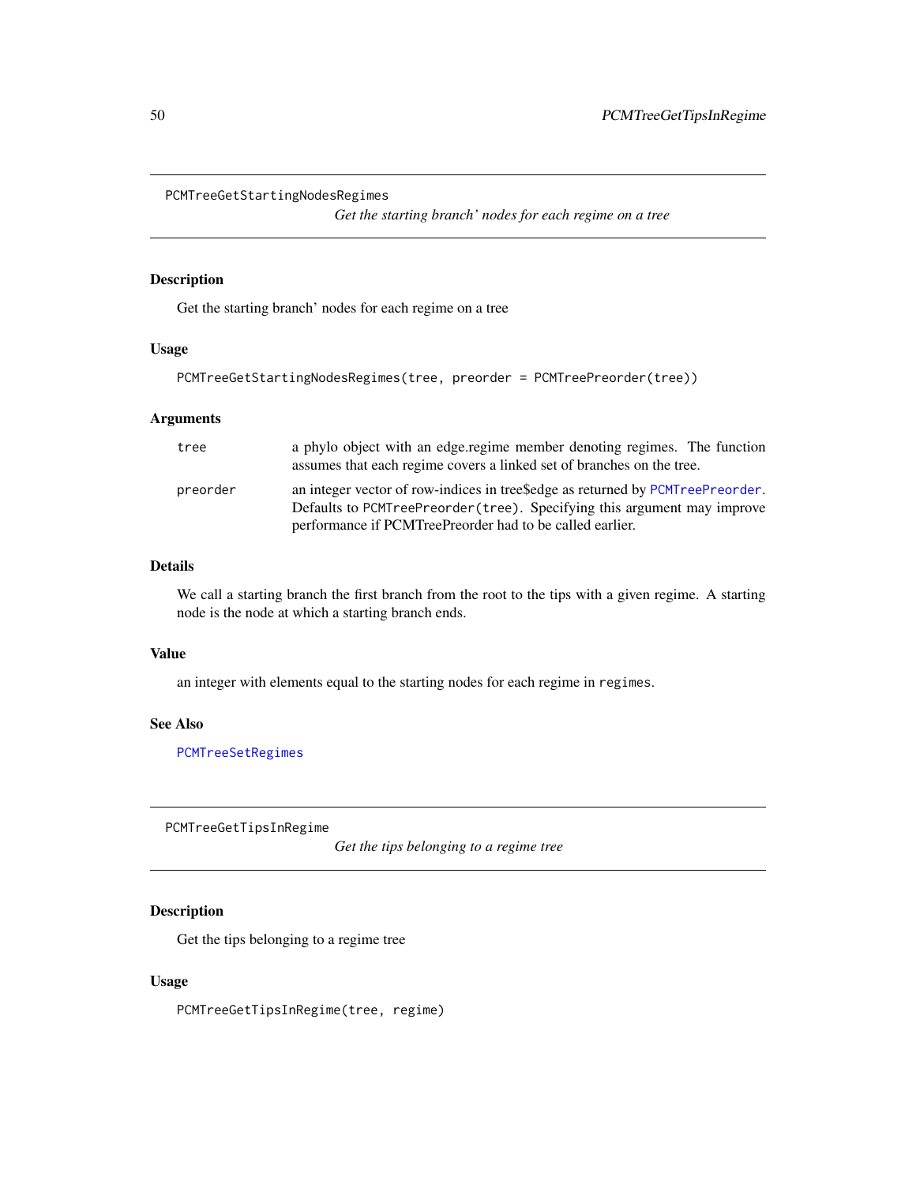## PCMTreeGetStartingNodesRegimes

*Get the starting branch' nodes for each regime on a tree*

### Description

Get the starting branch' nodes for each regime on a tree

### Usage

```
PCMTreeGetStartingNodesRegimes(tree, preorder = PCMTreePreorder(tree))
```

### Arguments

| | |
|---|---|
| tree | a phylo object with an edge.regime member denoting regimes. The function assumes that each regime covers a linked set of branches on the tree. |
| preorder | an integer vector of row-indices in tree$edge as returned by PCMTreePreorder. Defaults to `PCMTreePreorder(tree)`. Specifying this argument may improve performance if PCMTreePreorder had to be called earlier. |

### Details

We call a starting branch the first branch from the root to the tips with a given regime. A starting node is the node at which a starting branch ends.

### Value

an integer with elements equal to the starting nodes for each regime in `regimes`.

### See Also

PCMTreeSetRegimes

## PCMTreeGetTipsInRegime

*Get the tips belonging to a regime tree*

### Description

Get the tips belonging to a regime tree

### Usage

```
PCMTreeGetTipsInRegime(tree, regime)
```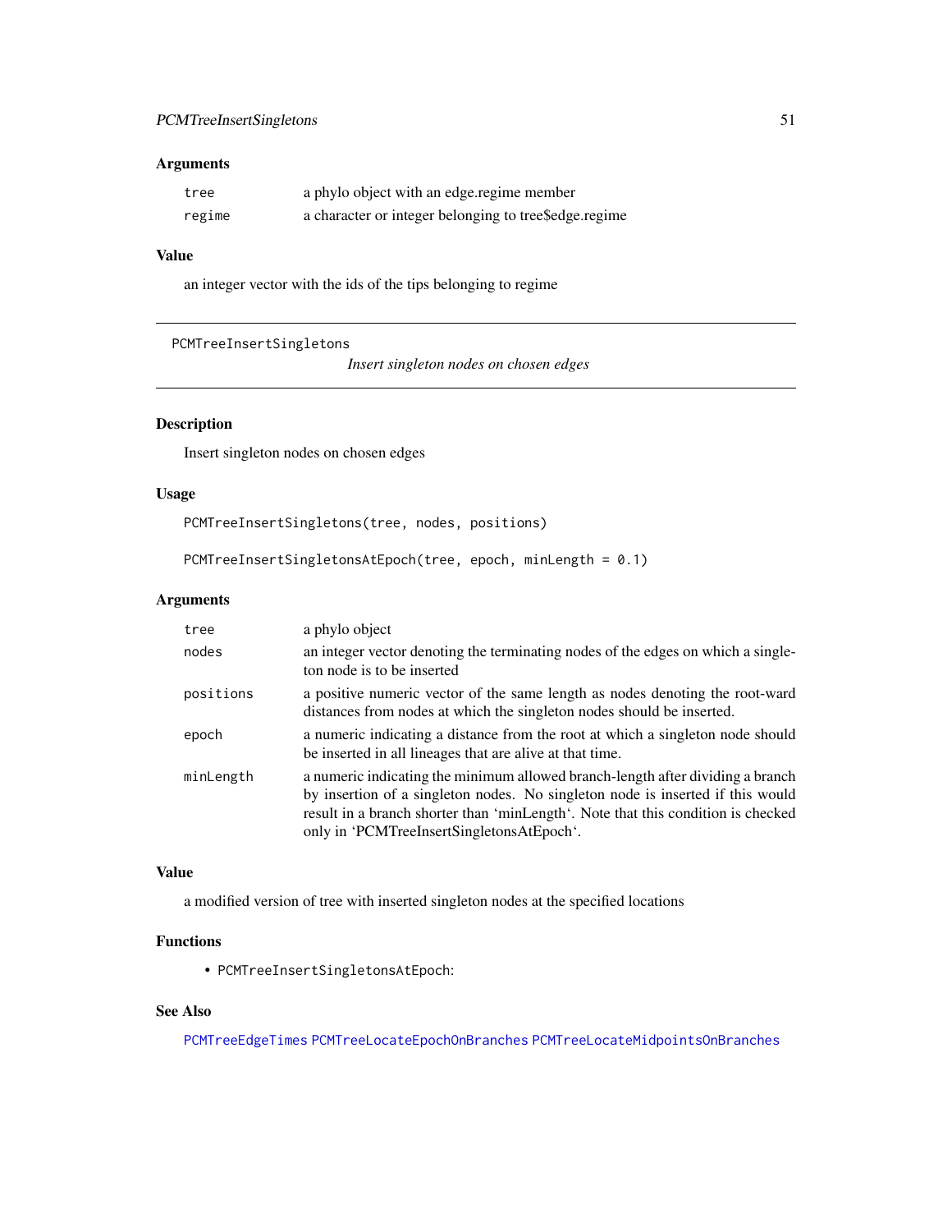## Arguments

| | |
|---|---|
| tree | a phylo object with an edge.regime member |
| regime | a character or integer belonging to tree$edge.regime |

## Value

an integer vector with the ids of the tips belonging to regime

---

PCMTreeInsertSingletons *Insert singleton nodes on chosen edges*

---

## Description

Insert singleton nodes on chosen edges

## Usage

```
PCMTreeInsertSingletons(tree, nodes, positions)

PCMTreeInsertSingletonsAtEpoch(tree, epoch, minLength = 0.1)
```

## Arguments

| | |
|---|---|
| tree | a phylo object |
| nodes | an integer vector denoting the terminating nodes of the edges on which a singleton node is to be inserted |
| positions | a positive numeric vector of the same length as nodes denoting the root-ward distances from nodes at which the singleton nodes should be inserted. |
| epoch | a numeric indicating a distance from the root at which a singleton node should be inserted in all lineages that are alive at that time. |
| minLength | a numeric indicating the minimum allowed branch-length after dividing a branch by insertion of a singleton nodes. No singleton node is inserted if this would result in a branch shorter than 'minLength'. Note that this condition is checked only in 'PCMTreeInsertSingletonsAtEpoch'. |

## Value

a modified version of tree with inserted singleton nodes at the specified locations

## Functions

- PCMTreeInsertSingletonsAtEpoch:

## See Also

PCMTreeEdgeTimes PCMTreeLocateEpochOnBranches PCMTreeLocateMidpointsOnBranches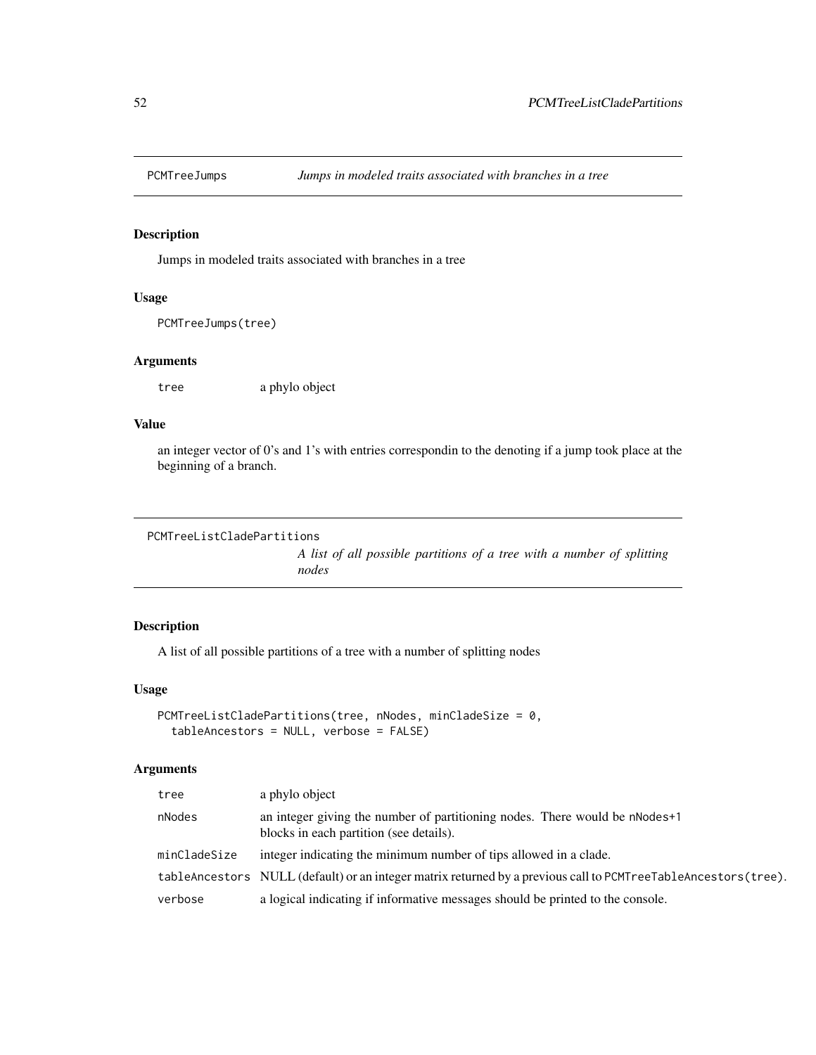## PCMTreeJumps — *Jumps in modeled traits associated with branches in a tree*

### Description

Jumps in modeled traits associated with branches in a tree

### Usage

```
PCMTreeJumps(tree)
```

### Arguments

| | |
|---|---|
| tree | a phylo object |

### Value

an integer vector of 0's and 1's with entries correspondin to the denoting if a jump took place at the beginning of a branch.

## PCMTreeListCladePartitions — *A list of all possible partitions of a tree with a number of splitting nodes*

### Description

A list of all possible partitions of a tree with a number of splitting nodes

### Usage

```
PCMTreeListCladePartitions(tree, nNodes, minCladeSize = 0,
  tableAncestors = NULL, verbose = FALSE)
```

### Arguments

| | |
|---|---|
| tree | a phylo object |
| nNodes | an integer giving the number of partitioning nodes. There would be nNodes+1 blocks in each partition (see details). |
| minCladeSize | integer indicating the minimum number of tips allowed in a clade. |
| tableAncestors | NULL (default) or an integer matrix returned by a previous call to PCMTreeTableAncestors(tree). |
| verbose | a logical indicating if informative messages should be printed to the console. |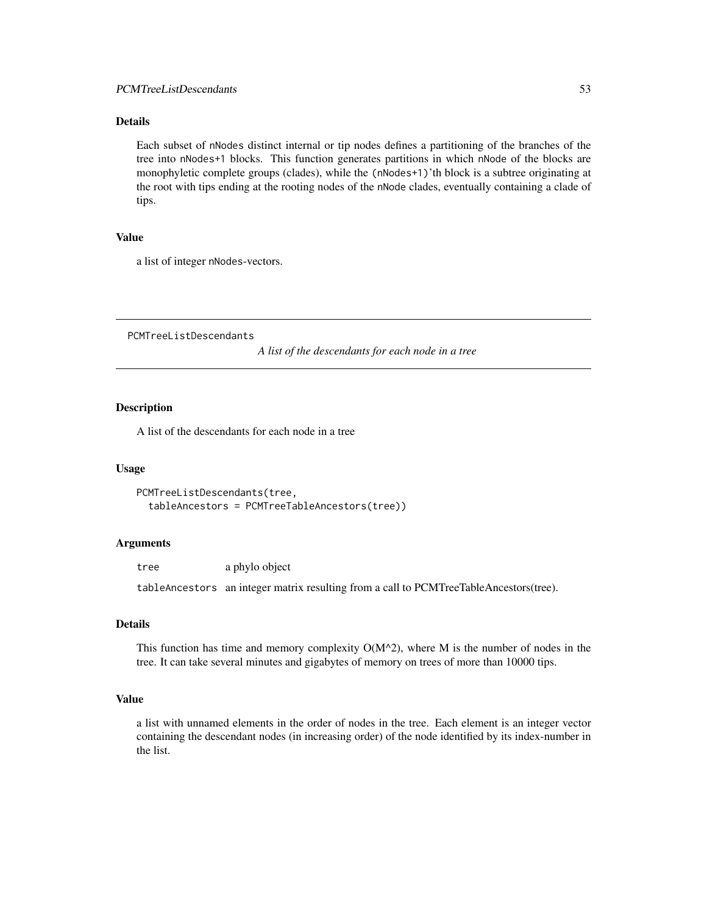### Details

Each subset of `nNodes` distinct internal or tip nodes defines a partitioning of the branches of the tree into `nNodes+1` blocks. This function generates partitions in which `nNode` of the blocks are monophyletic complete groups (clades), while the `(nNodes+1)`'th block is a subtree originating at the root with tips ending at the rooting nodes of the `nNode` clades, eventually containing a clade of tips.

### Value

a list of integer `nNodes`-vectors.

---

## PCMTreeListDescendants

*A list of the descendants for each node in a tree*

### Description

A list of the descendants for each node in a tree

### Usage

```
PCMTreeListDescendants(tree,
  tableAncestors = PCMTreeTableAncestors(tree))
```

### Arguments

| | |
|---|---|
| `tree` | a phylo object |
| `tableAncestors` | an integer matrix resulting from a call to PCMTreeTableAncestors(tree). |

### Details

This function has time and memory complexity O(M^2), where M is the number of nodes in the tree. It can take several minutes and gigabytes of memory on trees of more than 10000 tips.

### Value

a list with unnamed elements in the order of nodes in the tree. Each element is an integer vector containing the descendant nodes (in increasing order) of the node identified by its index-number in the list.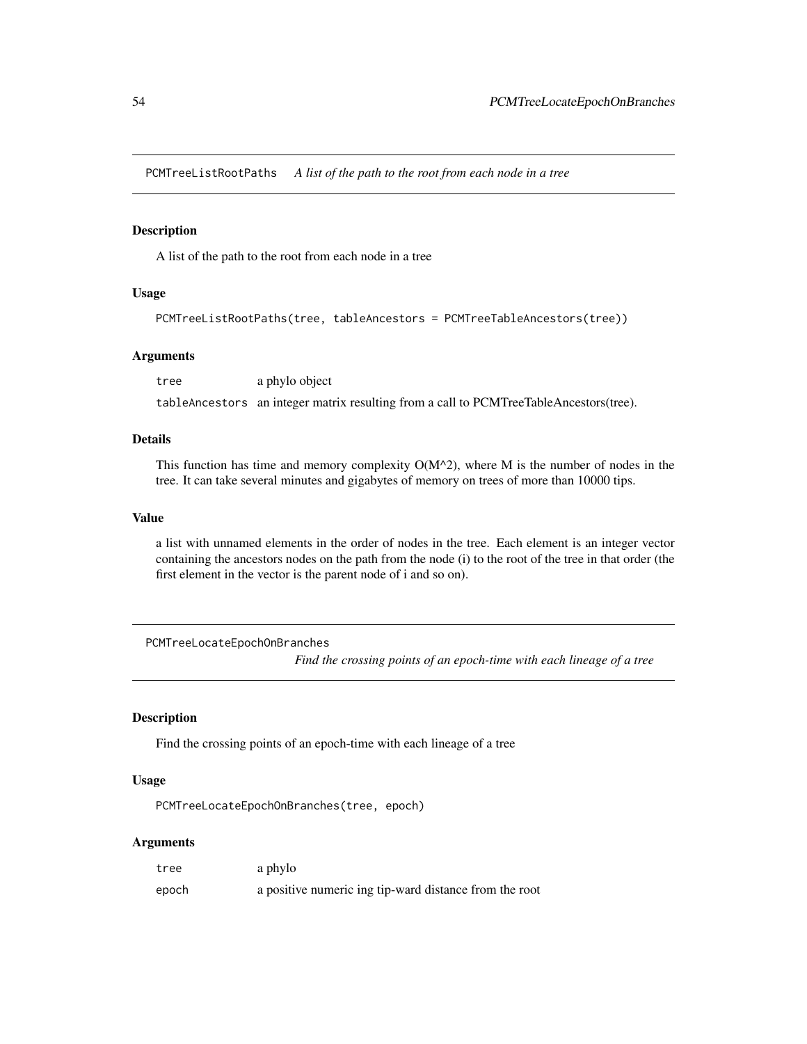## PCMTreeListRootPaths *A list of the path to the root from each node in a tree*

### Description

A list of the path to the root from each node in a tree

### Usage

```
PCMTreeListRootPaths(tree, tableAncestors = PCMTreeTableAncestors(tree))
```

### Arguments

| | |
|---|---|
| tree | a phylo object |
| tableAncestors | an integer matrix resulting from a call to PCMTreeTableAncestors(tree). |

### Details

This function has time and memory complexity O(M^2), where M is the number of nodes in the tree. It can take several minutes and gigabytes of memory on trees of more than 10000 tips.

### Value

a list with unnamed elements in the order of nodes in the tree. Each element is an integer vector containing the ancestors nodes on the path from the node (i) to the root of the tree in that order (the first element in the vector is the parent node of i and so on).

## PCMTreeLocateEpochOnBranches *Find the crossing points of an epoch-time with each lineage of a tree*

### Description

Find the crossing points of an epoch-time with each lineage of a tree

### Usage

```
PCMTreeLocateEpochOnBranches(tree, epoch)
```

### Arguments

| | |
|---|---|
| tree | a phylo |
| epoch | a positive numeric ing tip-ward distance from the root |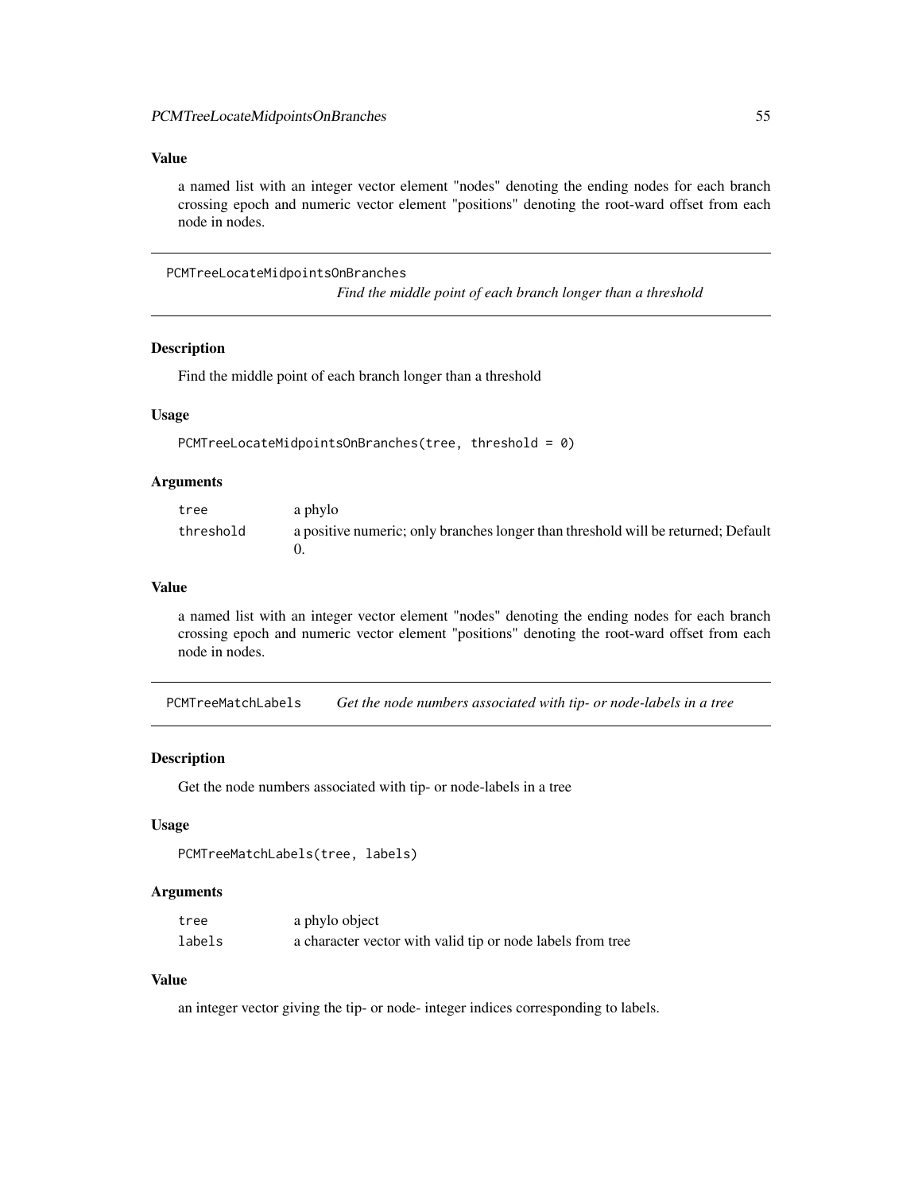### Value

a named list with an integer vector element "nodes" denoting the ending nodes for each branch crossing epoch and numeric vector element "positions" denoting the root-ward offset from each node in nodes.

---

## PCMTreeLocateMidpointsOnBranches — *Find the middle point of each branch longer than a threshold*

### Description

Find the middle point of each branch longer than a threshold

### Usage

```
PCMTreeLocateMidpointsOnBranches(tree, threshold = 0)
```

### Arguments

| | |
|---|---|
| `tree` | a phylo |
| `threshold` | a positive numeric; only branches longer than threshold will be returned; Default 0. |

### Value

a named list with an integer vector element "nodes" denoting the ending nodes for each branch crossing epoch and numeric vector element "positions" denoting the root-ward offset from each node in nodes.

---

## PCMTreeMatchLabels — *Get the node numbers associated with tip- or node-labels in a tree*

### Description

Get the node numbers associated with tip- or node-labels in a tree

### Usage

```
PCMTreeMatchLabels(tree, labels)
```

### Arguments

| | |
|---|---|
| `tree` | a phylo object |
| `labels` | a character vector with valid tip or node labels from tree |

### Value

an integer vector giving the tip- or node- integer indices corresponding to labels.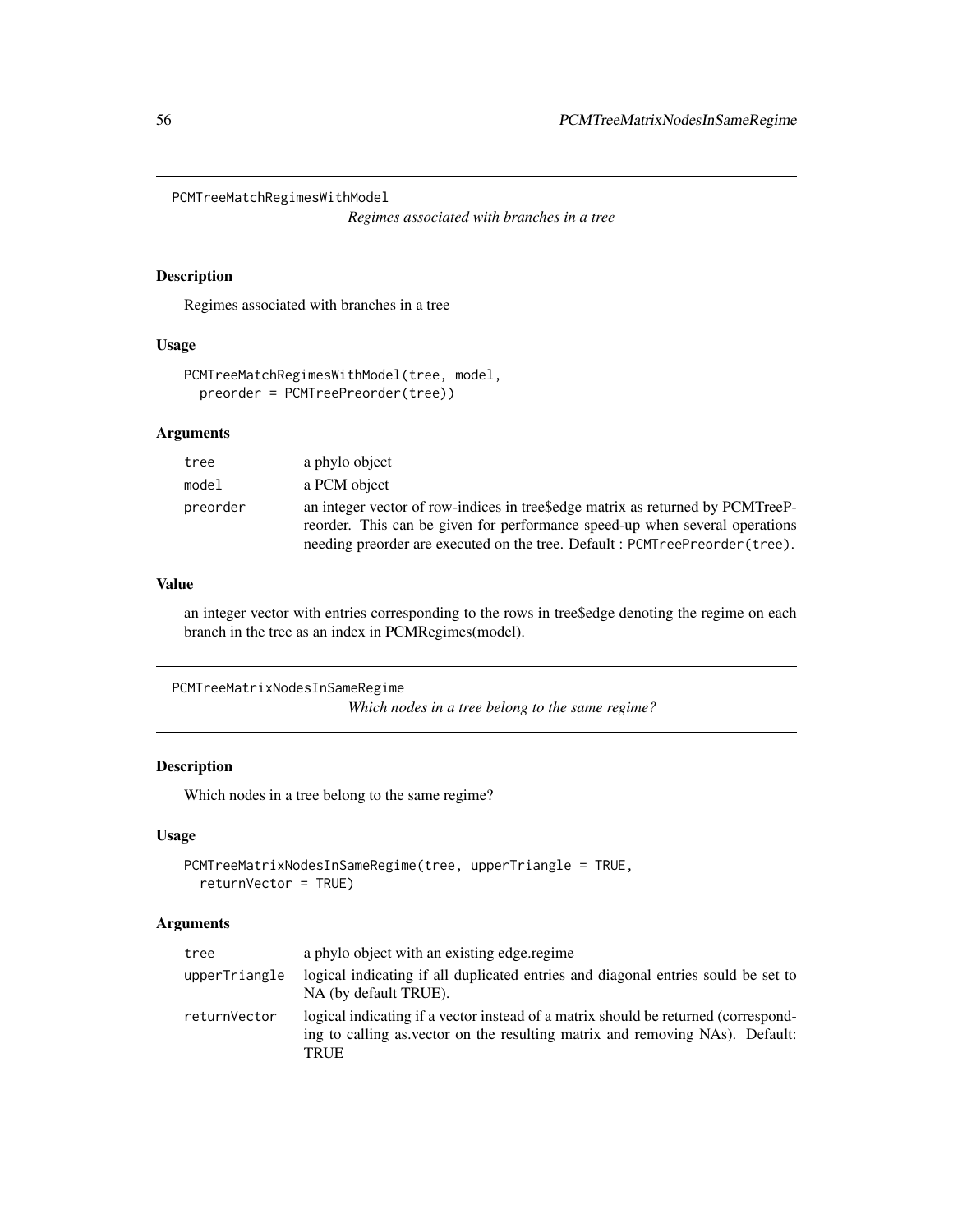## PCMTreeMatchRegimesWithModel

*Regimes associated with branches in a tree*

### Description

Regimes associated with branches in a tree

### Usage

```
PCMTreeMatchRegimesWithModel(tree, model,
  preorder = PCMTreePreorder(tree))
```

### Arguments

| | |
|---|---|
| tree | a phylo object |
| model | a PCM object |
| preorder | an integer vector of row-indices in tree$edge matrix as returned by PCMTreePreorder. This can be given for performance speed-up when several operations needing preorder are executed on the tree. Default : `PCMTreePreorder(tree)`. |

### Value

an integer vector with entries corresponding to the rows in tree$edge denoting the regime on each branch in the tree as an index in PCMRegimes(model).

## PCMTreeMatrixNodesInSameRegime

*Which nodes in a tree belong to the same regime?*

### Description

Which nodes in a tree belong to the same regime?

### Usage

```
PCMTreeMatrixNodesInSameRegime(tree, upperTriangle = TRUE,
  returnVector = TRUE)
```

### Arguments

| | |
|---|---|
| tree | a phylo object with an existing edge.regime |
| upperTriangle | logical indicating if all duplicated entries and diagonal entries sould be set to NA (by default TRUE). |
| returnVector | logical indicating if a vector instead of a matrix should be returned (corresponding to calling as.vector on the resulting matrix and removing NAs). Default: TRUE |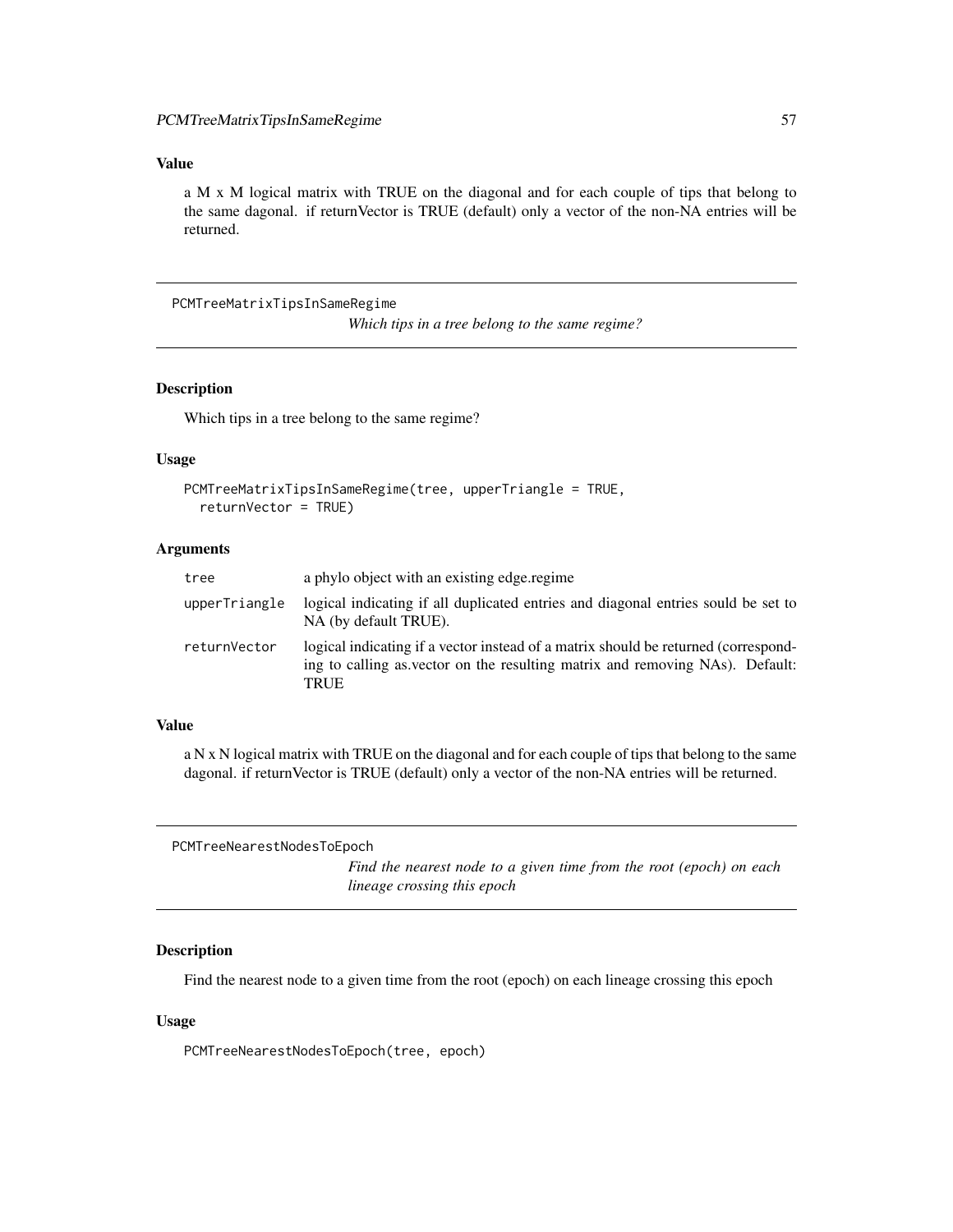## Value

a M x M logical matrix with TRUE on the diagonal and for each couple of tips that belong to the same dagonal. if returnVector is TRUE (default) only a vector of the non-NA entries will be returned.

---

## PCMTreeMatrixTipsInSameRegime

*Which tips in a tree belong to the same regime?*

### Description

Which tips in a tree belong to the same regime?

### Usage

```
PCMTreeMatrixTipsInSameRegime(tree, upperTriangle = TRUE,
  returnVector = TRUE)
```

### Arguments

| | |
|---|---|
| `tree` | a phylo object with an existing edge.regime |
| `upperTriangle` | logical indicating if all duplicated entries and diagonal entries sould be set to NA (by default TRUE). |
| `returnVector` | logical indicating if a vector instead of a matrix should be returned (corresponding to calling as.vector on the resulting matrix and removing NAs). Default: TRUE |

### Value

a N x N logical matrix with TRUE on the diagonal and for each couple of tips that belong to the same dagonal. if returnVector is TRUE (default) only a vector of the non-NA entries will be returned.

---

## PCMTreeNearestNodesToEpoch

*Find the nearest node to a given time from the root (epoch) on each lineage crossing this epoch*

### Description

Find the nearest node to a given time from the root (epoch) on each lineage crossing this epoch

### Usage

```
PCMTreeNearestNodesToEpoch(tree, epoch)
```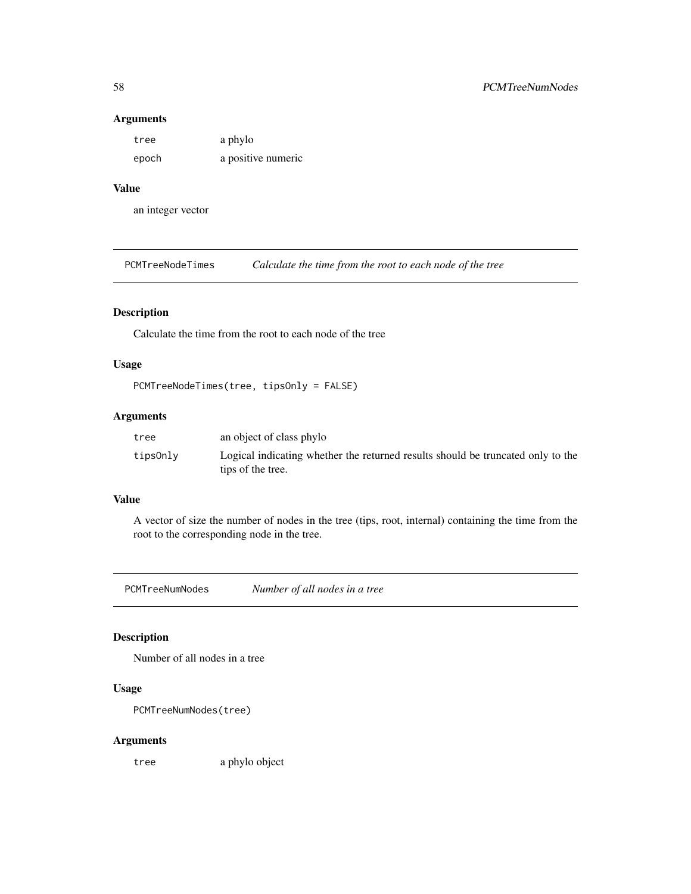### Arguments

| | |
|---|---|
| `tree` | a phylo |
| `epoch` | a positive numeric |

### Value

an integer vector

## PCMTreeNodeTimes *Calculate the time from the root to each node of the tree*

### Description

Calculate the time from the root to each node of the tree

### Usage

```
PCMTreeNodeTimes(tree, tipsOnly = FALSE)
```

### Arguments

| | |
|---|---|
| `tree` | an object of class phylo |
| `tipsOnly` | Logical indicating whether the returned results should be truncated only to the tips of the tree. |

### Value

A vector of size the number of nodes in the tree (tips, root, internal) containing the time from the root to the corresponding node in the tree.

## PCMTreeNumNodes *Number of all nodes in a tree*

### Description

Number of all nodes in a tree

### Usage

```
PCMTreeNumNodes(tree)
```

### Arguments

| | |
|---|---|
| `tree` | a phylo object |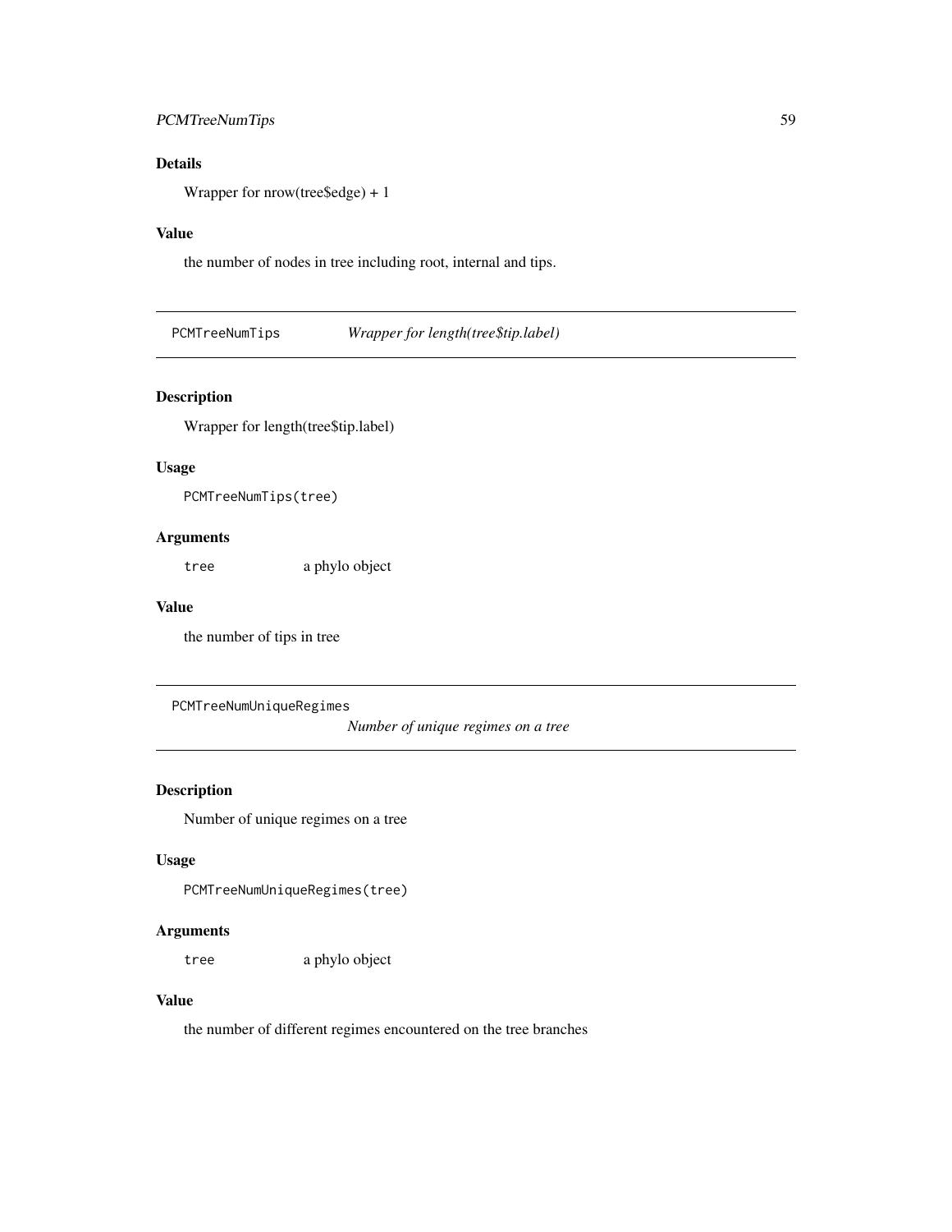## Details

Wrapper for nrow(tree$edge) + 1

## Value

the number of nodes in tree including root, internal and tips.

---

# PCMTreeNumTips — *Wrapper for length(tree$tip.label)*

## Description

Wrapper for length(tree$tip.label)

## Usage

```
PCMTreeNumTips(tree)
```

## Arguments

| | |
|---|---|
| `tree` | a phylo object |

## Value

the number of tips in tree

---

# PCMTreeNumUniqueRegimes — *Number of unique regimes on a tree*

## Description

Number of unique regimes on a tree

## Usage

```
PCMTreeNumUniqueRegimes(tree)
```

## Arguments

| | |
|---|---|
| `tree` | a phylo object |

## Value

the number of different regimes encountered on the tree branches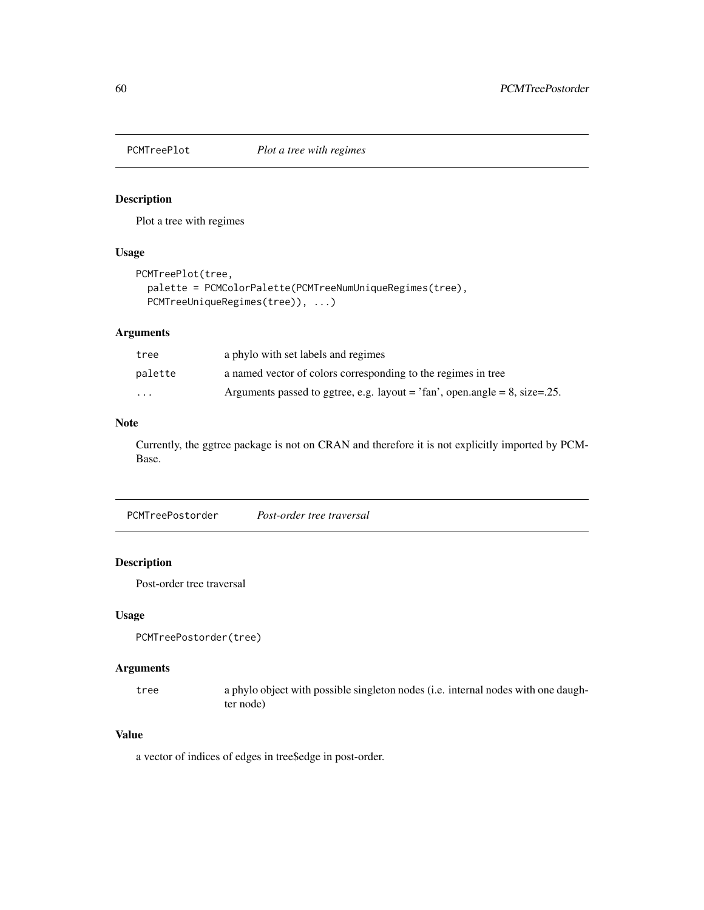## PCMTreePlot — *Plot a tree with regimes*

### Description

Plot a tree with regimes

### Usage

```
PCMTreePlot(tree,
  palette = PCMColorPalette(PCMTreeNumUniqueRegimes(tree),
  PCMTreeUniqueRegimes(tree)), ...)
```

### Arguments

| | |
|---|---|
| tree | a phylo with set labels and regimes |
| palette | a named vector of colors corresponding to the regimes in tree |
| ... | Arguments passed to ggtree, e.g. layout = 'fan', open.angle = 8, size=.25. |

### Note

Currently, the ggtree package is not on CRAN and therefore it is not explicitly imported by PCM-Base.

## PCMTreePostorder — *Post-order tree traversal*

### Description

Post-order tree traversal

### Usage

```
PCMTreePostorder(tree)
```

### Arguments

| | |
|---|---|
| tree | a phylo object with possible singleton nodes (i.e. internal nodes with one daughter node) |

### Value

a vector of indices of edges in tree$edge in post-order.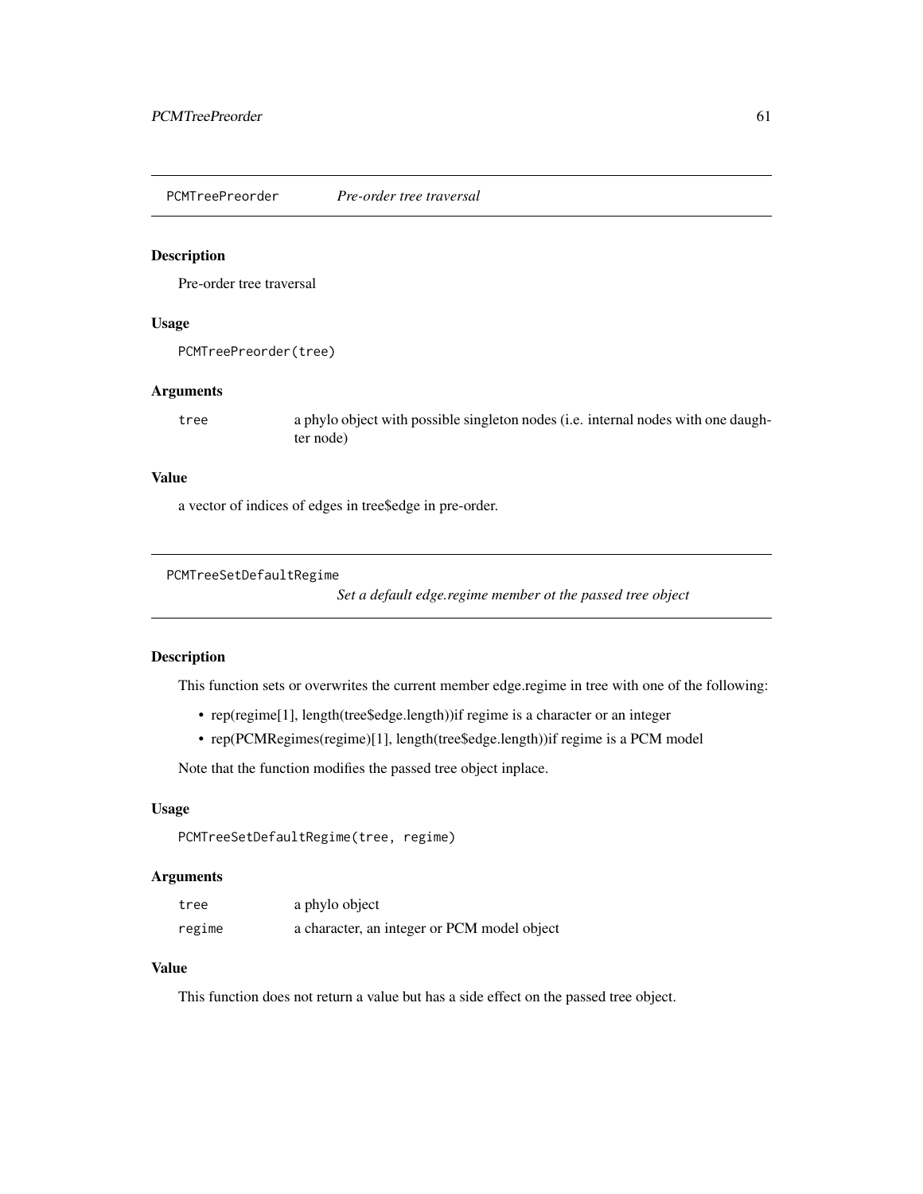## PCMTreePreorder *Pre-order tree traversal*

### Description

Pre-order tree traversal

### Usage

```
PCMTreePreorder(tree)
```

### Arguments

| | |
|---|---|
| tree | a phylo object with possible singleton nodes (i.e. internal nodes with one daughter node) |

### Value

a vector of indices of edges in tree$edge in pre-order.

## PCMTreeSetDefaultRegime *Set a default edge.regime member ot the passed tree object*

### Description

This function sets or overwrites the current member edge.regime in tree with one of the following:

- rep(regime[1], length(tree$edge.length))if regime is a character or an integer
- rep(PCMRegimes(regime)[1], length(tree$edge.length))if regime is a PCM model

Note that the function modifies the passed tree object inplace.

### Usage

```
PCMTreeSetDefaultRegime(tree, regime)
```

### Arguments

| | |
|---|---|
| tree | a phylo object |
| regime | a character, an integer or PCM model object |

### Value

This function does not return a value but has a side effect on the passed tree object.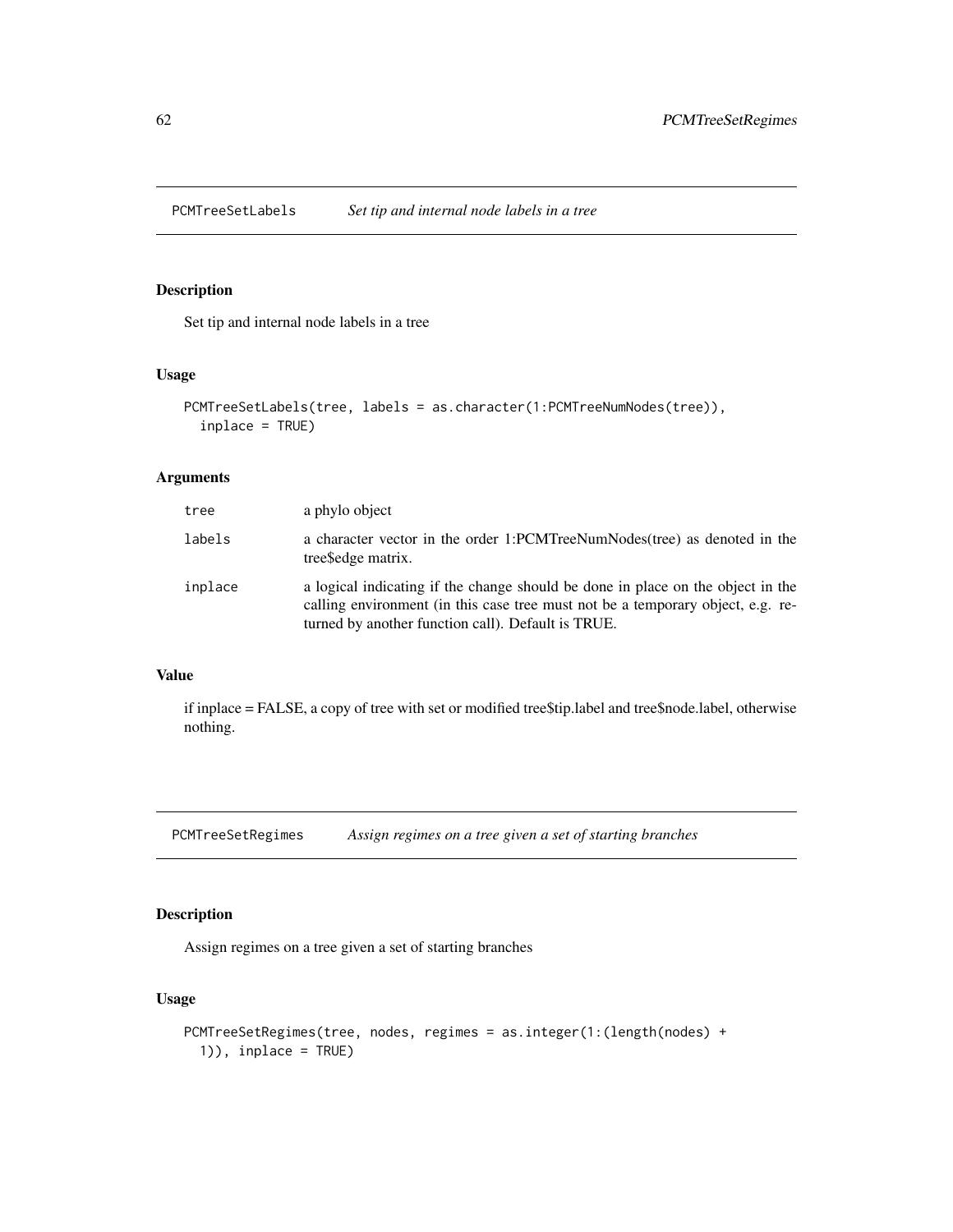## PCMTreeSetLabels *Set tip and internal node labels in a tree*

### Description

Set tip and internal node labels in a tree

### Usage

```
PCMTreeSetLabels(tree, labels = as.character(1:PCMTreeNumNodes(tree)),
  inplace = TRUE)
```

### Arguments

| | |
|---|---|
| tree | a phylo object |
| labels | a character vector in the order 1:PCMTreeNumNodes(tree) as denoted in the tree$edge matrix. |
| inplace | a logical indicating if the change should be done in place on the object in the calling environment (in this case tree must not be a temporary object, e.g. returned by another function call). Default is TRUE. |

### Value

if inplace = FALSE, a copy of tree with set or modified tree$tip.label and tree$node.label, otherwise nothing.

## PCMTreeSetRegimes *Assign regimes on a tree given a set of starting branches*

### Description

Assign regimes on a tree given a set of starting branches

### Usage

```
PCMTreeSetRegimes(tree, nodes, regimes = as.integer(1:(length(nodes) +
  1)), inplace = TRUE)
```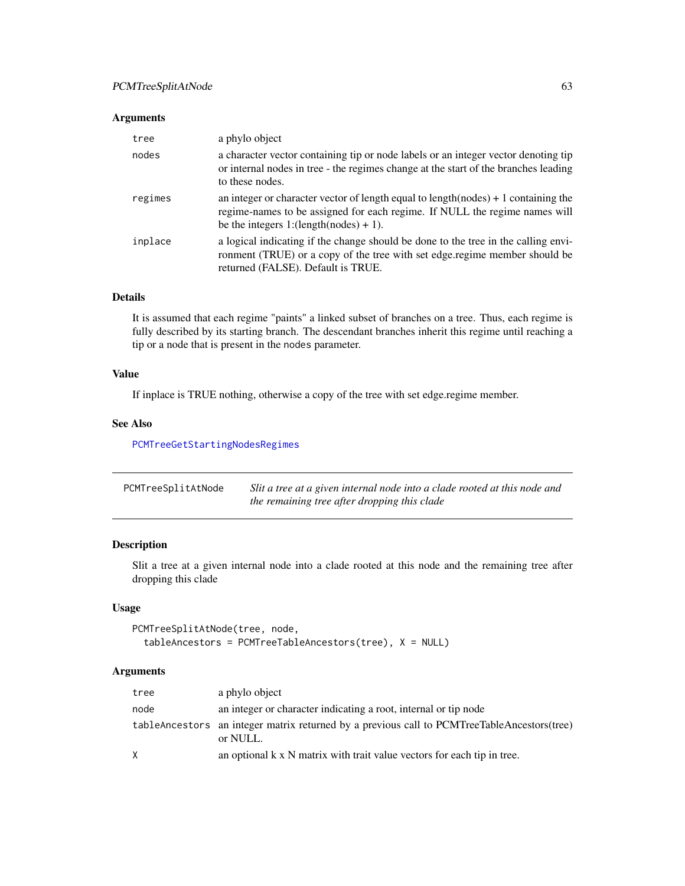### Arguments

| | |
|---|---|
| tree | a phylo object |
| nodes | a character vector containing tip or node labels or an integer vector denoting tip or internal nodes in tree - the regimes change at the start of the branches leading to these nodes. |
| regimes | an integer or character vector of length equal to length(nodes) + 1 containing the regime-names to be assigned for each regime. If NULL the regime names will be the integers 1:(length(nodes) + 1). |
| inplace | a logical indicating if the change should be done to the tree in the calling environment (TRUE) or a copy of the tree with set edge.regime member should be returned (FALSE). Default is TRUE. |

### Details

It is assumed that each regime "paints" a linked subset of branches on a tree. Thus, each regime is fully described by its starting branch. The descendant branches inherit this regime until reaching a tip or a node that is present in the nodes parameter.

### Value

If inplace is TRUE nothing, otherwise a copy of the tree with set edge.regime member.

### See Also

PCMTreeGetStartingNodesRegimes

---

## PCMTreeSplitAtNode

*Slit a tree at a given internal node into a clade rooted at this node and the remaining tree after dropping this clade*

---

### Description

Slit a tree at a given internal node into a clade rooted at this node and the remaining tree after dropping this clade

### Usage

```
PCMTreeSplitAtNode(tree, node,
  tableAncestors = PCMTreeTableAncestors(tree), X = NULL)
```

### Arguments

| | |
|---|---|
| tree | a phylo object |
| node | an integer or character indicating a root, internal or tip node |
| tableAncestors | an integer matrix returned by a previous call to PCMTreeTableAncestors(tree) or NULL. |
| X | an optional k x N matrix with trait value vectors for each tip in tree. |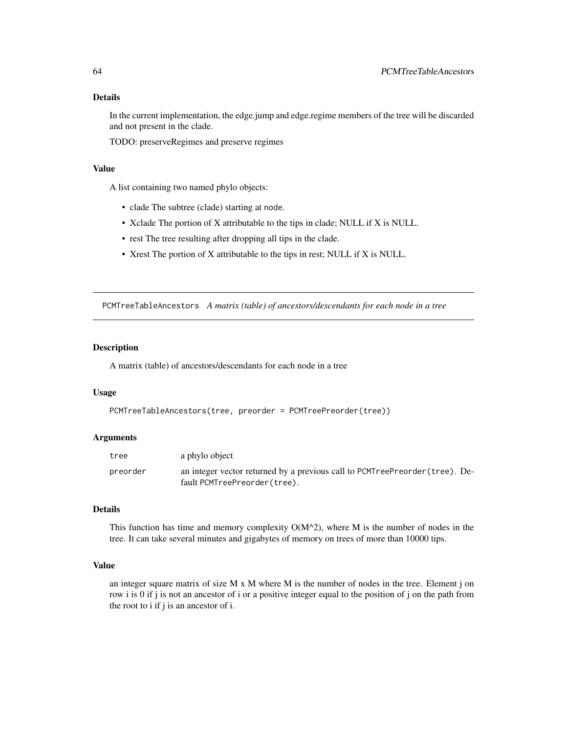### Details

In the current implementation, the edge.jump and edge.regime members of the tree will be discarded and not present in the clade.

TODO: preserveRegimes and preserve regimes

### Value

A list containing two named phylo objects:

- clade The subtree (clade) starting at `node`.
- Xclade The portion of X attributable to the tips in clade; NULL if X is NULL.
- rest The tree resulting after dropping all tips in the clade.
- Xrest The portion of X attributable to the tips in rest; NULL if X is NULL.

---

## PCMTreeTableAncestors *A matrix (table) of ancestors/descendants for each node in a tree*

### Description

A matrix (table) of ancestors/descendants for each node in a tree

### Usage

```
PCMTreeTableAncestors(tree, preorder = PCMTreePreorder(tree))
```

### Arguments

| | |
|---|---|
| `tree` | a phylo object |
| `preorder` | an integer vector returned by a previous call to `PCMTreePreorder(tree)`. Default `PCMTreePreorder(tree)`. |

### Details

This function has time and memory complexity O(M^2), where M is the number of nodes in the tree. It can take several minutes and gigabytes of memory on trees of more than 10000 tips.

### Value

an integer square matrix of size M x M where M is the number of nodes in the tree. Element j on row i is 0 if j is not an ancestor of i or a positive integer equal to the position of j on the path from the root to i if j is an ancestor of i.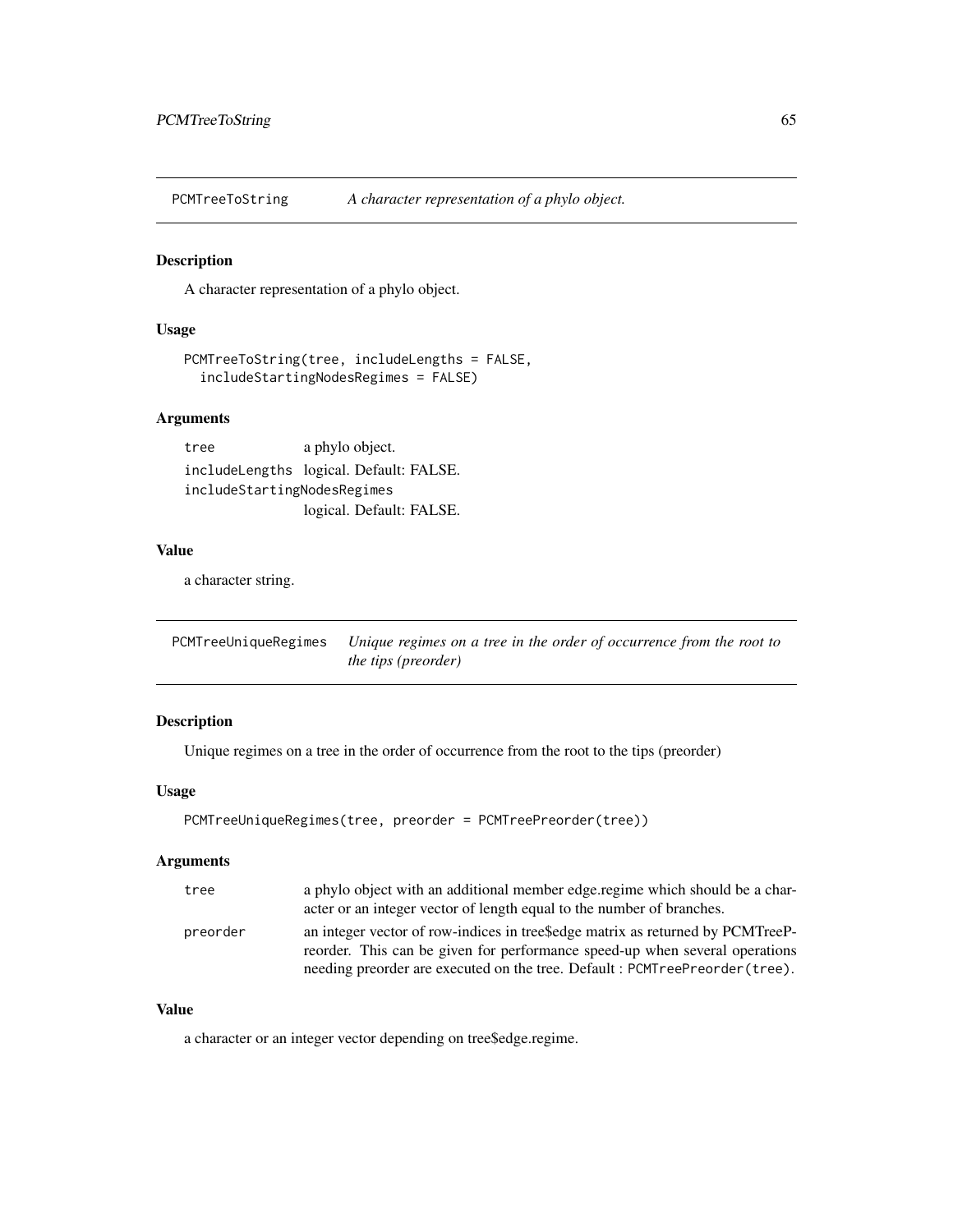## PCMTreeToString — *A character representation of a phylo object.*

### Description

A character representation of a phylo object.

### Usage

```
PCMTreeToString(tree, includeLengths = FALSE,
  includeStartingNodesRegimes = FALSE)
```

### Arguments

| | |
|---|---|
| `tree` | a phylo object. |
| `includeLengths` | logical. Default: FALSE. |
| `includeStartingNodesRegimes` | logical. Default: FALSE. |

### Value

a character string.

## PCMTreeUniqueRegimes — *Unique regimes on a tree in the order of occurrence from the root to the tips (preorder)*

### Description

Unique regimes on a tree in the order of occurrence from the root to the tips (preorder)

### Usage

```
PCMTreeUniqueRegimes(tree, preorder = PCMTreePreorder(tree))
```

### Arguments

| | |
|---|---|
| `tree` | a phylo object with an additional member edge.regime which should be a character or an integer vector of length equal to the number of branches. |
| `preorder` | an integer vector of row-indices in tree$edge matrix as returned by PCMTreePreorder. This can be given for performance speed-up when several operations needing preorder are executed on the tree. Default : `PCMTreePreorder(tree)`. |

### Value

a character or an integer vector depending on tree$edge.regime.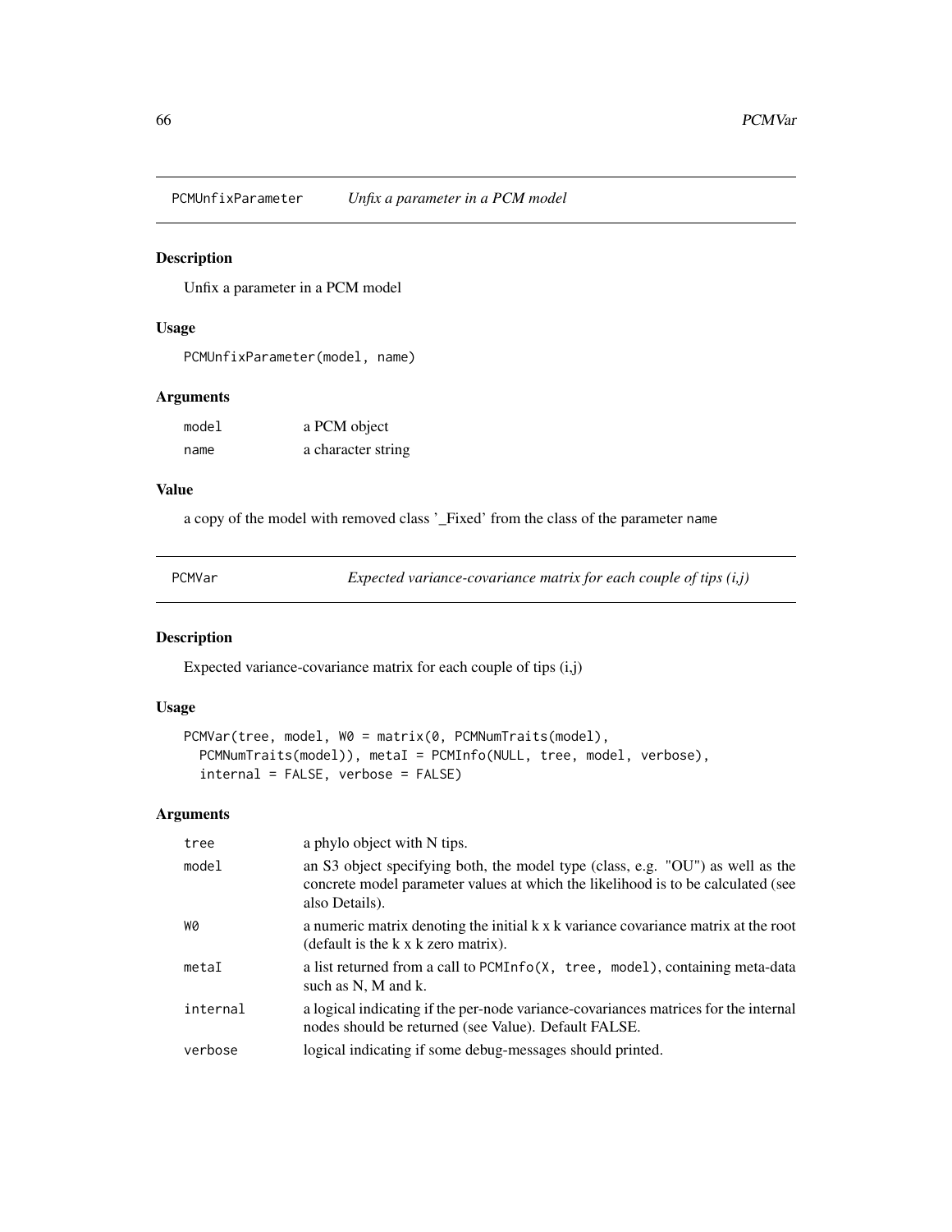## PCMUnfixParameter *Unfix a parameter in a PCM model*

### Description

Unfix a parameter in a PCM model

### Usage

```
PCMUnfixParameter(model, name)
```

### Arguments

| | |
|---|---|
| model | a PCM object |
| name | a character string |

### Value

a copy of the model with removed class '_Fixed' from the class of the parameter name

## PCMVar *Expected variance-covariance matrix for each couple of tips (i,j)*

### Description

Expected variance-covariance matrix for each couple of tips (i,j)

### Usage

```
PCMVar(tree, model, W0 = matrix(0, PCMNumTraits(model),
  PCMNumTraits(model)), metaI = PCMInfo(NULL, tree, model, verbose),
  internal = FALSE, verbose = FALSE)
```

### Arguments

| | |
|---|---|
| tree | a phylo object with N tips. |
| model | an S3 object specifying both, the model type (class, e.g. "OU") as well as the concrete model parameter values at which the likelihood is to be calculated (see also Details). |
| W0 | a numeric matrix denoting the initial k x k variance covariance matrix at the root (default is the k x k zero matrix). |
| metaI | a list returned from a call to `PCMInfo(X, tree, model)`, containing meta-data such as N, M and k. |
| internal | a logical indicating if the per-node variance-covariances matrices for the internal nodes should be returned (see Value). Default FALSE. |
| verbose | logical indicating if some debug-messages should printed. |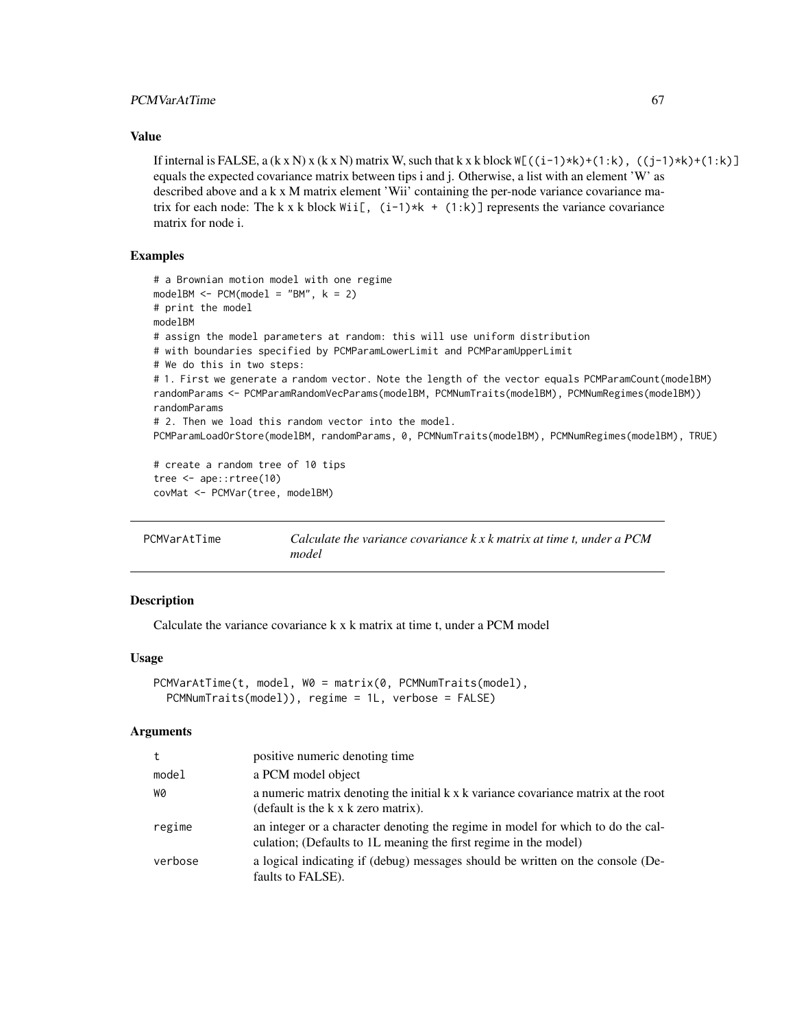### Value

If internal is FALSE, a (k x N) x (k x N) matrix W, such that k x k block `W[((i-1)*k)+(1:k), ((j-1)*k)+(1:k)]` equals the expected covariance matrix between tips i and j. Otherwise, a list with an element 'W' as described above and a k x M matrix element 'Wii' containing the per-node variance covariance matrix for each node: The k x k block `Wii[, (i-1)*k + (1:k)]` represents the variance covariance matrix for node i.

### Examples

```
# a Brownian motion model with one regime
modelBM <- PCM(model = "BM", k = 2)
# print the model
modelBM
# assign the model parameters at random: this will use uniform distribution
# with boundaries specified by PCMParamLowerLimit and PCMParamUpperLimit
# We do this in two steps:
# 1. First we generate a random vector. Note the length of the vector equals PCMParamCount(modelBM)
randomParams <- PCMParamRandomVecParams(modelBM, PCMNumTraits(modelBM), PCMNumRegimes(modelBM))
randomParams
# 2. Then we load this random vector into the model.
PCMParamLoadOrStore(modelBM, randomParams, 0, PCMNumTraits(modelBM), PCMNumRegimes(modelBM), TRUE)

# create a random tree of 10 tips
tree <- ape::rtree(10)
covMat <- PCMVar(tree, modelBM)
```

---

## PCMVarAtTime — *Calculate the variance covariance k x k matrix at time t, under a PCM model*

### Description

Calculate the variance covariance k x k matrix at time t, under a PCM model

### Usage

```
PCMVarAtTime(t, model, W0 = matrix(0, PCMNumTraits(model),
  PCMNumTraits(model)), regime = 1L, verbose = FALSE)
```

### Arguments

| | |
|---|---|
| t | positive numeric denoting time |
| model | a PCM model object |
| W0 | a numeric matrix denoting the initial k x k variance covariance matrix at the root (default is the k x k zero matrix). |
| regime | an integer or a character denoting the regime in model for which to do the calculation; (Defaults to 1L meaning the first regime in the model) |
| verbose | a logical indicating if (debug) messages should be written on the console (Defaults to FALSE). |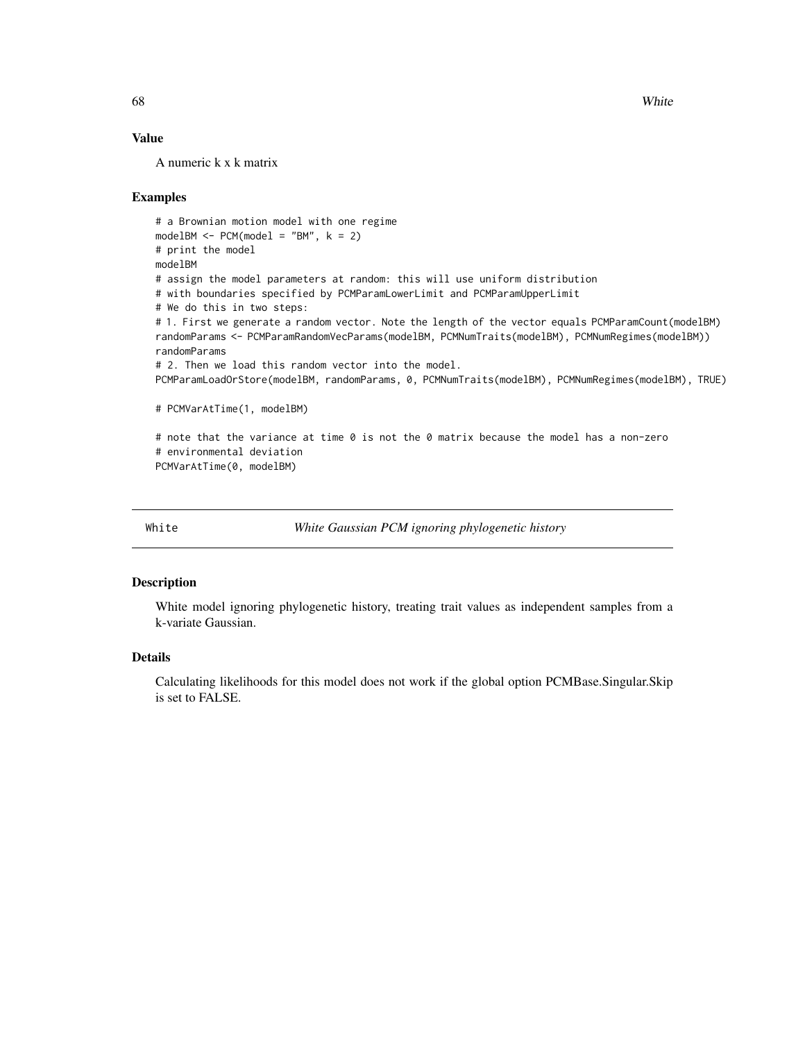### Value

A numeric k x k matrix

### Examples

```
# a Brownian motion model with one regime
modelBM <- PCM(model = "BM", k = 2)
# print the model
modelBM
# assign the model parameters at random: this will use uniform distribution
# with boundaries specified by PCMParamLowerLimit and PCMParamUpperLimit
# We do this in two steps:
# 1. First we generate a random vector. Note the length of the vector equals PCMParamCount(modelBM)
randomParams <- PCMParamRandomVecParams(modelBM, PCMNumTraits(modelBM), PCMNumRegimes(modelBM))
randomParams
# 2. Then we load this random vector into the model.
PCMParamLoadOrStore(modelBM, randomParams, 0, PCMNumTraits(modelBM), PCMNumRegimes(modelBM), TRUE)

# PCMVarAtTime(1, modelBM)

# note that the variance at time 0 is not the 0 matrix because the model has a non-zero
# environmental deviation
PCMVarAtTime(0, modelBM)
```

---

## White — *White Gaussian PCM ignoring phylogenetic history*

### Description

White model ignoring phylogenetic history, treating trait values as independent samples from a k-variate Gaussian.

### Details

Calculating likelihoods for this model does not work if the global option PCMBase.Singular.Skip is set to FALSE.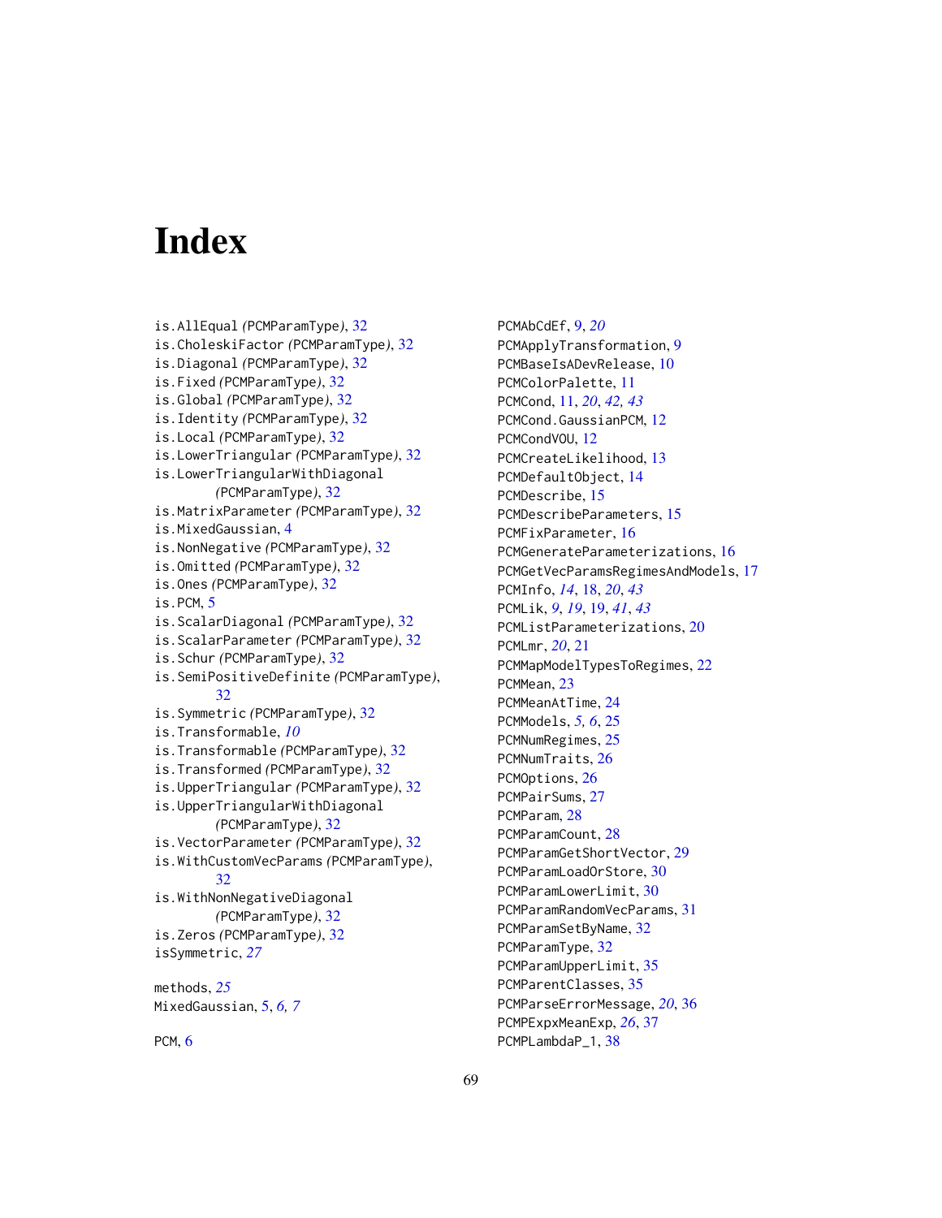# Index

is.AllEqual *(PCMParamType)*, 32
is.CholeskiFactor *(PCMParamType)*, 32
is.Diagonal *(PCMParamType)*, 32
is.Fixed *(PCMParamType)*, 32
is.Global *(PCMParamType)*, 32
is.Identity *(PCMParamType)*, 32
is.Local *(PCMParamType)*, 32
is.LowerTriangular *(PCMParamType)*, 32
is.LowerTriangularWithDiagonal *(PCMParamType)*, 32
is.MatrixParameter *(PCMParamType)*, 32
is.MixedGaussian, 4
is.NonNegative *(PCMParamType)*, 32
is.Omitted *(PCMParamType)*, 32
is.Ones *(PCMParamType)*, 32
is.PCM, 5
is.ScalarDiagonal *(PCMParamType)*, 32
is.ScalarParameter *(PCMParamType)*, 32
is.Schur *(PCMParamType)*, 32
is.SemiPositiveDefinite *(PCMParamType)*, 32
is.Symmetric *(PCMParamType)*, 32
is.Transformable, *10*
is.Transformable *(PCMParamType)*, 32
is.Transformed *(PCMParamType)*, 32
is.UpperTriangular *(PCMParamType)*, 32
is.UpperTriangularWithDiagonal *(PCMParamType)*, 32
is.VectorParameter *(PCMParamType)*, 32
is.WithCustomVecParams *(PCMParamType)*, 32
is.WithNonNegativeDiagonal *(PCMParamType)*, 32
is.Zeros *(PCMParamType)*, 32
isSymmetric, *27*

methods, *25*
MixedGaussian, 5, *6, 7*

PCM, 6
PCMAbCdEf, 9, *20*
PCMApplyTransformation, 9
PCMBaseIsADevRelease, 10
PCMColorPalette, 11
PCMCond, 11, *20*, *42, 43*
PCMCond.GaussianPCM, 12
PCMCondVOU, 12
PCMCreateLikelihood, 13
PCMDefaultObject, 14
PCMDescribe, 15
PCMDescribeParameters, 15
PCMFixParameter, 16
PCMGenerateParameterizations, 16
PCMGetVecParamsRegimesAndModels, 17
PCMInfo, *14*, 18, *20*, *43*
PCMLik, *9*, *19*, 19, *41*, *43*
PCMListParameterizations, 20
PCMLmr, *20*, 21
PCMMapModelTypesToRegimes, 22
PCMMean, 23
PCMMeanAtTime, 24
PCMModels, *5, 6*, 25
PCMNumRegimes, 25
PCMNumTraits, 26
PCMOptions, 26
PCMPairSums, 27
PCMParam, 28
PCMParamCount, 28
PCMParamGetShortVector, 29
PCMParamLoadOrStore, 30
PCMParamLowerLimit, 30
PCMParamRandomVecParams, 31
PCMParamSetByName, 32
PCMParamType, 32
PCMParamUpperLimit, 35
PCMParentClasses, 35
PCMParseErrorMessage, *20*, 36
PCMPExpxMeanExp, *26*, 37
PCMPLambdaP_1, 38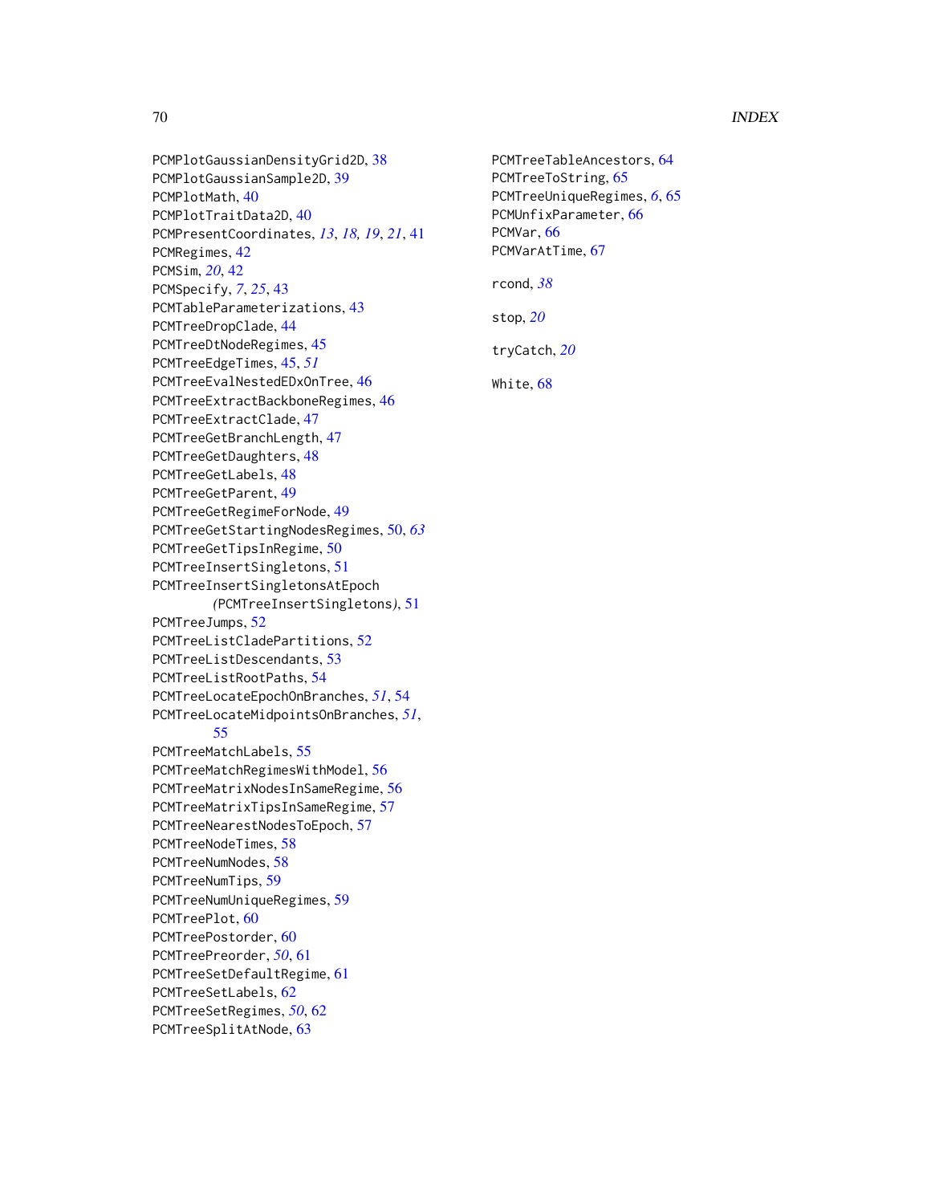PCMPlotGaussianDensityGrid2D, 38
PCMPlotGaussianSample2D, 39
PCMPlotMath, 40
PCMPlotTraitData2D, 40
PCMPresentCoordinates, *13*, *18, 19*, *21*, 41
PCMRegimes, 42
PCMSim, *20*, 42
PCMSpecify, *7*, *25*, 43
PCMTableParameterizations, 43
PCMTreeDropClade, 44
PCMTreeDtNodeRegimes, 45
PCMTreeEdgeTimes, 45, *51*
PCMTreeEvalNestedEDxOnTree, 46
PCMTreeExtractBackboneRegimes, 46
PCMTreeExtractClade, 47
PCMTreeGetBranchLength, 47
PCMTreeGetDaughters, 48
PCMTreeGetLabels, 48
PCMTreeGetParent, 49
PCMTreeGetRegimeForNode, 49
PCMTreeGetStartingNodesRegimes, 50, *63*
PCMTreeGetTipsInRegime, 50
PCMTreeInsertSingletons, 51
PCMTreeInsertSingletonsAtEpoch
    *(*PCMTreeInsertSingletons*)*, 51
PCMTreeJumps, 52
PCMTreeListCladePartitions, 52
PCMTreeListDescendants, 53
PCMTreeListRootPaths, 54
PCMTreeLocateEpochOnBranches, *51*, 54
PCMTreeLocateMidpointsOnBranches, *51*,
    55
PCMTreeMatchLabels, 55
PCMTreeMatchRegimesWithModel, 56
PCMTreeMatrixNodesInSameRegime, 56
PCMTreeMatrixTipsInSameRegime, 57
PCMTreeNearestNodesToEpoch, 57
PCMTreeNodeTimes, 58
PCMTreeNumNodes, 58
PCMTreeNumTips, 59
PCMTreeNumUniqueRegimes, 59
PCMTreePlot, 60
PCMTreePostorder, 60
PCMTreePreorder, *50*, 61
PCMTreeSetDefaultRegime, 61
PCMTreeSetLabels, 62
PCMTreeSetRegimes, *50*, 62
PCMTreeSplitAtNode, 63
PCMTreeTableAncestors, 64
PCMTreeToString, 65
PCMTreeUniqueRegimes, *6*, 65
PCMUnfixParameter, 66
PCMVar, 66
PCMVarAtTime, 67

rcond, *38*

stop, *20*

tryCatch, *20*

White, 68